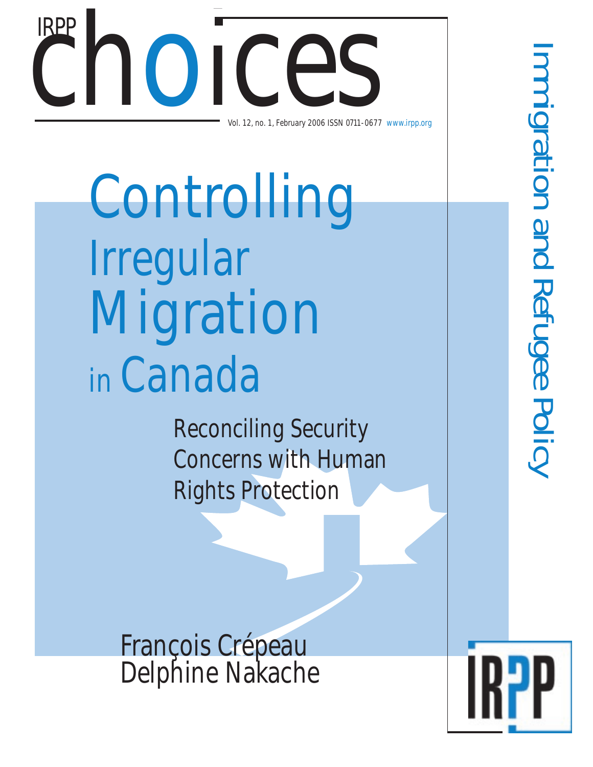IRPP

# choices

Vol. 12, no. 1, February 2006 ISSN 0711-0677 www.irpp.org

Immigration and Refugee Policy

# Controlling Irregular Migration in Canada

## Reconciling Security Concerns with Human Rights Protection

François Crépeau
Delphine Nakache

IRPP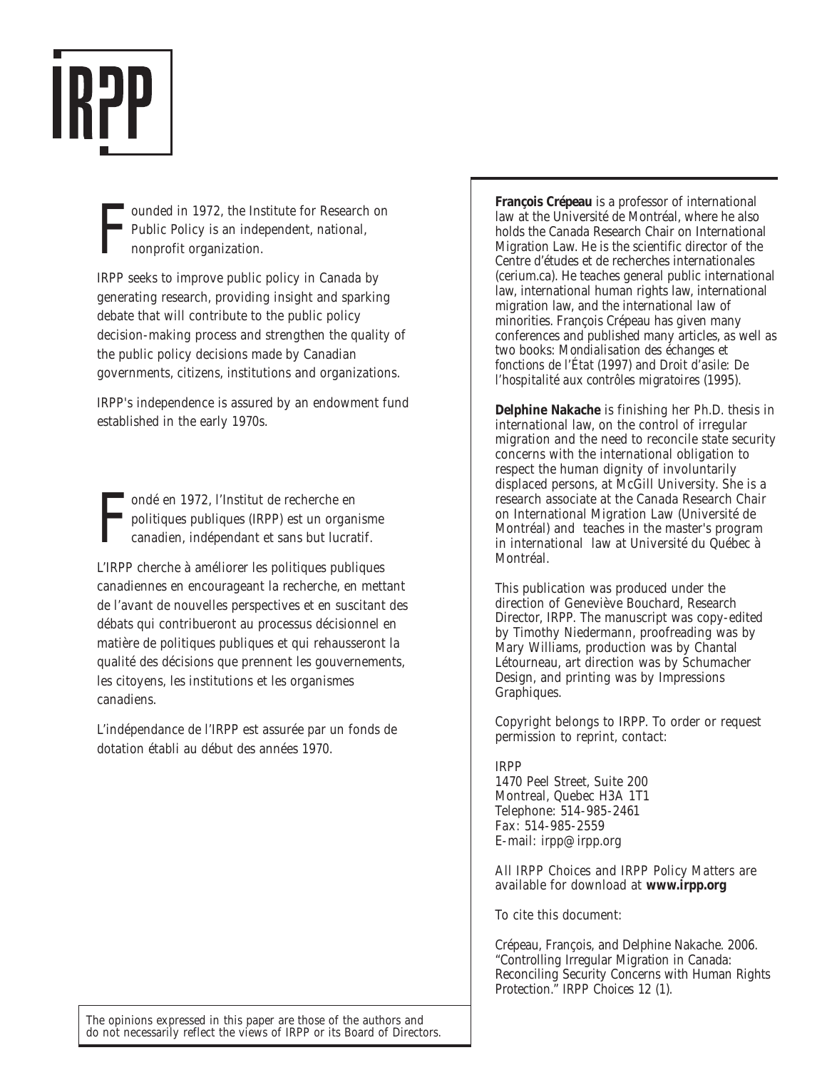IRPP

Founded in 1972, the Institute for Research on Public Policy is an independent, national, nonprofit organization.

IRPP seeks to improve public policy in Canada by generating research, providing insight and sparking debate that will contribute to the public policy decision-making process and strengthen the quality of the public policy decisions made by Canadian governments, citizens, institutions and organizations.

IRPP's independence is assured by an endowment fund established in the early 1970s.

Fondé en 1972, l'Institut de recherche en politiques publiques (IRPP) est un organisme canadien, indépendant et sans but lucratif.

L'IRPP cherche à améliorer les politiques publiques canadiennes en encourageant la recherche, en mettant de l'avant de nouvelles perspectives et en suscitant des débats qui contribueront au processus décisionnel en matière de politiques publiques et qui rehausseront la qualité des décisions que prennent les gouvernements, les citoyens, les institutions et les organismes canadiens.

L'indépendance de l'IRPP est assurée par un fonds de dotation établi au début des années 1970.

The opinions expressed in this paper are those of the authors and do not necessarily reflect the views of IRPP or its Board of Directors.

**François Crépeau** is a professor of international law at the Université de Montréal, where he also holds the Canada Research Chair on International Migration Law. He is the scientific director of the Centre d'études et de recherches internationales (cerium.ca). He teaches general public international law, international human rights law, international migration law, and the international law of minorities. François Crépeau has given many conferences and published many articles, as well as two books: *Mondialisation des échanges et fonctions de l'État* (1997) and *Droit d'asile: De l'hospitalité aux contrôles migratoires* (1995).

**Delphine Nakache** is finishing her Ph.D. thesis in international law, on the control of irregular migration and the need to reconcile state security concerns with the international obligation to respect the human dignity of involuntarily displaced persons, at McGill University. She is a research associate at the Canada Research Chair on International Migration Law (Université de Montréal) and teaches in the master's program in international law at Université du Québec à Montréal.

This publication was produced under the direction of Geneviève Bouchard, Research Director, IRPP. The manuscript was copy-edited by Timothy Niedermann, proofreading was by Mary Williams, production was by Chantal Létourneau, art direction was by Schumacher Design, and printing was by Impressions Graphiques.

Copyright belongs to IRPP. To order or request permission to reprint, contact:

IRPP
1470 Peel Street, Suite 200
Montreal, Quebec H3A 1T1
Telephone: 514-985-2461
Fax: 514-985-2559
E-mail: irpp@irpp.org

All *IRPP Choices* and *IRPP Policy Matters* are available for download at **www.irpp.org**

To cite this document:

Crépeau, François, and Delphine Nakache. 2006. "Controlling Irregular Migration in Canada: Reconciling Security Concerns with Human Rights Protection." *IRPP Choices* 12 (1).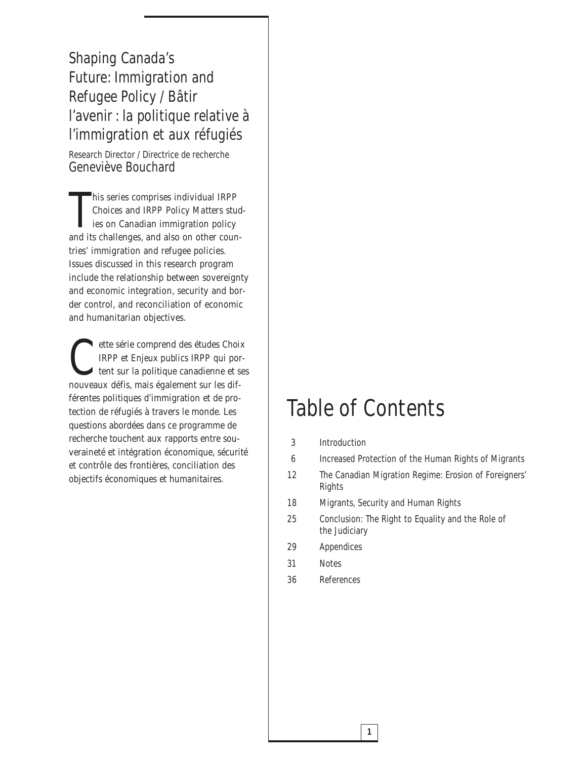## Shaping Canada's Future: Immigration and Refugee Policy / Bâtir l'avenir : la politique relative à l'immigration et aux réfugiés

Research Director / Directrice de recherche
Geneviève Bouchard

This series comprises individual IRPP Choices and IRPP Policy Matters studies on Canadian immigration policy and its challenges, and also on other countries' immigration and refugee policies. Issues discussed in this research program include the relationship between sovereignty and economic integration, security and border control, and reconciliation of economic and humanitarian objectives.

Cette série comprend des études Choix IRPP et Enjeux publics IRPP qui portent sur la politique canadienne et ses nouveaux défis, mais également sur les différentes politiques d'immigration et de protection de réfugiés à travers le monde. Les questions abordées dans ce programme de recherche touchent aux rapports entre souveraineté et intégration économique, sécurité et contrôle des frontières, conciliation des objectifs économiques et humanitaires.

# Table of Contents

| | |
|---|---|
| 3 | Introduction |
| 6 | Increased Protection of the Human Rights of Migrants |
| 12 | The Canadian Migration Regime: Erosion of Foreigners' Rights |
| 18 | Migrants, Security and Human Rights |
| 25 | Conclusion: The Right to Equality and the Role of the Judiciary |
| 29 | Appendices |
| 31 | Notes |
| 36 | References |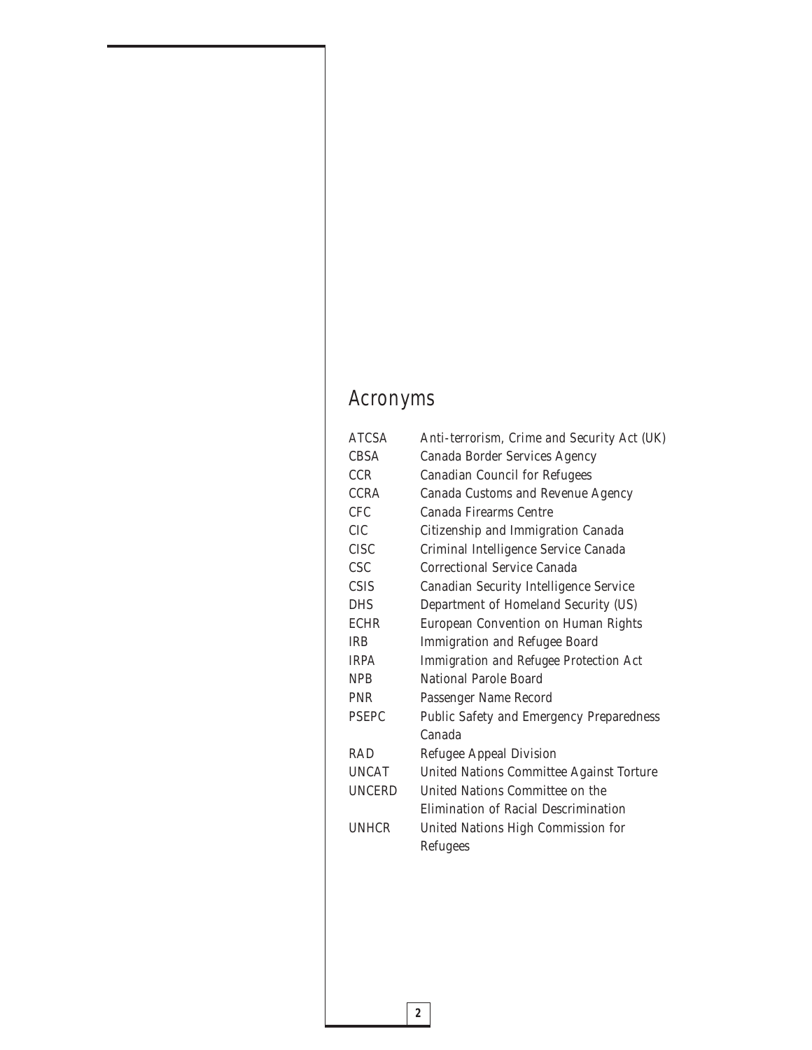## Acronyms

| | |
|---|---|
| ATCSA | *Anti-terrorism, Crime and Security Act* (UK) |
| CBSA | Canada Border Services Agency |
| CCR | Canadian Council for Refugees |
| CCRA | Canada Customs and Revenue Agency |
| CFC | Canada Firearms Centre |
| CIC | Citizenship and Immigration Canada |
| CISC | Criminal Intelligence Service Canada |
| CSC | Correctional Service Canada |
| CSIS | Canadian Security Intelligence Service |
| DHS | Department of Homeland Security (US) |
| ECHR | European Convention on Human Rights |
| IRB | Immigration and Refugee Board |
| IRPA | *Immigration and Refugee Protection Act* |
| NPB | National Parole Board |
| PNR | Passenger Name Record |
| PSEPC | Public Safety and Emergency Preparedness Canada |
| RAD | Refugee Appeal Division |
| UNCAT | United Nations Committee Against Torture |
| UNCERD | United Nations Committee on the Elimination of Racial Descrimination |
| UNHCR | United Nations High Commission for Refugees |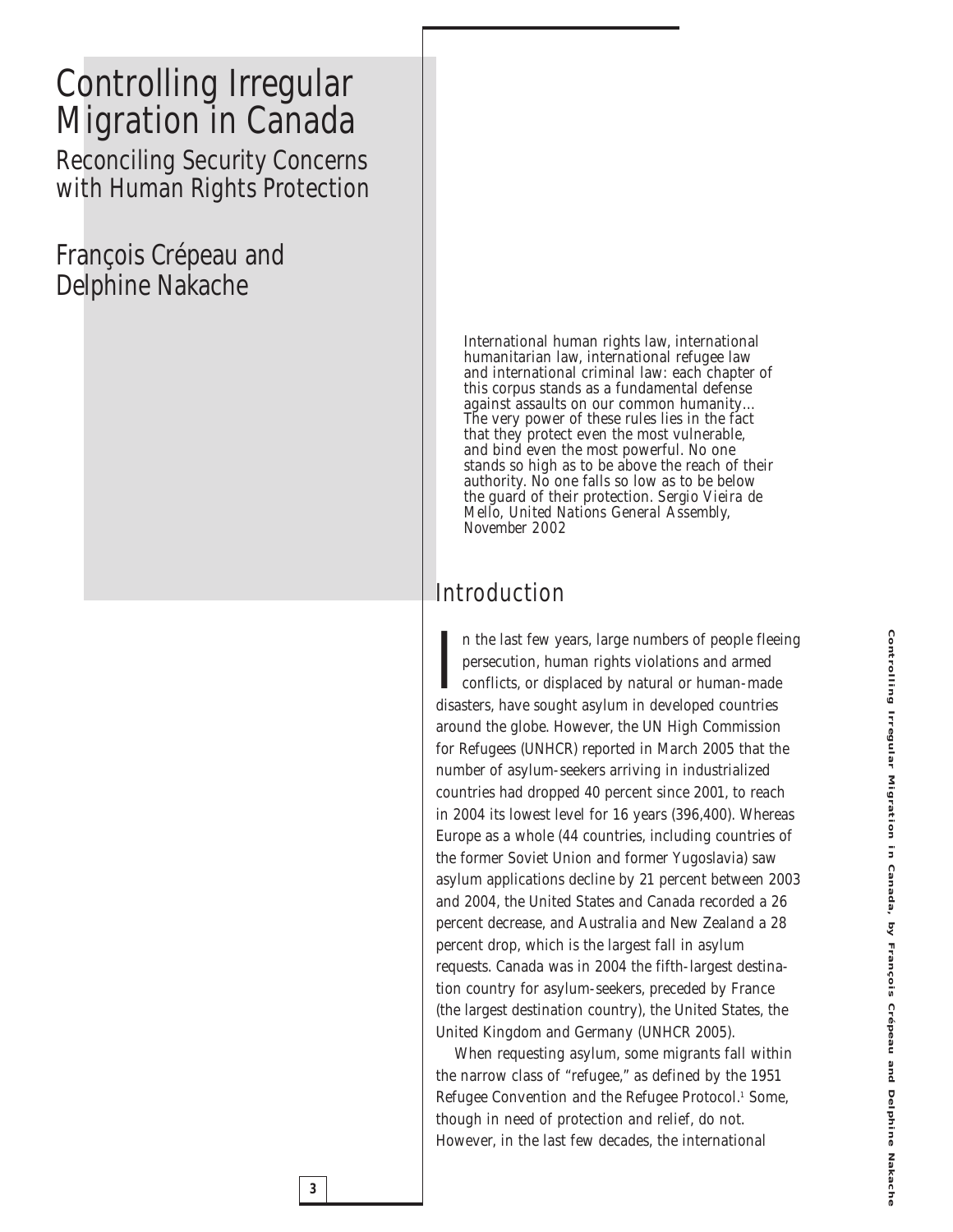# Controlling Irregular Migration in Canada

## Reconciling Security Concerns with Human Rights Protection

François Crépeau and Delphine Nakache

*International human rights law, international humanitarian law, international refugee law and international criminal law: each chapter of this corpus stands as a fundamental defense against assaults on our common humanity... The very power of these rules lies in the fact that they protect even the most vulnerable, and bind even the most powerful. No one stands so high as to be above the reach of their authority. No one falls so low as to be below the guard of their protection. Sergio Vieira de Mello, United Nations General Assembly, November 2002*

## Introduction

In the last few years, large numbers of people fleeing persecution, human rights violations and armed conflicts, or displaced by natural or human-made disasters, have sought asylum in developed countries around the globe. However, the UN High Commission for Refugees (UNHCR) reported in March 2005 that the number of asylum-seekers arriving in industrialized countries had dropped 40 percent since 2001, to reach in 2004 its lowest level for 16 years (396,400). Whereas Europe as a whole (44 countries, including countries of the former Soviet Union and former Yugoslavia) saw asylum applications decline by 21 percent between 2003 and 2004, the United States and Canada recorded a 26 percent decrease, and Australia and New Zealand a 28 percent drop, which is the largest fall in asylum requests. Canada was in 2004 the fifth-largest destination country for asylum-seekers, preceded by France (the largest destination country), the United States, the United Kingdom and Germany (UNHCR 2005).

When requesting asylum, some migrants fall within the narrow class of "refugee," as defined by the 1951 Refugee Convention and the Refugee Protocol.[1] Some, though in need of protection and relief, do not. However, in the last few decades, the international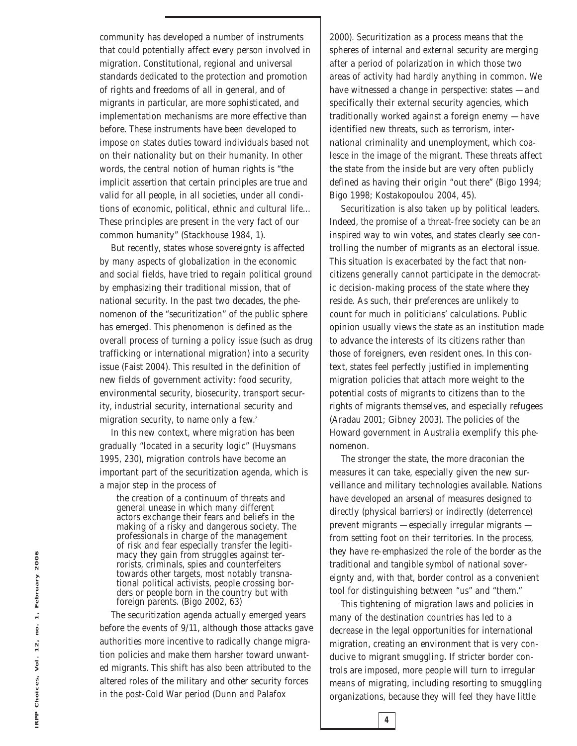community has developed a number of instruments that could potentially affect every person involved in migration. Constitutional, regional and universal standards dedicated to the protection and promotion of rights and freedoms of all in general, and of migrants in particular, are more sophisticated, and implementation mechanisms are more effective than before. These instruments have been developed to impose on states duties toward individuals based not on their nationality but on their humanity. In other words, the central notion of human rights is "the implicit assertion that certain principles are true and valid for all people, in all societies, under all conditions of economic, political, ethnic and cultural life… These principles are present in the very fact of our common humanity" (Stackhouse 1984, 1).

But recently, states whose sovereignty is affected by many aspects of globalization in the economic and social fields, have tried to regain political ground by emphasizing their traditional mission, that of national security. In the past two decades, the phenomenon of the "securitization" of the public sphere has emerged. This phenomenon is defined as the overall process of turning a policy issue (such as drug trafficking or international migration) into a security issue (Faist 2004). This resulted in the definition of new fields of government activity: food security, environmental security, biosecurity, transport security, industrial security, international security and migration security, to name only a few.[2]

In this new context, where migration has been gradually "located in a security logic" (Huysmans 1995, 230), migration controls have become an important part of the securitization agenda, which is a major step in the process of

> the creation of a continuum of threats and general unease in which many different actors exchange their fears and beliefs in the making of a risky and dangerous society. The professionals in charge of the management of risk and fear especially transfer the legitimacy they gain from struggles against terrorists, criminals, spies and counterfeiters towards other targets, most notably transnational political activists, people crossing borders or people born in the country but with foreign parents. (Bigo 2002, 63)

The securitization agenda actually emerged years before the events of 9/11, although those attacks gave authorities more incentive to radically change migration policies and make them harsher toward unwanted migrants. This shift has also been attributed to the altered roles of the military and other security forces in the post-Cold War period (Dunn and Palafox 2000). Securitization as a process means that the spheres of internal and external security are merging after a period of polarization in which those two areas of activity had hardly anything in common. We have witnessed a change in perspective: states — and specifically their external security agencies, which traditionally worked against a foreign enemy — have identified new threats, such as terrorism, international criminality and unemployment, which coalesce in the image of the migrant. These threats affect the state from the inside but are very often publicly defined as having their origin "out there" (Bigo 1994; Bigo 1998; Kostakopoulou 2004, 45).

Securitization is also taken up by political leaders. Indeed, the promise of a threat-free society can be an inspired way to win votes, and states clearly see controlling the number of migrants as an electoral issue. This situation is exacerbated by the fact that noncitizens generally cannot participate in the democratic decision-making process of the state where they reside. As such, their preferences are unlikely to count for much in politicians' calculations. Public opinion usually views the state as an institution made to advance the interests of its citizens rather than those of foreigners, even resident ones. In this context, states feel perfectly justified in implementing migration policies that attach more weight to the potential costs of migrants to citizens than to the rights of migrants themselves, and especially refugees (Aradau 2001; Gibney 2003). The policies of the Howard government in Australia exemplify this phenomenon.

The stronger the state, the more draconian the measures it can take, especially given the new surveillance and military technologies available. Nations have developed an arsenal of measures designed to directly (physical barriers) or indirectly (deterrence) prevent migrants — especially irregular migrants — from setting foot on their territories. In the process, they have re-emphasized the role of the border as the traditional and tangible symbol of national sovereignty and, with that, border control as a convenient tool for distinguishing between "us" and "them."

This tightening of migration laws and policies in many of the destination countries has led to a decrease in the legal opportunities for international migration, creating an environment that is very conducive to migrant smuggling. If stricter border controls are imposed, more people will turn to irregular means of migrating, including resorting to smuggling organizations, because they will feel they have little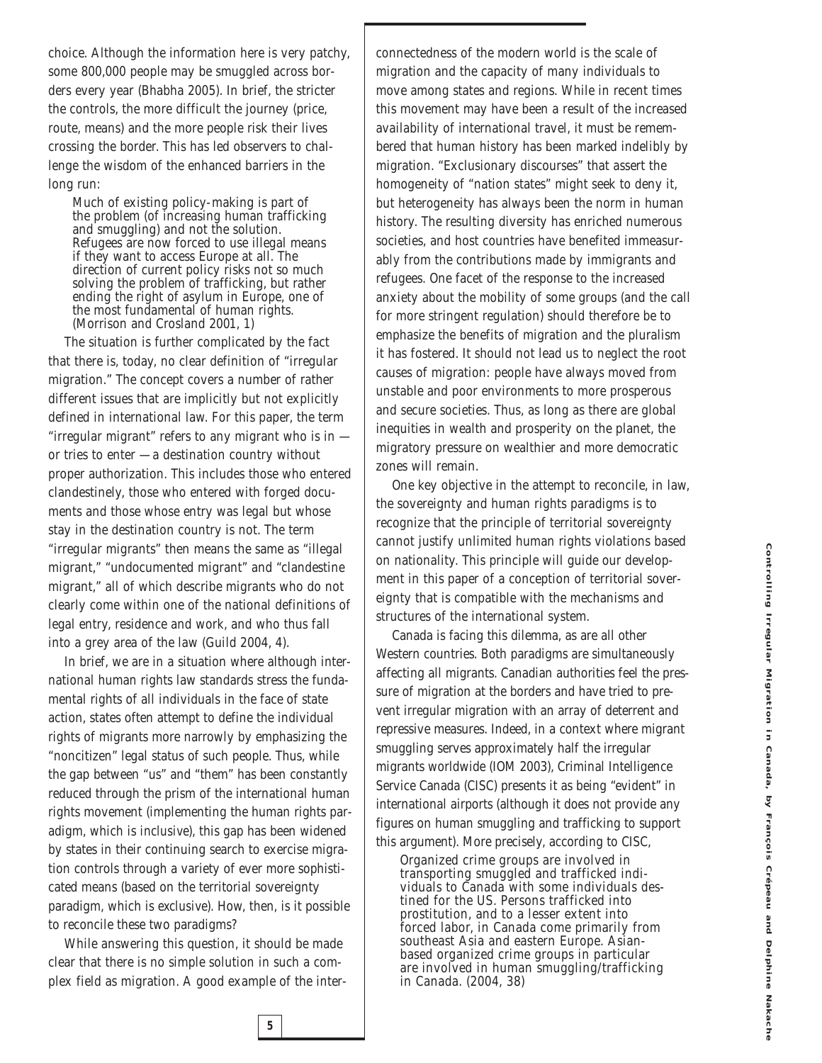choice. Although the information here is very patchy, some 800,000 people may be smuggled across borders every year (Bhabha 2005). In brief, the stricter the controls, the more difficult the journey (price, route, means) and the more people risk their lives crossing the border. This has led observers to challenge the wisdom of the enhanced barriers in the long run:

> Much of existing policy-making is part of the problem (of increasing human trafficking and smuggling) and not the solution. Refugees are now forced to use illegal means if they want to access Europe at all. The direction of current policy risks not so much solving the problem of trafficking, but rather ending the right of asylum in Europe, one of the most fundamental of human rights. (Morrison and Crosland 2001, 1)

The situation is further complicated by the fact that there is, today, no clear definition of "irregular migration." The concept covers a number of rather different issues that are implicitly but not explicitly defined in international law. For this paper, the term "irregular migrant" refers to any migrant who is in — or tries to enter — a destination country without proper authorization. This includes those who entered clandestinely, those who entered with forged documents and those whose entry was legal but whose stay in the destination country is not. The term "irregular migrants" then means the same as "illegal migrant," "undocumented migrant" and "clandestine migrant," all of which describe migrants who do not clearly come within one of the national definitions of legal entry, residence and work, and who thus fall into a grey area of the law (Guild 2004, 4).

In brief, we are in a situation where although international human rights law standards stress the fundamental rights of all individuals in the face of state action, states often attempt to define the individual rights of migrants more narrowly by emphasizing the "noncitizen" legal status of such people. Thus, while the gap between "us" and "them" has been constantly reduced through the prism of the international human rights movement (implementing the human rights paradigm, which is inclusive), this gap has been widened by states in their continuing search to exercise migration controls through a variety of ever more sophisticated means (based on the territorial sovereignty paradigm, which is exclusive). How, then, is it possible to reconcile these two paradigms?

While answering this question, it should be made clear that there is no simple solution in such a complex field as migration. A good example of the interconnectedness of the modern world is the scale of migration and the capacity of many individuals to move among states and regions. While in recent times this movement may have been a result of the increased availability of international travel, it must be remembered that human history has been marked indelibly by migration. "Exclusionary discourses" that assert the homogeneity of "nation states" might seek to deny it, but heterogeneity has always been the norm in human history. The resulting diversity has enriched numerous societies, and host countries have benefited immeasurably from the contributions made by immigrants and refugees. One facet of the response to the increased anxiety about the mobility of some groups (and the call for more stringent regulation) should therefore be to emphasize the benefits of migration and the pluralism it has fostered. It should not lead us to neglect the root causes of migration: people have always moved from unstable and poor environments to more prosperous and secure societies. Thus, as long as there are global inequities in wealth and prosperity on the planet, the migratory pressure on wealthier and more democratic zones will remain.

One key objective in the attempt to reconcile, in law, the sovereignty and human rights paradigms is to recognize that the principle of territorial sovereignty cannot justify unlimited human rights violations based on nationality. This principle will guide our development in this paper of a conception of territorial sovereignty that is compatible with the mechanisms and structures of the international system.

Canada is facing this dilemma, as are all other Western countries. Both paradigms are simultaneously affecting all migrants. Canadian authorities feel the pressure of migration at the borders and have tried to prevent irregular migration with an array of deterrent and repressive measures. Indeed, in a context where migrant smuggling serves approximately half the irregular migrants worldwide (IOM 2003), Criminal Intelligence Service Canada (CISC) presents it as being "evident" in international airports (although it does not provide any figures on human smuggling and trafficking to support this argument). More precisely, according to CISC,

> Organized crime groups are involved in transporting smuggled and trafficked individuals to Canada with some individuals destined for the US. Persons trafficked into prostitution, and to a lesser extent into forced labor, in Canada come primarily from southeast Asia and eastern Europe. Asian-based organized crime groups in particular are involved in human smuggling/trafficking in Canada. (2004, 38)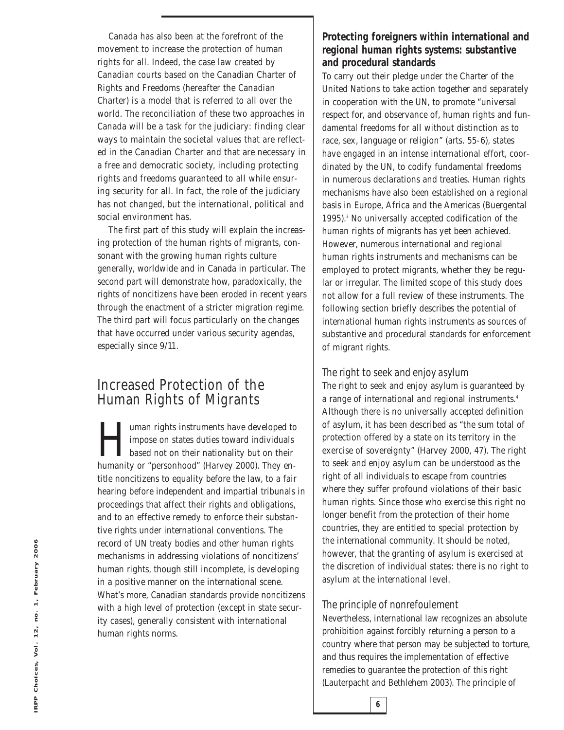Canada has also been at the forefront of the movement to increase the protection of human rights for all. Indeed, the case law created by Canadian courts based on the Canadian Charter of Rights and Freedoms (hereafter the Canadian Charter) is a model that is referred to all over the world. The reconciliation of these two approaches in Canada will be a task for the judiciary: finding clear ways to maintain the societal values that are reflected in the Canadian Charter and that are necessary in a free and democratic society, including protecting rights and freedoms guaranteed to all while ensuring security for all. In fact, the role of the judiciary has not changed, but the international, political and social environment has.

The first part of this study will explain the increasing protection of the human rights of migrants, consonant with the growing human rights culture generally, worldwide and in Canada in particular. The second part will demonstrate how, paradoxically, the rights of noncitizens have been eroded in recent years through the enactment of a stricter migration regime. The third part will focus particularly on the changes that have occurred under various security agendas, especially since 9/11.

## Increased Protection of the Human Rights of Migrants

Human rights instruments have developed to impose on states duties toward individuals based not on their nationality but on their humanity or "personhood" (Harvey 2000). They entitle noncitizens to equality before the law, to a fair hearing before independent and impartial tribunals in proceedings that affect their rights and obligations, and to an effective remedy to enforce their substantive rights under international conventions. The record of UN treaty bodies and other human rights mechanisms in addressing violations of noncitizens' human rights, though still incomplete, is developing in a positive manner on the international scene. What's more, Canadian standards provide noncitizens with a high level of protection (except in state security cases), generally consistent with international human rights norms.

### Protecting foreigners within international and regional human rights systems: substantive and procedural standards

To carry out their pledge under the Charter of the United Nations to take action together and separately in cooperation with the UN, to promote "universal respect for, and observance of, human rights and fundamental freedoms for all without distinction as to race, sex, language or religion" (arts. 55-6), states have engaged in an intense international effort, coordinated by the UN, to codify fundamental freedoms in numerous declarations and treaties. Human rights mechanisms have also been established on a regional basis in Europe, Africa and the Americas (Buergental 1995).[3] No universally accepted codification of the human rights of migrants has yet been achieved. However, numerous international and regional human rights instruments and mechanisms can be employed to protect migrants, whether they be regular or irregular. The limited scope of this study does not allow for a full review of these instruments. The following section briefly describes the potential of international human rights instruments as sources of substantive and procedural standards for enforcement of migrant rights.

#### *The right to seek and enjoy asylum*

The right to seek and enjoy asylum is guaranteed by a range of international and regional instruments.[4] Although there is no universally accepted definition of asylum, it has been described as "the sum total of protection offered by a state on its territory in the exercise of sovereignty" (Harvey 2000, 47). The right to seek and enjoy asylum can be understood as the right of all individuals to escape from countries where they suffer profound violations of their basic human rights. Since those who exercise this right no longer benefit from the protection of their home countries, they are entitled to special protection by the international community. It should be noted, however, that the granting of asylum is exercised at the discretion of individual states: there is no right to asylum at the international level.

#### *The principle of nonrefoulement*

Nevertheless, international law recognizes an absolute prohibition against forcibly returning a person to a country where that person may be subjected to torture, and thus requires the implementation of effective remedies to guarantee the protection of this right (Lauterpacht and Bethlehem 2003). The principle of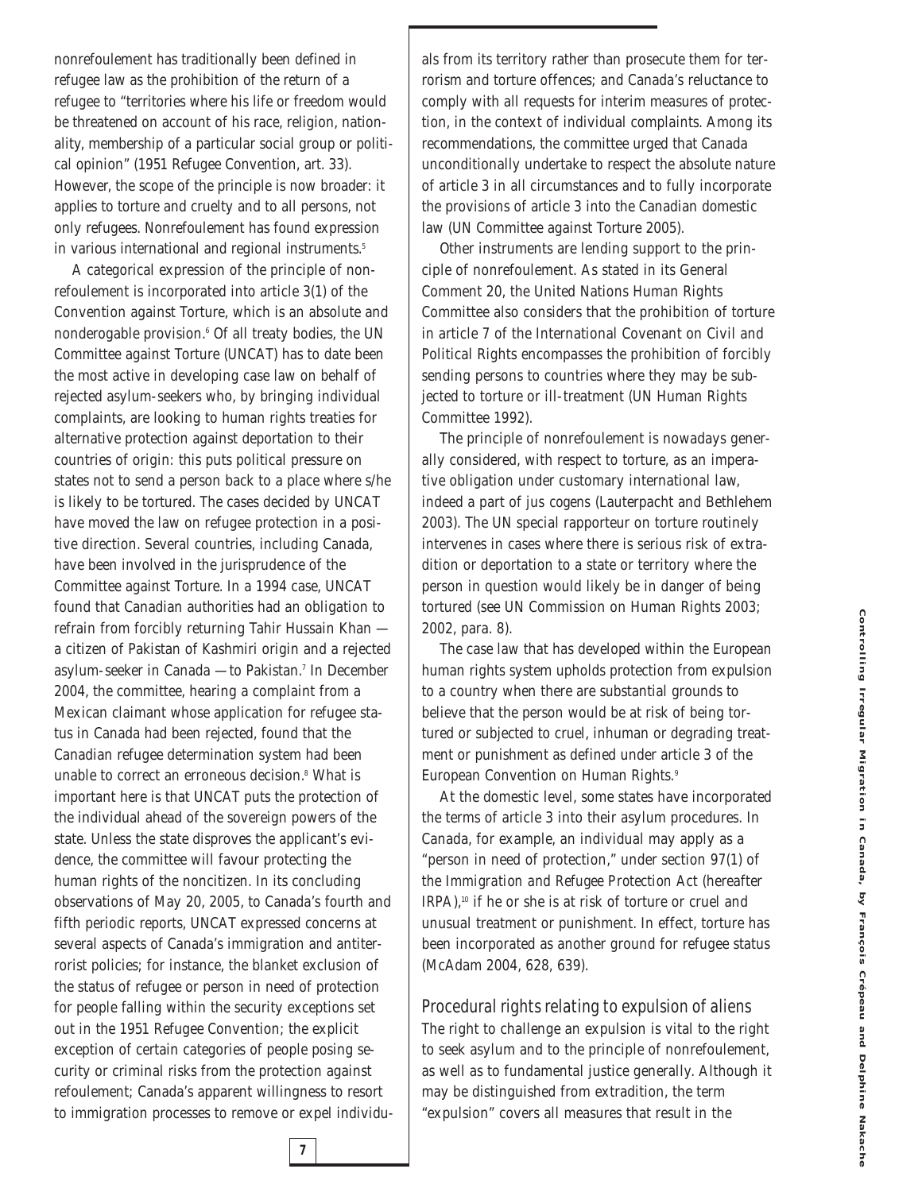nonrefoulement has traditionally been defined in refugee law as the prohibition of the return of a refugee to "territories where his life or freedom would be threatened on account of his race, religion, nationality, membership of a particular social group or political opinion" (1951 Refugee Convention, art. 33). However, the scope of the principle is now broader: it applies to torture and cruelty and to all persons, not only refugees. Nonrefoulement has found expression in various international and regional instruments.[5]

A categorical expression of the principle of nonrefoulement is incorporated into article 3(1) of the Convention against Torture, which is an absolute and nonderogable provision.[6] Of all treaty bodies, the UN Committee against Torture (UNCAT) has to date been the most active in developing case law on behalf of rejected asylum-seekers who, by bringing individual complaints, are looking to human rights treaties for alternative protection against deportation to their countries of origin: this puts political pressure on states not to send a person back to a place where s/he is likely to be tortured. The cases decided by UNCAT have moved the law on refugee protection in a positive direction. Several countries, including Canada, have been involved in the jurisprudence of the Committee against Torture. In a 1994 case, UNCAT found that Canadian authorities had an obligation to refrain from forcibly returning Tahir Hussain Khan — a citizen of Pakistan of Kashmiri origin and a rejected asylum-seeker in Canada — to Pakistan.[7] In December 2004, the committee, hearing a complaint from a Mexican claimant whose application for refugee status in Canada had been rejected, found that the Canadian refugee determination system had been unable to correct an erroneous decision.[8] What is important here is that UNCAT puts the protection of the individual ahead of the sovereign powers of the state. Unless the state disproves the applicant's evidence, the committee will favour protecting the human rights of the noncitizen. In its concluding observations of May 20, 2005, to Canada's fourth and fifth periodic reports, UNCAT expressed concerns at several aspects of Canada's immigration and antiterrorist policies; for instance, the blanket exclusion of the status of refugee or person in need of protection for people falling within the security exceptions set out in the 1951 Refugee Convention; the explicit exception of certain categories of people posing security or criminal risks from the protection against refoulement; Canada's apparent willingness to resort to immigration processes to remove or expel individuals from its territory rather than prosecute them for terrorism and torture offences; and Canada's reluctance to comply with all requests for interim measures of protection, in the context of individual complaints. Among its recommendations, the committee urged that Canada unconditionally undertake to respect the absolute nature of article 3 in all circumstances and to fully incorporate the provisions of article 3 into the Canadian domestic law (UN Committee against Torture 2005).

Other instruments are lending support to the principle of nonrefoulement. As stated in its General Comment 20, the United Nations Human Rights Committee also considers that the prohibition of torture in article 7 of the International Covenant on Civil and Political Rights encompasses the prohibition of forcibly sending persons to countries where they may be subjected to torture or ill-treatment (UN Human Rights Committee 1992).

The principle of nonrefoulement is nowadays generally considered, with respect to torture, as an imperative obligation under customary international law, indeed a part of jus cogens (Lauterpacht and Bethlehem 2003). The UN special rapporteur on torture routinely intervenes in cases where there is serious risk of extradition or deportation to a state or territory where the person in question would likely be in danger of being tortured (see UN Commission on Human Rights 2003; 2002, para. 8).

The case law that has developed within the European human rights system upholds protection from expulsion to a country when there are substantial grounds to believe that the person would be at risk of being tortured or subjected to cruel, inhuman or degrading treatment or punishment as defined under article 3 of the European Convention on Human Rights.[9]

At the domestic level, some states have incorporated the terms of article 3 into their asylum procedures. In Canada, for example, an individual may apply as a "person in need of protection," under section 97(1) of the *Immigration and Refugee Protection Act* (hereafter IRPA),[10] if he or she is at risk of torture or cruel and unusual treatment or punishment. In effect, torture has been incorporated as another ground for refugee status (McAdam 2004, 628, 639).

### Procedural rights relating to expulsion of aliens

The right to challenge an expulsion is vital to the right to seek asylum and to the principle of nonrefoulement, as well as to fundamental justice generally. Although it may be distinguished from extradition, the term "expulsion" covers all measures that result in the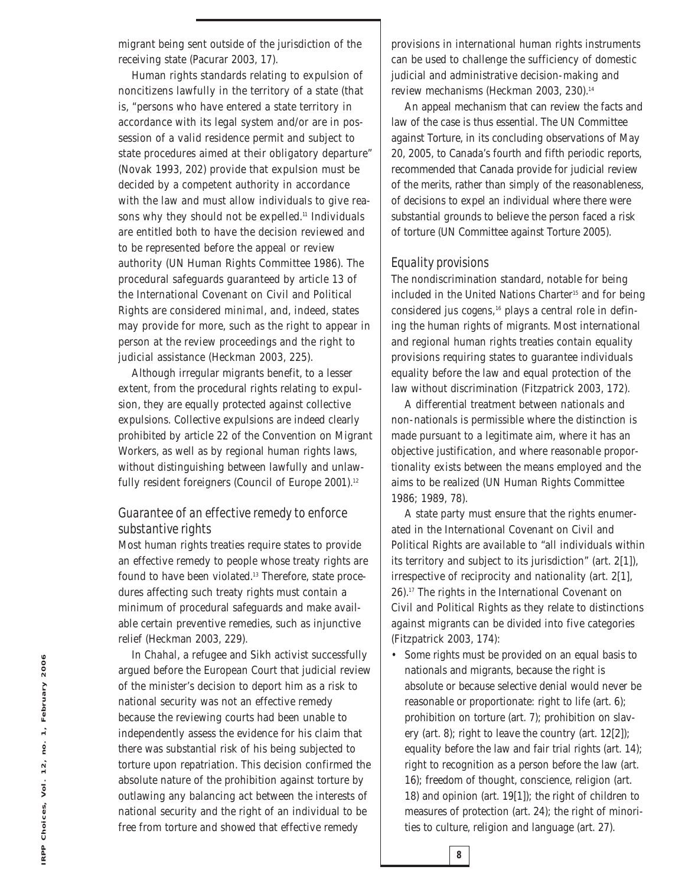migrant being sent outside of the jurisdiction of the receiving state (Pacurar 2003, 17).

Human rights standards relating to expulsion of noncitizens lawfully in the territory of a state (that is, "persons who have entered a state territory in accordance with its legal system and/or are in possession of a valid residence permit and subject to state procedures aimed at their obligatory departure" (Novak 1993, 202) provide that expulsion must be decided by a competent authority in accordance with the law and must allow individuals to give reasons why they should not be expelled.[11] Individuals are entitled both to have the decision reviewed and to be represented before the appeal or review authority (UN Human Rights Committee 1986). The procedural safeguards guaranteed by article 13 of the International Covenant on Civil and Political Rights are considered minimal, and, indeed, states may provide for more, such as the right to appear in person at the review proceedings and the right to judicial assistance (Heckman 2003, 225).

Although irregular migrants benefit, to a lesser extent, from the procedural rights relating to expulsion, they are equally protected against collective expulsions. Collective expulsions are indeed clearly prohibited by article 22 of the Convention on Migrant Workers, as well as by regional human rights laws, without distinguishing between lawfully and unlawfully resident foreigners (Council of Europe 2001).[12]

### *Guarantee of an effective remedy to enforce substantive rights*

Most human rights treaties require states to provide an effective remedy to people whose treaty rights are found to have been violated.[13] Therefore, state procedures affecting such treaty rights must contain a minimum of procedural safeguards and make available certain preventive remedies, such as injunctive relief (Heckman 2003, 229).

In *Chahal*, a refugee and Sikh activist successfully argued before the European Court that judicial review of the minister's decision to deport him as a risk to national security was not an effective remedy because the reviewing courts had been unable to independently assess the evidence for his claim that there was substantial risk of his being subjected to torture upon repatriation. This decision confirmed the absolute nature of the prohibition against torture by outlawing any balancing act between the interests of national security and the right of an individual to be free from torture and showed that effective remedy provisions in international human rights instruments can be used to challenge the sufficiency of domestic judicial and administrative decision-making and review mechanisms (Heckman 2003, 230).[14]

An appeal mechanism that can review the facts and law of the case is thus essential. The UN Committee against Torture, in its concluding observations of May 20, 2005, to Canada's fourth and fifth periodic reports, recommended that Canada provide for judicial review of the merits, rather than simply of the reasonableness, of decisions to expel an individual where there were substantial grounds to believe the person faced a risk of torture (UN Committee against Torture 2005).

### *Equality provisions*

The nondiscrimination standard, notable for being included in the United Nations Charter[15] and for being considered jus cogens,[16] plays a central role in defining the human rights of migrants. Most international and regional human rights treaties contain equality provisions requiring states to guarantee individuals equality before the law and equal protection of the law without discrimination (Fitzpatrick 2003, 172).

A differential treatment between nationals and non-nationals is permissible where the distinction is made pursuant to a legitimate aim, where it has an objective justification, and where reasonable proportionality exists between the means employed and the aims to be realized (UN Human Rights Committee 1986; 1989, 78).

A state party must ensure that the rights enumerated in the International Covenant on Civil and Political Rights are available to "all individuals within its territory and subject to its jurisdiction" (art. 2[1]), irrespective of reciprocity and nationality (art. 2[1], 26).[17] The rights in the International Covenant on Civil and Political Rights as they relate to distinctions against migrants can be divided into five categories (Fitzpatrick 2003, 174):

- Some rights must be provided on an equal basis to nationals and migrants, because the right is absolute or because selective denial would never be reasonable or proportionate: right to life (art. 6); prohibition on torture (art. 7); prohibition on slavery (art. 8); right to leave the country (art. 12[2]); equality before the law and fair trial rights (art. 14); right to recognition as a person before the law (art. 16); freedom of thought, conscience, religion (art. 18) and opinion (art. 19[1]); the right of children to measures of protection (art. 24); the right of minorities to culture, religion and language (art. 27).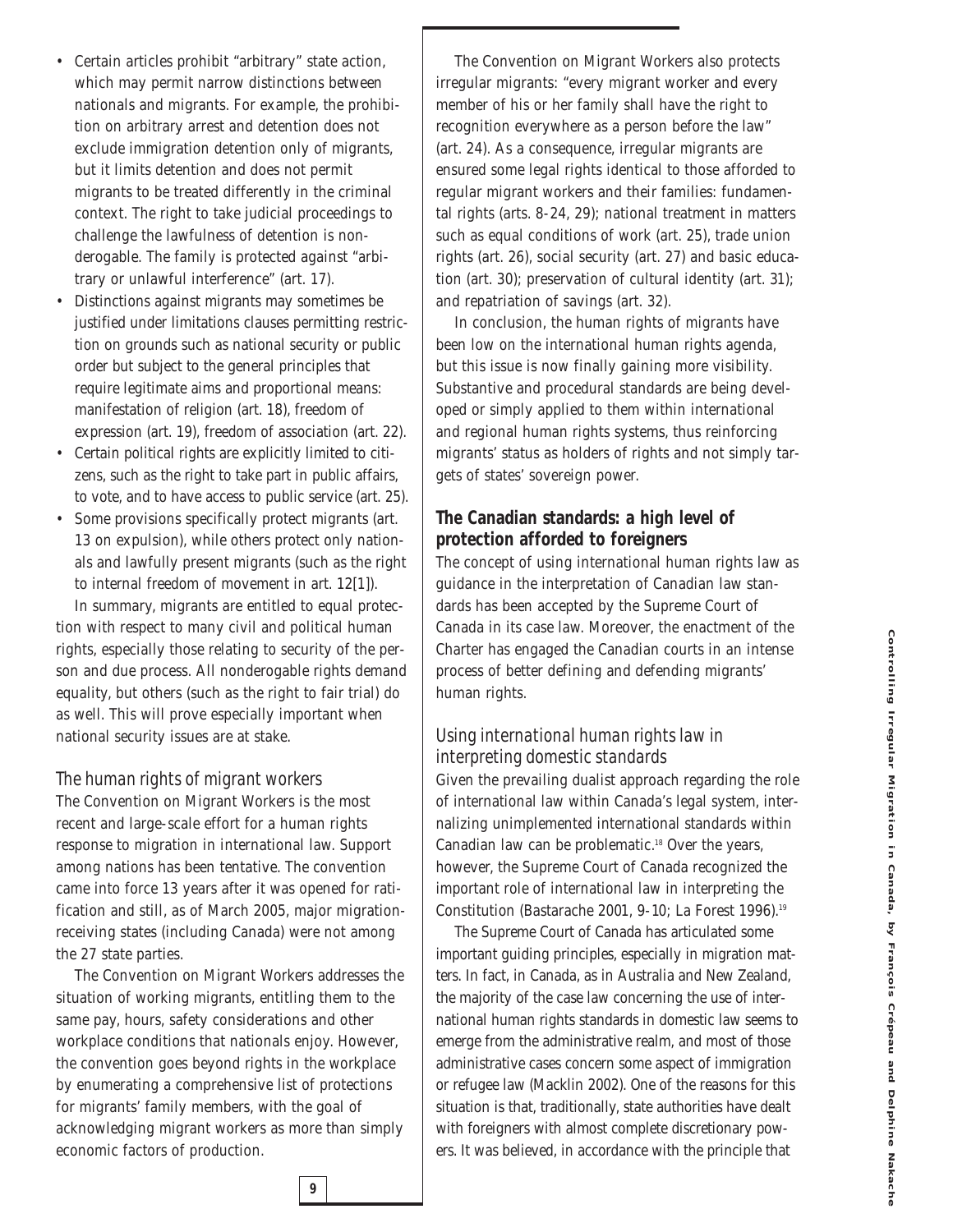- Certain articles prohibit "arbitrary" state action, which may permit narrow distinctions between nationals and migrants. For example, the prohibition on arbitrary arrest and detention does not exclude immigration detention only of migrants, but it limits detention and does not permit migrants to be treated differently in the criminal context. The right to take judicial proceedings to challenge the lawfulness of detention is nonderogable. The family is protected against "arbitrary or unlawful interference" (art. 17).
- Distinctions against migrants may sometimes be justified under limitations clauses permitting restriction on grounds such as national security or public order but subject to the general principles that require legitimate aims and proportional means: manifestation of religion (art. 18), freedom of expression (art. 19), freedom of association (art. 22).
- Certain political rights are explicitly limited to citizens, such as the right to take part in public affairs, to vote, and to have access to public service (art. 25).
- Some provisions specifically protect migrants (art. 13 on expulsion), while others protect only nationals and lawfully present migrants (such as the right to internal freedom of movement in art. 12[1]).

In summary, migrants are entitled to equal protection with respect to many civil and political human rights, especially those relating to security of the person and due process. All nonderogable rights demand equality, but others (such as the right to fair trial) do as well. This will prove especially important when national security issues are at stake.

### *The human rights of migrant workers*

The Convention on Migrant Workers is the most recent and large-scale effort for a human rights response to migration in international law. Support among nations has been tentative. The convention came into force 13 years after it was opened for ratification and still, as of March 2005, major migration-receiving states (including Canada) were not among the 27 state parties.

The Convention on Migrant Workers addresses the situation of working migrants, entitling them to the same pay, hours, safety considerations and other workplace conditions that nationals enjoy. However, the convention goes beyond rights in the workplace by enumerating a comprehensive list of protections for migrants' family members, with the goal of acknowledging migrant workers as more than simply economic factors of production.

The Convention on Migrant Workers also protects irregular migrants: "every migrant worker and every member of his or her family shall have the right to recognition everywhere as a person before the law" (art. 24). As a consequence, irregular migrants are ensured some legal rights identical to those afforded to regular migrant workers and their families: fundamental rights (arts. 8-24, 29); national treatment in matters such as equal conditions of work (art. 25), trade union rights (art. 26), social security (art. 27) and basic education (art. 30); preservation of cultural identity (art. 31); and repatriation of savings (art. 32).

In conclusion, the human rights of migrants have been low on the international human rights agenda, but this issue is now finally gaining more visibility. Substantive and procedural standards are being developed or simply applied to them within international and regional human rights systems, thus reinforcing migrants' status as holders of rights and not simply targets of states' sovereign power.

## The Canadian standards: a high level of protection afforded to foreigners

The concept of using international human rights law as guidance in the interpretation of Canadian law standards has been accepted by the Supreme Court of Canada in its case law. Moreover, the enactment of the Charter has engaged the Canadian courts in an intense process of better defining and defending migrants' human rights.

### *Using international human rights law in interpreting domestic standards*

Given the prevailing dualist approach regarding the role of international law within Canada's legal system, internalizing unimplemented international standards within Canadian law can be problematic.[18] Over the years, however, the Supreme Court of Canada recognized the important role of international law in interpreting the Constitution (Bastarache 2001, 9-10; La Forest 1996).[19]

The Supreme Court of Canada has articulated some important guiding principles, especially in migration matters. In fact, in Canada, as in Australia and New Zealand, the majority of the case law concerning the use of international human rights standards in domestic law seems to emerge from the administrative realm, and most of those administrative cases concern some aspect of immigration or refugee law (Macklin 2002). One of the reasons for this situation is that, traditionally, state authorities have dealt with foreigners with almost complete discretionary powers. It was believed, in accordance with the principle that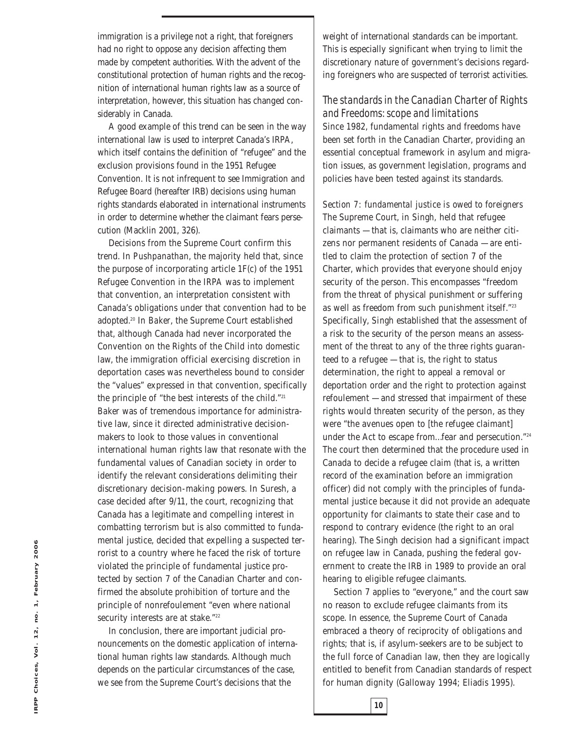immigration is a privilege not a right, that foreigners had no right to oppose any decision affecting them made by competent authorities. With the advent of the constitutional protection of human rights and the recognition of international human rights law as a source of interpretation, however, this situation has changed considerably in Canada.

A good example of this trend can be seen in the way international law is used to interpret Canada's IRPA, which itself contains the definition of "refugee" and the exclusion provisions found in the 1951 Refugee Convention. It is not infrequent to see Immigration and Refugee Board (hereafter IRB) decisions using human rights standards elaborated in international instruments in order to determine whether the claimant fears persecution (Macklin 2001, 326).

Decisions from the Supreme Court confirm this trend. In *Pushpanathan*, the majority held that, since the purpose of incorporating article 1F(c) of the 1951 Refugee Convention in the IRPA was to implement that convention, an interpretation consistent with Canada's obligations under that convention had to be adopted.[20] In *Baker*, the Supreme Court established that, although Canada had never incorporated the Convention on the Rights of the Child into domestic law, the immigration official exercising discretion in deportation cases was nevertheless bound to consider the "values" expressed in that convention, specifically the principle of "the best interests of the child."[21] *Baker* was of tremendous importance for administrative law, since it directed administrative decision-makers to look to those values in conventional international human rights law that resonate with the fundamental values of Canadian society in order to identify the relevant considerations delimiting their discretionary decision-making powers. In *Suresh*, a case decided after 9/11, the court, recognizing that Canada has a legitimate and compelling interest in combatting terrorism but is also committed to fundamental justice, decided that expelling a suspected terrorist to a country where he faced the risk of torture violated the principle of fundamental justice protected by section 7 of the Canadian Charter and confirmed the absolute prohibition of torture and the principle of nonrefoulement "even where national security interests are at stake."[22]

In conclusion, there are important judicial pronouncements on the domestic application of international human rights law standards. Although much depends on the particular circumstances of the case, we see from the Supreme Court's decisions that the weight of international standards can be important. This is especially significant when trying to limit the discretionary nature of government's decisions regarding foreigners who are suspected of terrorist activities.

## The standards in the Canadian Charter of Rights and Freedoms: scope and limitations

Since 1982, fundamental rights and freedoms have been set forth in the Canadian Charter, providing an essential conceptual framework in asylum and migration issues, as government legislation, programs and policies have been tested against its standards.

### Section 7: fundamental justice is owed to foreigners

The Supreme Court, in *Singh*, held that refugee claimants — that is, claimants who are neither citizens nor permanent residents of Canada — are entitled to claim the protection of section 7 of the Charter, which provides that everyone should enjoy security of the person. This encompasses "freedom from the threat of physical punishment or suffering as well as freedom from such punishment itself."[23] Specifically, *Singh* established that the assessment of a risk to the security of the person means an assessment of the threat to any of the three rights guaranteed to a refugee — that is, the right to status determination, the right to appeal a removal or deportation order and the right to protection against refoulement — and stressed that impairment of these rights would threaten security of the person, as they were "the avenues open to [the refugee claimant] under the Act to escape from...fear and persecution."[24] The court then determined that the procedure used in Canada to decide a refugee claim (that is, a written record of the examination before an immigration officer) did not comply with the principles of fundamental justice because it did not provide an adequate opportunity for claimants to state their case and to respond to contrary evidence (the right to an oral hearing). The *Singh* decision had a significant impact on refugee law in Canada, pushing the federal government to create the IRB in 1989 to provide an oral hearing to eligible refugee claimants.

Section 7 applies to "everyone," and the court saw no reason to exclude refugee claimants from its scope. In essence, the Supreme Court of Canada embraced a theory of reciprocity of obligations and rights; that is, if asylum-seekers are to be subject to the full force of Canadian law, then they are logically entitled to benefit from Canadian standards of respect for human dignity (Galloway 1994; Eliadis 1995).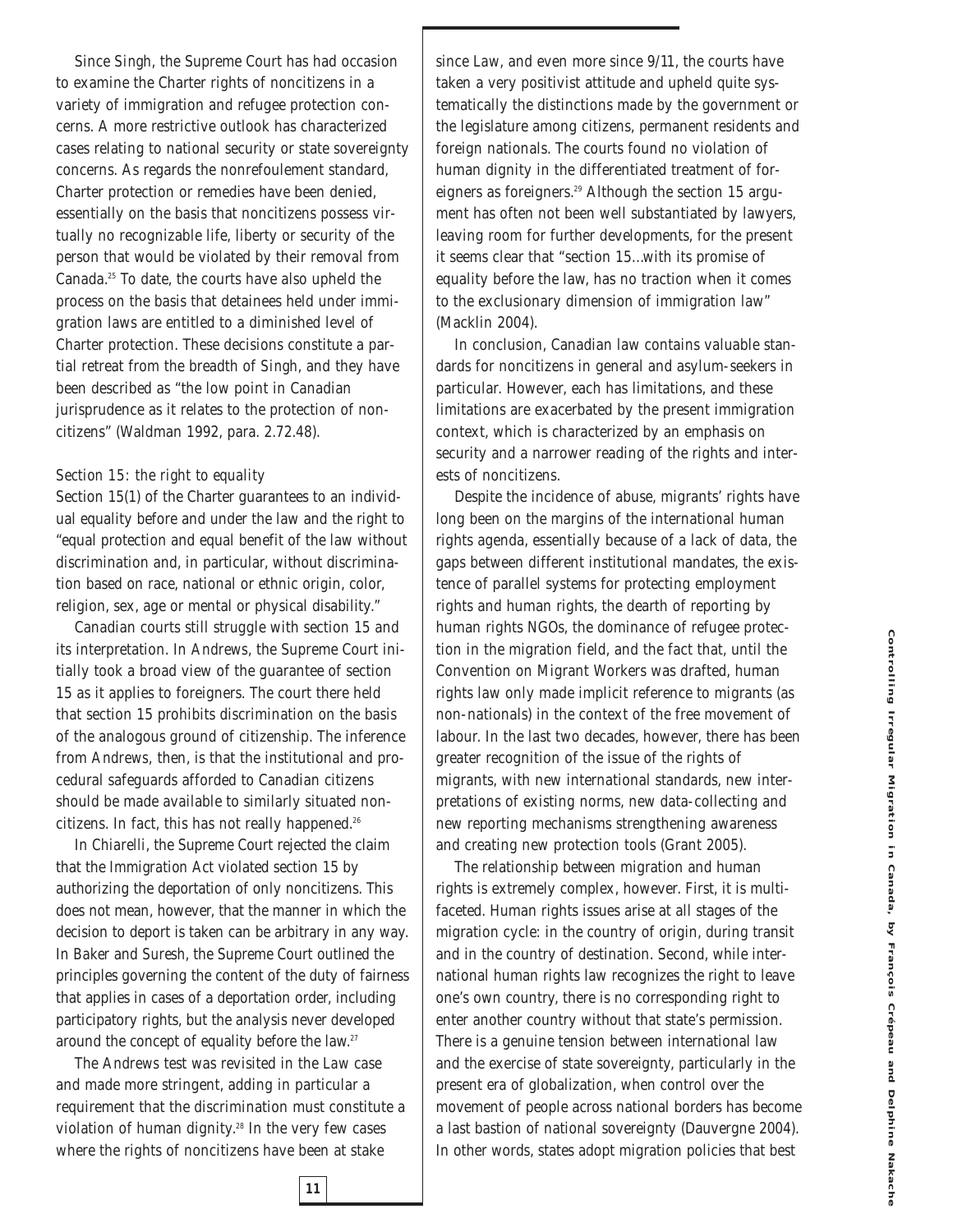Since *Singh*, the Supreme Court has had occasion to examine the Charter rights of noncitizens in a variety of immigration and refugee protection concerns. A more restrictive outlook has characterized cases relating to national security or state sovereignty concerns. As regards the nonrefoulement standard, Charter protection or remedies have been denied, essentially on the basis that noncitizens possess virtually no recognizable life, liberty or security of the person that would be violated by their removal from Canada.[25] To date, the courts have also upheld the process on the basis that detainees held under immigration laws are entitled to a diminished level of Charter protection. These decisions constitute a partial retreat from the breadth of *Singh*, and they have been described as "the low point in Canadian jurisprudence as it relates to the protection of noncitizens" (Waldman 1992, para. 2.72.48).

### *Section 15: the right to equality*

Section 15(1) of the Charter guarantees to an individual equality before and under the law and the right to "equal protection and equal benefit of the law without discrimination and, in particular, without discrimination based on race, national or ethnic origin, color, religion, sex, age or mental or physical disability."

Canadian courts still struggle with section 15 and its interpretation. In *Andrews*, the Supreme Court initially took a broad view of the guarantee of section 15 as it applies to foreigners. The court there held that section 15 prohibits discrimination on the basis of the analogous ground of citizenship. The inference from *Andrews*, then, is that the institutional and procedural safeguards afforded to Canadian citizens should be made available to similarly situated noncitizens. In fact, this has not really happened.[26]

In *Chiarelli*, the Supreme Court rejected the claim that the *Immigration Act* violated section 15 by authorizing the deportation of only noncitizens. This does not mean, however, that the manner in which the decision to deport is taken can be arbitrary in any way. In *Baker* and *Suresh*, the Supreme Court outlined the principles governing the content of the duty of fairness that applies in cases of a deportation order, including participatory rights, but the analysis never developed around the concept of equality before the law.[27]

The *Andrews* test was revisited in the *Law* case and made more stringent, adding in particular a requirement that the discrimination must constitute a violation of human dignity.[28] In the very few cases where the rights of noncitizens have been at stake since *Law*, and even more since 9/11, the courts have taken a very positivist attitude and upheld quite systematically the distinctions made by the government or the legislature among citizens, permanent residents and foreign nationals. The courts found no violation of human dignity in the differentiated treatment of foreigners as foreigners.[29] Although the section 15 argument has often not been well substantiated by lawyers, leaving room for further developments, for the present it seems clear that "section 15...with its promise of equality before the law, has no traction when it comes to the exclusionary dimension of immigration law" (Macklin 2004).

In conclusion, Canadian law contains valuable standards for noncitizens in general and asylum-seekers in particular. However, each has limitations, and these limitations are exacerbated by the present immigration context, which is characterized by an emphasis on security and a narrower reading of the rights and interests of noncitizens.

Despite the incidence of abuse, migrants' rights have long been on the margins of the international human rights agenda, essentially because of a lack of data, the gaps between different institutional mandates, the existence of parallel systems for protecting employment rights and human rights, the dearth of reporting by human rights NGOs, the dominance of refugee protection in the migration field, and the fact that, until the Convention on Migrant Workers was drafted, human rights law only made implicit reference to migrants (as non-nationals) in the context of the free movement of labour. In the last two decades, however, there has been greater recognition of the issue of the rights of migrants, with new international standards, new interpretations of existing norms, new data-collecting and new reporting mechanisms strengthening awareness and creating new protection tools (Grant 2005).

The relationship between migration and human rights is extremely complex, however. First, it is multifaceted. Human rights issues arise at all stages of the migration cycle: in the country of origin, during transit and in the country of destination. Second, while international human rights law recognizes the right to leave one's own country, there is no corresponding right to enter another country without that state's permission. There is a genuine tension between international law and the exercise of state sovereignty, particularly in the present era of globalization, when control over the movement of people across national borders has become a last bastion of national sovereignty (Dauvergne 2004). In other words, states adopt migration policies that best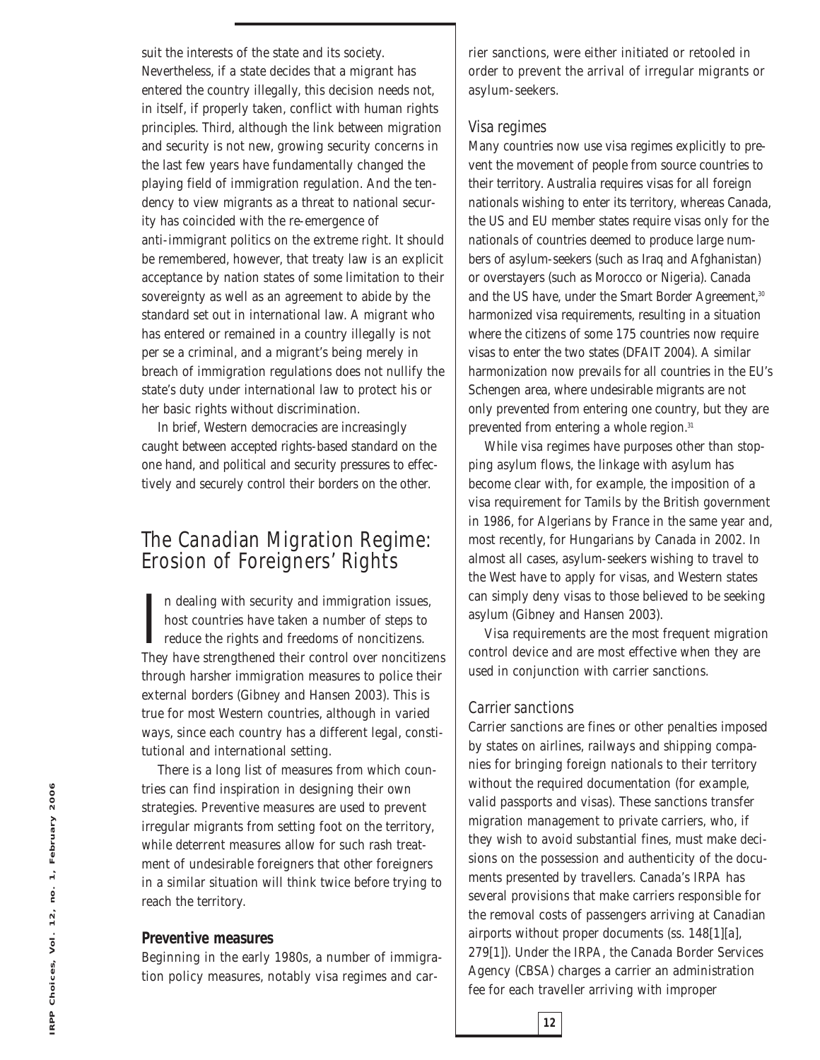suit the interests of the state and its society. Nevertheless, if a state decides that a migrant has entered the country illegally, this decision needs not, in itself, if properly taken, conflict with human rights principles. Third, although the link between migration and security is not new, growing security concerns in the last few years have fundamentally changed the playing field of immigration regulation. And the tendency to view migrants as a threat to national security has coincided with the re-emergence of anti-immigrant politics on the extreme right. It should be remembered, however, that treaty law is an explicit acceptance by nation states of some limitation to their sovereignty as well as an agreement to abide by the standard set out in international law. A migrant who has entered or remained in a country illegally is not per se a criminal, and a migrant's being merely in breach of immigration regulations does not nullify the state's duty under international law to protect his or her basic rights without discrimination.

In brief, Western democracies are increasingly caught between accepted rights-based standard on the one hand, and political and security pressures to effectively and securely control their borders on the other.

## The Canadian Migration Regime: Erosion of Foreigners' Rights

In dealing with security and immigration issues, host countries have taken a number of steps to reduce the rights and freedoms of noncitizens. They have strengthened their control over noncitizens through harsher immigration measures to police their external borders (Gibney and Hansen 2003). This is true for most Western countries, although in varied ways, since each country has a different legal, constitutional and international setting.

There is a long list of measures from which countries can find inspiration in designing their own strategies. Preventive measures are used to prevent irregular migrants from setting foot on the territory, while deterrent measures allow for such rash treatment of undesirable foreigners that other foreigners in a similar situation will think twice before trying to reach the territory.

### Preventive measures

Beginning in the early 1980s, a number of immigration policy measures, notably visa regimes and carrier sanctions, were either initiated or retooled in order to prevent the arrival of irregular migrants or asylum-seekers.

#### *Visa regimes*

Many countries now use visa regimes explicitly to prevent the movement of people from source countries to their territory. Australia requires visas for all foreign nationals wishing to enter its territory, whereas Canada, the US and EU member states require visas only for the nationals of countries deemed to produce large numbers of asylum-seekers (such as Iraq and Afghanistan) or overstayers (such as Morocco or Nigeria). Canada and the US have, under the Smart Border Agreement,[30] harmonized visa requirements, resulting in a situation where the citizens of some 175 countries now require visas to enter the two states (DFAIT 2004). A similar harmonization now prevails for all countries in the EU's Schengen area, where undesirable migrants are not only prevented from entering one country, but they are prevented from entering a whole region.[31]

While visa regimes have purposes other than stopping asylum flows, the linkage with asylum has become clear with, for example, the imposition of a visa requirement for Tamils by the British government in 1986, for Algerians by France in the same year and, most recently, for Hungarians by Canada in 2002. In almost all cases, asylum-seekers wishing to travel to the West have to apply for visas, and Western states can simply deny visas to those believed to be seeking asylum (Gibney and Hansen 2003).

Visa requirements are the most frequent migration control device and are most effective when they are used in conjunction with carrier sanctions.

#### *Carrier sanctions*

Carrier sanctions are fines or other penalties imposed by states on airlines, railways and shipping companies for bringing foreign nationals to their territory without the required documentation (for example, valid passports and visas). These sanctions transfer migration management to private carriers, who, if they wish to avoid substantial fines, must make decisions on the possession and authenticity of the documents presented by travellers. Canada's IRPA has several provisions that make carriers responsible for the removal costs of passengers arriving at Canadian airports without proper documents (ss. 148[1][a], 279[1]). Under the IRPA, the Canada Border Services Agency (CBSA) charges a carrier an administration fee for each traveller arriving with improper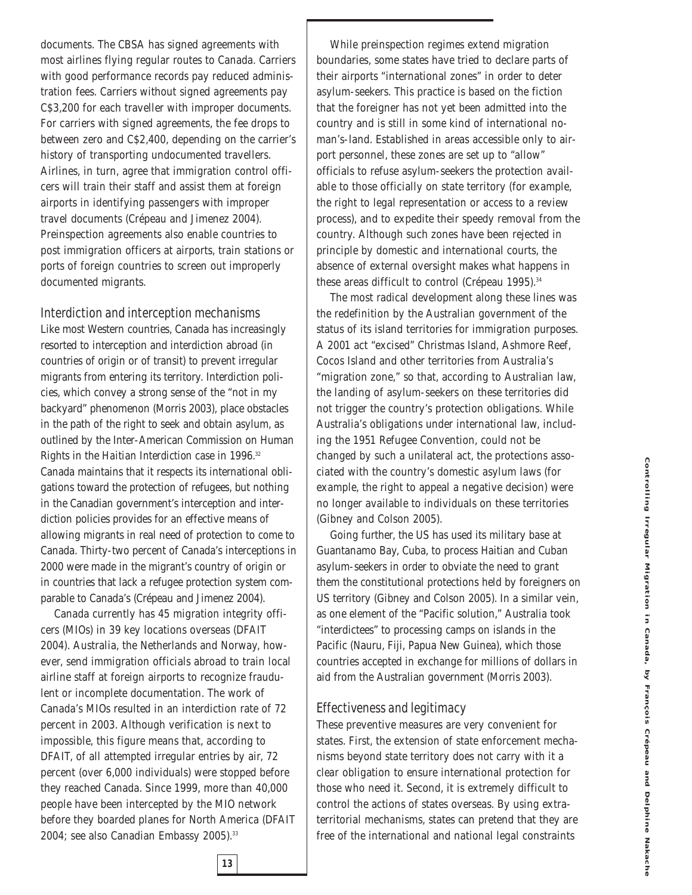documents. The CBSA has signed agreements with most airlines flying regular routes to Canada. Carriers with good performance records pay reduced administration fees. Carriers without signed agreements pay C$3,200 for each traveller with improper documents. For carriers with signed agreements, the fee drops to between zero and C$2,400, depending on the carrier's history of transporting undocumented travellers. Airlines, in turn, agree that immigration control officers will train their staff and assist them at foreign airports in identifying passengers with improper travel documents (Crépeau and Jimenez 2004). Preinspection agreements also enable countries to post immigration officers at airports, train stations or ports of foreign countries to screen out improperly documented migrants.

### Interdiction and interception mechanisms

Like most Western countries, Canada has increasingly resorted to interception and interdiction abroad (in countries of origin or of transit) to prevent irregular migrants from entering its territory. Interdiction policies, which convey a strong sense of the "not in my backyard" phenomenon (Morris 2003), place obstacles in the path of the right to seek and obtain asylum, as outlined by the Inter-American Commission on Human Rights in the Haitian Interdiction case in 1996.[32] Canada maintains that it respects its international obligations toward the protection of refugees, but nothing in the Canadian government's interception and interdiction policies provides for an effective means of allowing migrants in real need of protection to come to Canada. Thirty-two percent of Canada's interceptions in 2000 were made in the migrant's country of origin or in countries that lack a refugee protection system comparable to Canada's (Crépeau and Jimenez 2004).

Canada currently has 45 migration integrity officers (MIOs) in 39 key locations overseas (DFAIT 2004). Australia, the Netherlands and Norway, however, send immigration officials abroad to train local airline staff at foreign airports to recognize fraudulent or incomplete documentation. The work of Canada's MIOs resulted in an interdiction rate of 72 percent in 2003. Although verification is next to impossible, this figure means that, according to DFAIT, of all attempted irregular entries by air, 72 percent (over 6,000 individuals) were stopped before they reached Canada. Since 1999, more than 40,000 people have been intercepted by the MIO network before they boarded planes for North America (DFAIT 2004; see also Canadian Embassy 2005).[33]

While preinspection regimes extend migration boundaries, some states have tried to declare parts of their airports "international zones" in order to deter asylum-seekers. This practice is based on the fiction that the foreigner has not yet been admitted into the country and is still in some kind of international no-man's-land. Established in areas accessible only to airport personnel, these zones are set up to "allow" officials to refuse asylum-seekers the protection available to those officially on state territory (for example, the right to legal representation or access to a review process), and to expedite their speedy removal from the country. Although such zones have been rejected in principle by domestic and international courts, the absence of external oversight makes what happens in these areas difficult to control (Crépeau 1995).[34]

The most radical development along these lines was the redefinition by the Australian government of the status of its island territories for immigration purposes. A 2001 act "excised" Christmas Island, Ashmore Reef, Cocos Island and other territories from Australia's "migration zone," so that, according to Australian law, the landing of asylum-seekers on these territories did not trigger the country's protection obligations. While Australia's obligations under international law, including the 1951 Refugee Convention, could not be changed by such a unilateral act, the protections associated with the country's domestic asylum laws (for example, the right to appeal a negative decision) were no longer available to individuals on these territories (Gibney and Colson 2005).

Going further, the US has used its military base at Guantanamo Bay, Cuba, to process Haitian and Cuban asylum-seekers in order to obviate the need to grant them the constitutional protections held by foreigners on US territory (Gibney and Colson 2005). In a similar vein, as one element of the "Pacific solution," Australia took "interdictees" to processing camps on islands in the Pacific (Nauru, Fiji, Papua New Guinea), which those countries accepted in exchange for millions of dollars in aid from the Australian government (Morris 2003).

### Effectiveness and legitimacy

These preventive measures are very convenient for states. First, the extension of state enforcement mechanisms beyond state territory does not carry with it a clear obligation to ensure international protection for those who need it. Second, it is extremely difficult to control the actions of states overseas. By using extraterritorial mechanisms, states can pretend that they are free of the international and national legal constraints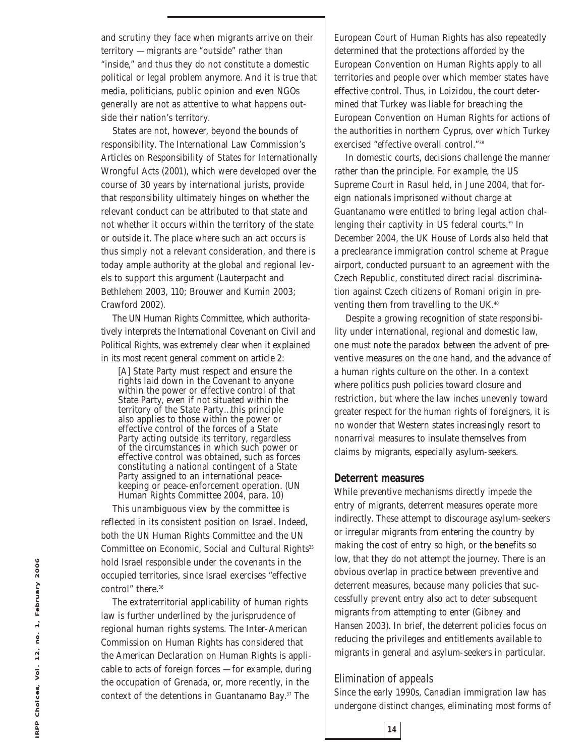and scrutiny they face when migrants arrive on their territory — migrants are "outside" rather than "inside," and thus they do not constitute a domestic political or legal problem anymore. And it is true that media, politicians, public opinion and even NGOs generally are not as attentive to what happens outside their nation's territory.

States are not, however, beyond the bounds of responsibility. The International Law Commission's Articles on Responsibility of States for Internationally Wrongful Acts (2001), which were developed over the course of 30 years by international jurists, provide that responsibility ultimately hinges on whether the relevant conduct can be attributed to that state and not whether it occurs within the territory of the state or outside it. The place where such an act occurs is thus simply not a relevant consideration, and there is today ample authority at the global and regional levels to support this argument (Lauterpacht and Bethlehem 2003, 110; Brouwer and Kumin 2003; Crawford 2002).

The UN Human Rights Committee, which authoritatively interprets the International Covenant on Civil and Political Rights, was extremely clear when it explained in its most recent general comment on article 2:

> [A] State Party must respect and ensure the rights laid down in the Covenant to anyone within the power or effective control of that State Party, even if not situated within the territory of the State Party...this principle also applies to those within the power or effective control of the forces of a State Party acting outside its territory, regardless of the circumstances in which such power or effective control was obtained, such as forces constituting a national contingent of a State Party assigned to an international peace-keeping or peace-enforcement operation. (UN Human Rights Committee 2004, para. 10)

This unambiguous view by the committee is reflected in its consistent position on Israel. Indeed, both the UN Human Rights Committee and the UN Committee on Economic, Social and Cultural Rights[35] hold Israel responsible under the covenants in the occupied territories, since Israel exercises "effective control" there.[36]

The extraterritorial applicability of human rights law is further underlined by the jurisprudence of regional human rights systems. The Inter-American Commission on Human Rights has considered that the American Declaration on Human Rights is applicable to acts of foreign forces — for example, during the occupation of Grenada, or, more recently, in the context of the detentions in Guantanamo Bay.[37] The European Court of Human Rights has also repeatedly determined that the protections afforded by the European Convention on Human Rights apply to all territories and people over which member states have effective control. Thus, in *Loizidou*, the court determined that Turkey was liable for breaching the European Convention on Human Rights for actions of the authorities in northern Cyprus, over which Turkey exercised "effective overall control."[38]

In domestic courts, decisions challenge the manner rather than the principle. For example, the US Supreme Court in *Rasul* held, in June 2004, that foreign nationals imprisoned without charge at Guantanamo were entitled to bring legal action challenging their captivity in US federal courts.[39] In December 2004, the UK House of Lords also held that a preclearance immigration control scheme at Prague airport, conducted pursuant to an agreement with the Czech Republic, constituted direct racial discrimination against Czech citizens of Romani origin in preventing them from travelling to the UK.[40]

Despite a growing recognition of state responsibility under international, regional and domestic law, one must note the paradox between the advent of preventive measures on the one hand, and the advance of a human rights culture on the other. In a context where politics push policies toward closure and restriction, but where the law inches unevenly toward greater respect for the human rights of foreigners, it is no wonder that Western states increasingly resort to nonarrival measures to insulate themselves from claims by migrants, especially asylum-seekers.

## Deterrent measures

While preventive mechanisms directly impede the entry of migrants, deterrent measures operate more indirectly. These attempt to discourage asylum-seekers or irregular migrants from entering the country by making the cost of entry so high, or the benefits so low, that they do not attempt the journey. There is an obvious overlap in practice between preventive and deterrent measures, because many policies that successfully prevent entry also act to deter subsequent migrants from attempting to enter (Gibney and Hansen 2003). In brief, the deterrent policies focus on reducing the privileges and entitlements available to migrants in general and asylum-seekers in particular.

### Elimination of appeals

Since the early 1990s, Canadian immigration law has undergone distinct changes, eliminating most forms of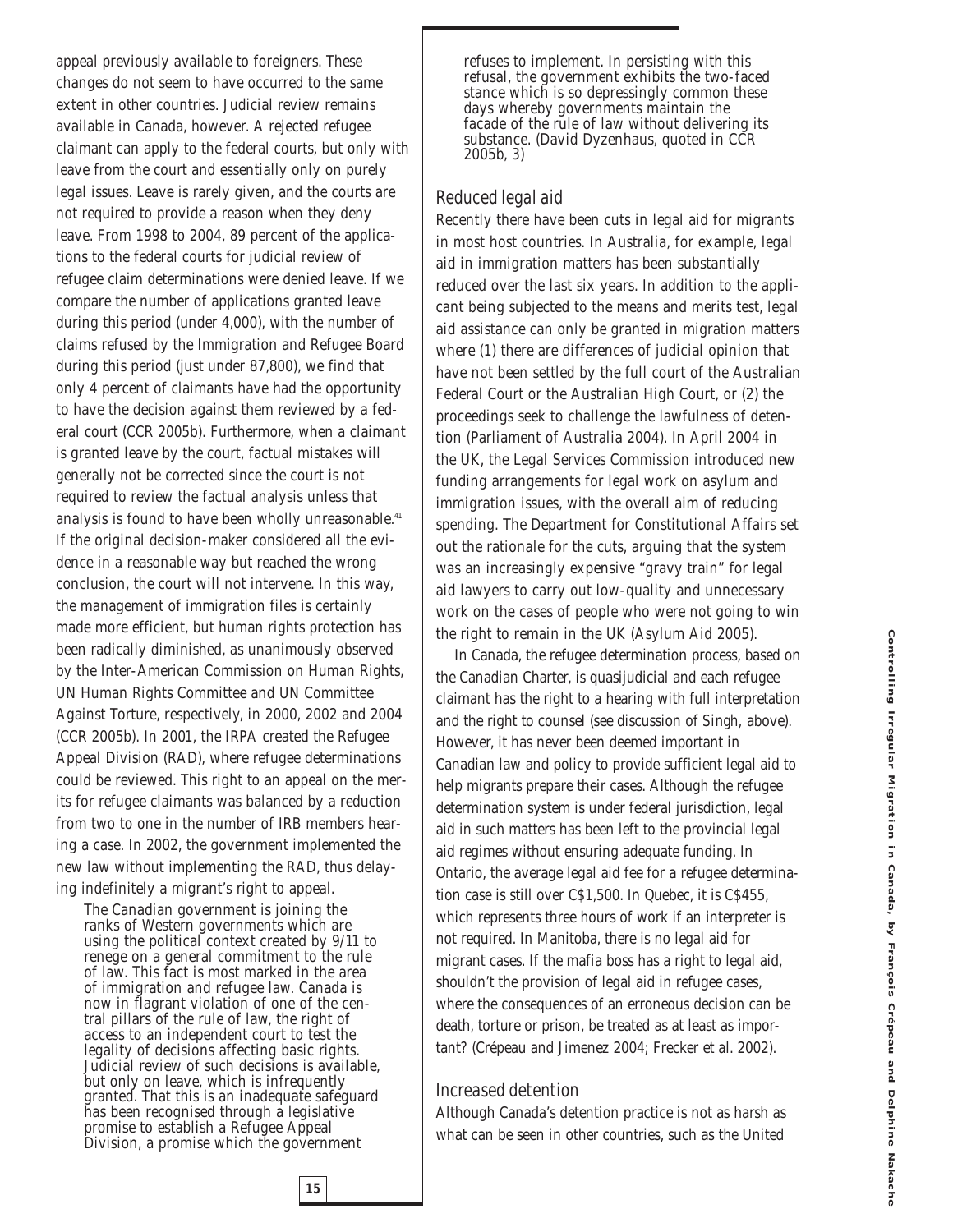appeal previously available to foreigners. These changes do not seem to have occurred to the same extent in other countries. Judicial review remains available in Canada, however. A rejected refugee claimant can apply to the federal courts, but only with leave from the court and essentially only on purely legal issues. Leave is rarely given, and the courts are not required to provide a reason when they deny leave. From 1998 to 2004, 89 percent of the applications to the federal courts for judicial review of refugee claim determinations were denied leave. If we compare the number of applications granted leave during this period (under 4,000), with the number of claims refused by the Immigration and Refugee Board during this period (just under 87,800), we find that only 4 percent of claimants have had the opportunity to have the decision against them reviewed by a federal court (CCR 2005b). Furthermore, when a claimant is granted leave by the court, factual mistakes will generally not be corrected since the court is not required to review the factual analysis unless that analysis is found to have been wholly unreasonable.[41] If the original decision-maker considered all the evidence in a reasonable way but reached the wrong conclusion, the court will not intervene. In this way, the management of immigration files is certainly made more efficient, but human rights protection has been radically diminished, as unanimously observed by the Inter-American Commission on Human Rights, UN Human Rights Committee and UN Committee Against Torture, respectively, in 2000, 2002 and 2004 (CCR 2005b). In 2001, the IRPA created the Refugee Appeal Division (RAD), where refugee determinations could be reviewed. This right to an appeal on the merits for refugee claimants was balanced by a reduction from two to one in the number of IRB members hearing a case. In 2002, the government implemented the new law without implementing the RAD, thus delaying indefinitely a migrant's right to appeal.

> The Canadian government is joining the ranks of Western governments which are using the political context created by 9/11 to renege on a general commitment to the rule of law. This fact is most marked in the area of immigration and refugee law. Canada is now in flagrant violation of one of the central pillars of the rule of law, the right of access to an independent court to test the legality of decisions affecting basic rights. Judicial review of such decisions is available, but only on leave, which is infrequently granted. That this is an inadequate safeguard has been recognised through a legislative promise to establish a Refugee Appeal Division, a promise which the government refuses to implement. In persisting with this refusal, the government exhibits the two-faced stance which is so depressingly common these days whereby governments maintain the facade of the rule of law without delivering its substance. (David Dyzenhaus, quoted in CCR 2005b, 3)

### *Reduced legal aid*

Recently there have been cuts in legal aid for migrants in most host countries. In Australia, for example, legal aid in immigration matters has been substantially reduced over the last six years. In addition to the applicant being subjected to the means and merits test, legal aid assistance can only be granted in migration matters where (1) there are differences of judicial opinion that have not been settled by the full court of the Australian Federal Court or the Australian High Court, or (2) the proceedings seek to challenge the lawfulness of detention (Parliament of Australia 2004). In April 2004 in the UK, the Legal Services Commission introduced new funding arrangements for legal work on asylum and immigration issues, with the overall aim of reducing spending. The Department for Constitutional Affairs set out the rationale for the cuts, arguing that the system was an increasingly expensive "gravy train" for legal aid lawyers to carry out low-quality and unnecessary work on the cases of people who were not going to win the right to remain in the UK (Asylum Aid 2005).

In Canada, the refugee determination process, based on the Canadian Charter, is quasijudicial and each refugee claimant has the right to a hearing with full interpretation and the right to counsel (see discussion of Singh, above). However, it has never been deemed important in Canadian law and policy to provide sufficient legal aid to help migrants prepare their cases. Although the refugee determination system is under federal jurisdiction, legal aid in such matters has been left to the provincial legal aid regimes without ensuring adequate funding. In Ontario, the average legal aid fee for a refugee determination case is still over C$1,500. In Quebec, it is C$455, which represents three hours of work if an interpreter is not required. In Manitoba, there is no legal aid for migrant cases. If the mafia boss has a right to legal aid, shouldn't the provision of legal aid in refugee cases, where the consequences of an erroneous decision can be death, torture or prison, be treated as at least as important? (Crépeau and Jimenez 2004; Frecker et al. 2002).

### *Increased detention*

Although Canada's detention practice is not as harsh as what can be seen in other countries, such as the United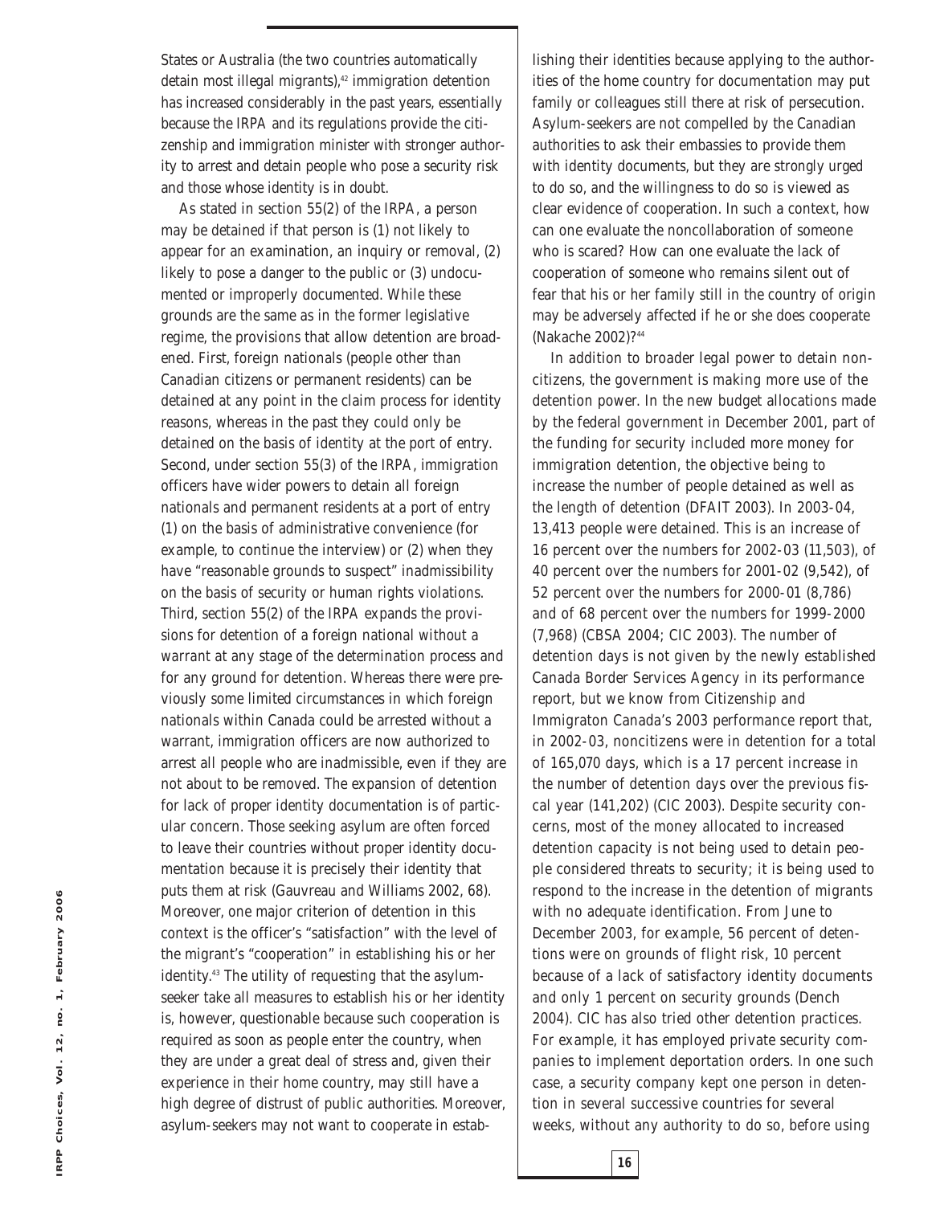States or Australia (the two countries automatically detain most illegal migrants),[42] immigration detention has increased considerably in the past years, essentially because the IRPA and its regulations provide the citizenship and immigration minister with stronger authority to arrest and detain people who pose a security risk and those whose identity is in doubt.

As stated in section 55(2) of the IRPA, a person may be detained if that person is (1) not likely to appear for an examination, an inquiry or removal, (2) likely to pose a danger to the public or (3) undocumented or improperly documented. While these grounds are the same as in the former legislative regime, the provisions that allow detention are broadened. First, foreign nationals (people other than Canadian citizens or permanent residents) can be detained at any point in the claim process for identity reasons, whereas in the past they could only be detained on the basis of identity at the port of entry. Second, under section 55(3) of the IRPA, immigration officers have wider powers to detain all foreign nationals and permanent residents at a port of entry (1) on the basis of administrative convenience (for example, to continue the interview) or (2) when they have "reasonable grounds to suspect" inadmissibility on the basis of security or human rights violations. Third, section 55(2) of the IRPA expands the provisions for detention of a foreign national without a warrant at any stage of the determination process and for any ground for detention. Whereas there were previously some limited circumstances in which foreign nationals within Canada could be arrested without a warrant, immigration officers are now authorized to arrest all people who are inadmissible, even if they are not about to be removed. The expansion of detention for lack of proper identity documentation is of particular concern. Those seeking asylum are often forced to leave their countries without proper identity documentation because it is precisely their identity that puts them at risk (Gauvreau and Williams 2002, 68). Moreover, one major criterion of detention in this context is the officer's "satisfaction" with the level of the migrant's "cooperation" in establishing his or her identity.[43] The utility of requesting that the asylum-seeker take all measures to establish his or her identity is, however, questionable because such cooperation is required as soon as people enter the country, when they are under a great deal of stress and, given their experience in their home country, may still have a high degree of distrust of public authorities. Moreover, asylum-seekers may not want to cooperate in establishing their identities because applying to the authorities of the home country for documentation may put family or colleagues still there at risk of persecution. Asylum-seekers are not compelled by the Canadian authorities to ask their embassies to provide them with identity documents, but they are strongly urged to do so, and the willingness to do so is viewed as clear evidence of cooperation. In such a context, how can one evaluate the noncollaboration of someone who is scared? How can one evaluate the lack of cooperation of someone who remains silent out of fear that his or her family still in the country of origin may be adversely affected if he or she does cooperate (Nakache 2002)?[44]

In addition to broader legal power to detain non-citizens, the government is making more use of the detention power. In the new budget allocations made by the federal government in December 2001, part of the funding for security included more money for immigration detention, the objective being to increase the number of people detained as well as the length of detention (DFAIT 2003). In 2003-04, 13,413 people were detained. This is an increase of 16 percent over the numbers for 2002-03 (11,503), of 40 percent over the numbers for 2001-02 (9,542), of 52 percent over the numbers for 2000-01 (8,786) and of 68 percent over the numbers for 1999-2000 (7,968) (CBSA 2004; CIC 2003). The number of detention days is not given by the newly established Canada Border Services Agency in its performance report, but we know from Citizenship and Immigraton Canada's 2003 performance report that, in 2002-03, noncitizens were in detention for a total of 165,070 days, which is a 17 percent increase in the number of detention days over the previous fiscal year (141,202) (CIC 2003). Despite security concerns, most of the money allocated to increased detention capacity is not being used to detain people considered threats to security; it is being used to respond to the increase in the detention of migrants with no adequate identification. From June to December 2003, for example, 56 percent of detentions were on grounds of flight risk, 10 percent because of a lack of satisfactory identity documents and only 1 percent on security grounds (Dench 2004). CIC has also tried other detention practices. For example, it has employed private security companies to implement deportation orders. In one such case, a security company kept one person in detention in several successive countries for several weeks, without any authority to do so, before using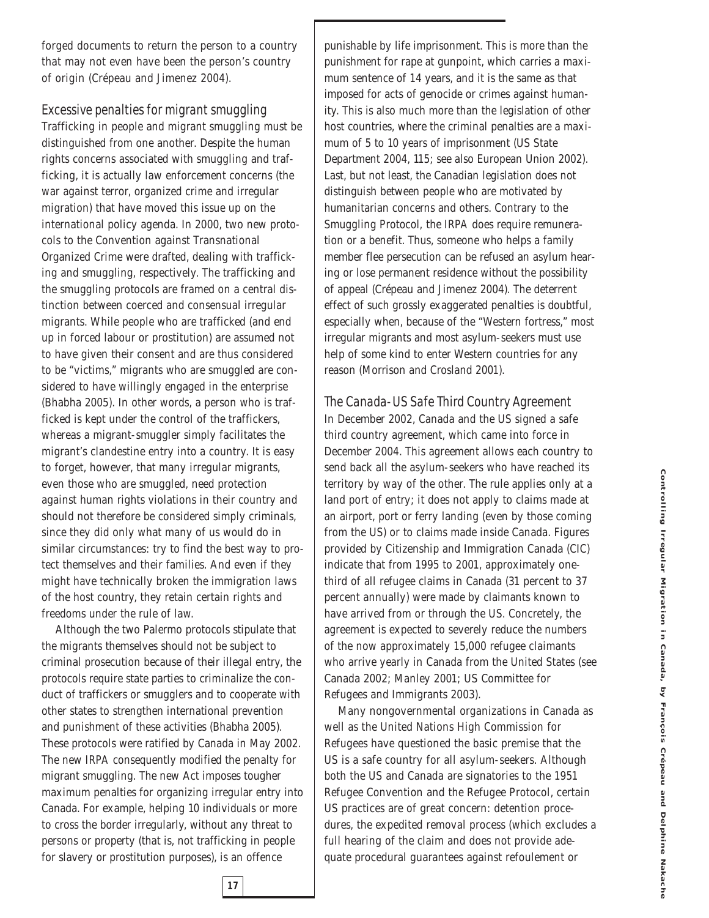forged documents to return the person to a country that may not even have been the person's country of origin (Crépeau and Jimenez 2004).

### Excessive penalties for migrant smuggling

Trafficking in people and migrant smuggling must be distinguished from one another. Despite the human rights concerns associated with smuggling and trafficking, it is actually law enforcement concerns (the war against terror, organized crime and irregular migration) that have moved this issue up on the international policy agenda. In 2000, two new protocols to the Convention against Transnational Organized Crime were drafted, dealing with trafficking and smuggling, respectively. The trafficking and the smuggling protocols are framed on a central distinction between coerced and consensual irregular migrants. While people who are trafficked (and end up in forced labour or prostitution) are assumed not to have given their consent and are thus considered to be "victims," migrants who are smuggled are considered to have willingly engaged in the enterprise (Bhabha 2005). In other words, a person who is trafficked is kept under the control of the traffickers, whereas a migrant-smuggler simply facilitates the migrant's clandestine entry into a country. It is easy to forget, however, that many irregular migrants, even those who are smuggled, need protection against human rights violations in their country and should not therefore be considered simply criminals, since they did only what many of us would do in similar circumstances: try to find the best way to protect themselves and their families. And even if they might have technically broken the immigration laws of the host country, they retain certain rights and freedoms under the rule of law.

Although the two Palermo protocols stipulate that the migrants themselves should not be subject to criminal prosecution because of their illegal entry, the protocols require state parties to criminalize the conduct of traffickers or smugglers and to cooperate with other states to strengthen international prevention and punishment of these activities (Bhabha 2005). These protocols were ratified by Canada in May 2002. The new IRPA consequently modified the penalty for migrant smuggling. The new Act imposes tougher maximum penalties for organizing irregular entry into Canada. For example, helping 10 individuals or more to cross the border irregularly, without any threat to persons or property (that is, not trafficking in people for slavery or prostitution purposes), is an offence punishable by life imprisonment. This is more than the punishment for rape at gunpoint, which carries a maximum sentence of 14 years, and it is the same as that imposed for acts of genocide or crimes against humanity. This is also much more than the legislation of other host countries, where the criminal penalties are a maximum of 5 to 10 years of imprisonment (US State Department 2004, 115; see also European Union 2002). Last, but not least, the Canadian legislation does not distinguish between people who are motivated by humanitarian concerns and others. Contrary to the Smuggling Protocol, the IRPA does require remuneration or a benefit. Thus, someone who helps a family member flee persecution can be refused an asylum hearing or lose permanent residence without the possibility of appeal (Crépeau and Jimenez 2004). The deterrent effect of such grossly exaggerated penalties is doubtful, especially when, because of the "Western fortress," most irregular migrants and most asylum-seekers must use help of some kind to enter Western countries for any reason (Morrison and Crosland 2001).

### The Canada-US Safe Third Country Agreement

In December 2002, Canada and the US signed a safe third country agreement, which came into force in December 2004. This agreement allows each country to send back all the asylum-seekers who have reached its territory by way of the other. The rule applies only at a land port of entry; it does not apply to claims made at an airport, port or ferry landing (even by those coming from the US) or to claims made inside Canada. Figures provided by Citizenship and Immigration Canada (CIC) indicate that from 1995 to 2001, approximately one-third of all refugee claims in Canada (31 percent to 37 percent annually) were made by claimants known to have arrived from or through the US. Concretely, the agreement is expected to severely reduce the numbers of the now approximately 15,000 refugee claimants who arrive yearly in Canada from the United States (see Canada 2002; Manley 2001; US Committee for Refugees and Immigrants 2003).

Many nongovernmental organizations in Canada as well as the United Nations High Commission for Refugees have questioned the basic premise that the US is a safe country for all asylum-seekers. Although both the US and Canada are signatories to the 1951 Refugee Convention and the Refugee Protocol, certain US practices are of great concern: detention procedures, the expedited removal process (which excludes a full hearing of the claim and does not provide adequate procedural guarantees against refoulement or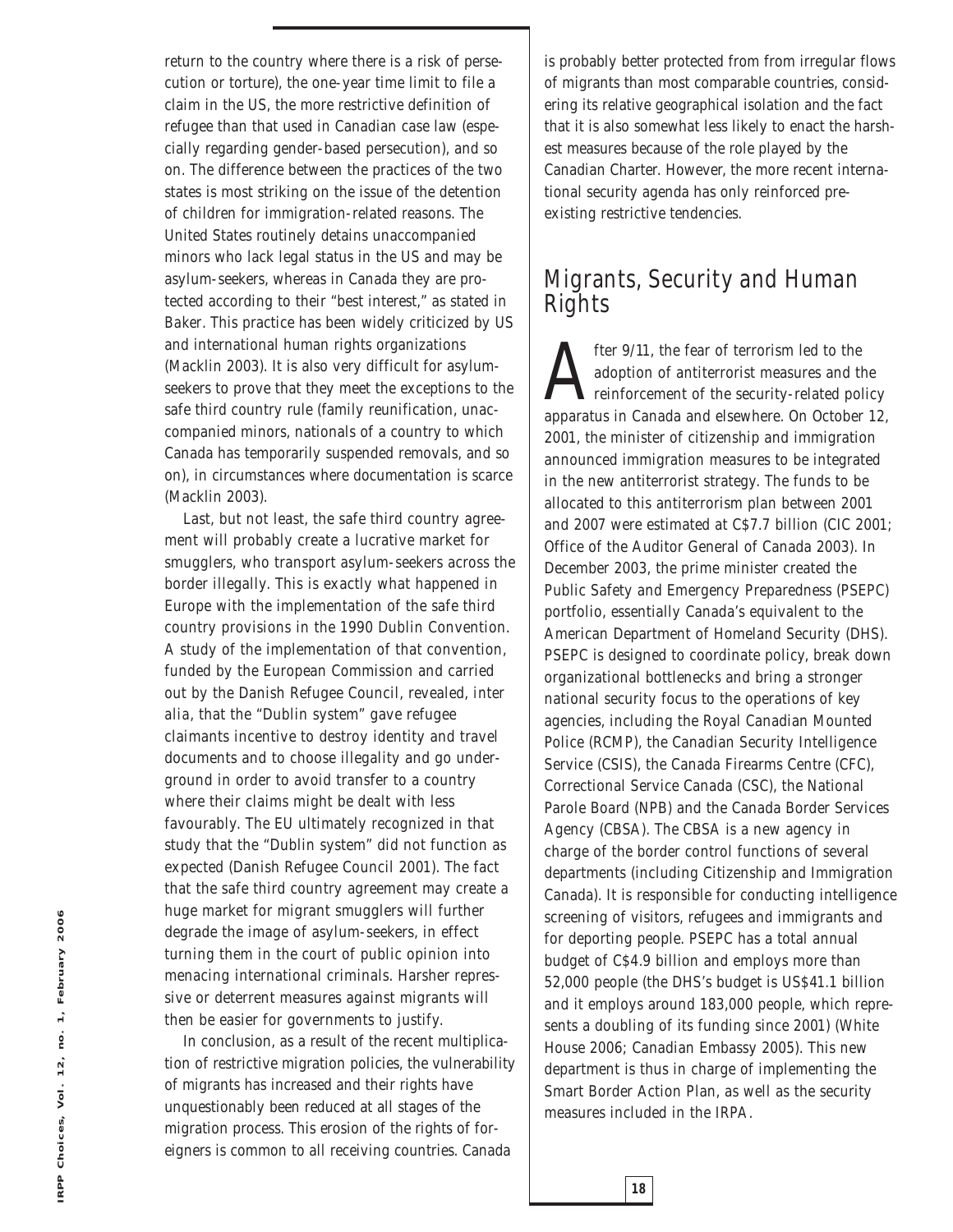return to the country where there is a risk of persecution or torture), the one-year time limit to file a claim in the US, the more restrictive definition of refugee than that used in Canadian case law (especially regarding gender-based persecution), and so on. The difference between the practices of the two states is most striking on the issue of the detention of children for immigration-related reasons. The United States routinely detains unaccompanied minors who lack legal status in the US and may be asylum-seekers, whereas in Canada they are protected according to their "best interest," as stated in *Baker*. This practice has been widely criticized by US and international human rights organizations (Macklin 2003). It is also very difficult for asylum-seekers to prove that they meet the exceptions to the safe third country rule (family reunification, unaccompanied minors, nationals of a country to which Canada has temporarily suspended removals, and so on), in circumstances where documentation is scarce (Macklin 2003).

Last, but not least, the safe third country agreement will probably create a lucrative market for smugglers, who transport asylum-seekers across the border illegally. This is exactly what happened in Europe with the implementation of the safe third country provisions in the 1990 Dublin Convention. A study of the implementation of that convention, funded by the European Commission and carried out by the Danish Refugee Council, revealed, *inter alia*, that the "Dublin system" gave refugee claimants incentive to destroy identity and travel documents and to choose illegality and go underground in order to avoid transfer to a country where their claims might be dealt with less favourably. The EU ultimately recognized in that study that the "Dublin system" did not function as expected (Danish Refugee Council 2001). The fact that the safe third country agreement may create a huge market for migrant smugglers will further degrade the image of asylum-seekers, in effect turning them in the court of public opinion into menacing international criminals. Harsher repressive or deterrent measures against migrants will then be easier for governments to justify.

In conclusion, as a result of the recent multiplication of restrictive migration policies, the vulnerability of migrants has increased and their rights have unquestionably been reduced at all stages of the migration process. This erosion of the rights of foreigners is common to all receiving countries. Canada is probably better protected from from irregular flows of migrants than most comparable countries, considering its relative geographical isolation and the fact that it is also somewhat less likely to enact the harshest measures because of the role played by the Canadian Charter. However, the more recent international security agenda has only reinforced preexisting restrictive tendencies.

## Migrants, Security and Human Rights

After 9/11, the fear of terrorism led to the adoption of antiterrorist measures and the reinforcement of the security-related policy apparatus in Canada and elsewhere. On October 12, 2001, the minister of citizenship and immigration announced immigration measures to be integrated in the new antiterrorist strategy. The funds to be allocated to this antiterrorism plan between 2001 and 2007 were estimated at C$7.7 billion (CIC 2001; Office of the Auditor General of Canada 2003). In December 2003, the prime minister created the Public Safety and Emergency Preparedness (PSEPC) portfolio, essentially Canada's equivalent to the American Department of Homeland Security (DHS). PSEPC is designed to coordinate policy, break down organizational bottlenecks and bring a stronger national security focus to the operations of key agencies, including the Royal Canadian Mounted Police (RCMP), the Canadian Security Intelligence Service (CSIS), the Canada Firearms Centre (CFC), Correctional Service Canada (CSC), the National Parole Board (NPB) and the Canada Border Services Agency (CBSA). The CBSA is a new agency in charge of the border control functions of several departments (including Citizenship and Immigration Canada). It is responsible for conducting intelligence screening of visitors, refugees and immigrants and for deporting people. PSEPC has a total annual budget of C$4.9 billion and employs more than 52,000 people (the DHS's budget is US$41.1 billion and it employs around 183,000 people, which represents a doubling of its funding since 2001) (White House 2006; Canadian Embassy 2005). This new department is thus in charge of implementing the Smart Border Action Plan, as well as the security measures included in the IRPA.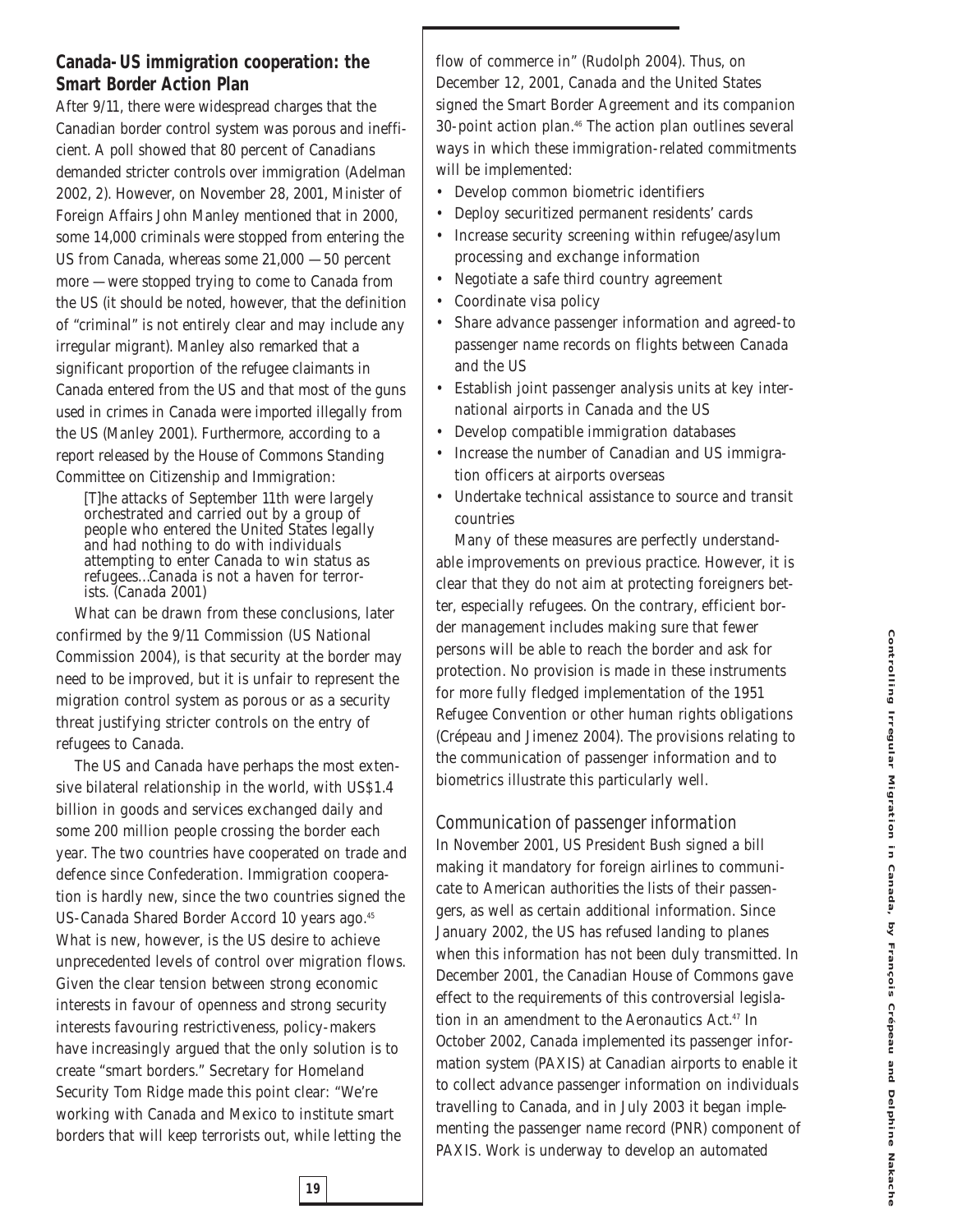## Canada-US immigration cooperation: the Smart Border Action Plan

After 9/11, there were widespread charges that the Canadian border control system was porous and inefficient. A poll showed that 80 percent of Canadians demanded stricter controls over immigration (Adelman 2002, 2). However, on November 28, 2001, Minister of Foreign Affairs John Manley mentioned that in 2000, some 14,000 criminals were stopped from entering the US from Canada, whereas some 21,000 — 50 percent more — were stopped trying to come to Canada from the US (it should be noted, however, that the definition of "criminal" is not entirely clear and may include any irregular migrant). Manley also remarked that a significant proportion of the refugee claimants in Canada entered from the US and that most of the guns used in crimes in Canada were imported illegally from the US (Manley 2001). Furthermore, according to a report released by the House of Commons Standing Committee on Citizenship and Immigration:

> [T]he attacks of September 11th were largely orchestrated and carried out by a group of people who entered the United States legally and had nothing to do with individuals attempting to enter Canada to win status as refugees...Canada is not a haven for terrorists. (Canada 2001)

What can be drawn from these conclusions, later confirmed by the 9/11 Commission (US National Commission 2004), is that security at the border may need to be improved, but it is unfair to represent the migration control system as porous or as a security threat justifying stricter controls on the entry of refugees to Canada.

The US and Canada have perhaps the most extensive bilateral relationship in the world, with US$1.4 billion in goods and services exchanged daily and some 200 million people crossing the border each year. The two countries have cooperated on trade and defence since Confederation. Immigration cooperation is hardly new, since the two countries signed the US-Canada Shared Border Accord 10 years ago.[45] What is new, however, is the US desire to achieve unprecedented levels of control over migration flows. Given the clear tension between strong economic interests in favour of openness and strong security interests favouring restrictiveness, policy-makers have increasingly argued that the only solution is to create "smart borders." Secretary for Homeland Security Tom Ridge made this point clear: "We're working with Canada and Mexico to institute smart borders that will keep terrorists out, while letting the flow of commerce in" (Rudolph 2004). Thus, on December 12, 2001, Canada and the United States signed the Smart Border Agreement and its companion 30-point action plan.[46] The action plan outlines several ways in which these immigration-related commitments will be implemented:

- Develop common biometric identifiers
- Deploy securitized permanent residents' cards
- Increase security screening within refugee/asylum processing and exchange information
- Negotiate a safe third country agreement
- Coordinate visa policy
- Share advance passenger information and agreed-to passenger name records on flights between Canada and the US
- Establish joint passenger analysis units at key international airports in Canada and the US
- Develop compatible immigration databases
- Increase the number of Canadian and US immigration officers at airports overseas
- Undertake technical assistance to source and transit countries

Many of these measures are perfectly understandable improvements on previous practice. However, it is clear that they do not aim at protecting foreigners better, especially refugees. On the contrary, efficient border management includes making sure that fewer persons will be able to reach the border and ask for protection. No provision is made in these instruments for more fully fledged implementation of the 1951 Refugee Convention or other human rights obligations (Crépeau and Jimenez 2004). The provisions relating to the communication of passenger information and to biometrics illustrate this particularly well.

### *Communication of passenger information*

In November 2001, US President Bush signed a bill making it mandatory for foreign airlines to communicate to American authorities the lists of their passengers, as well as certain additional information. Since January 2002, the US has refused landing to planes when this information has not been duly transmitted. In December 2001, the Canadian House of Commons gave effect to the requirements of this controversial legislation in an amendment to the Aeronautics Act.[47] In October 2002, Canada implemented its passenger information system (PAXIS) at Canadian airports to enable it to collect advance passenger information on individuals travelling to Canada, and in July 2003 it began implementing the passenger name record (PNR) component of PAXIS. Work is underway to develop an automated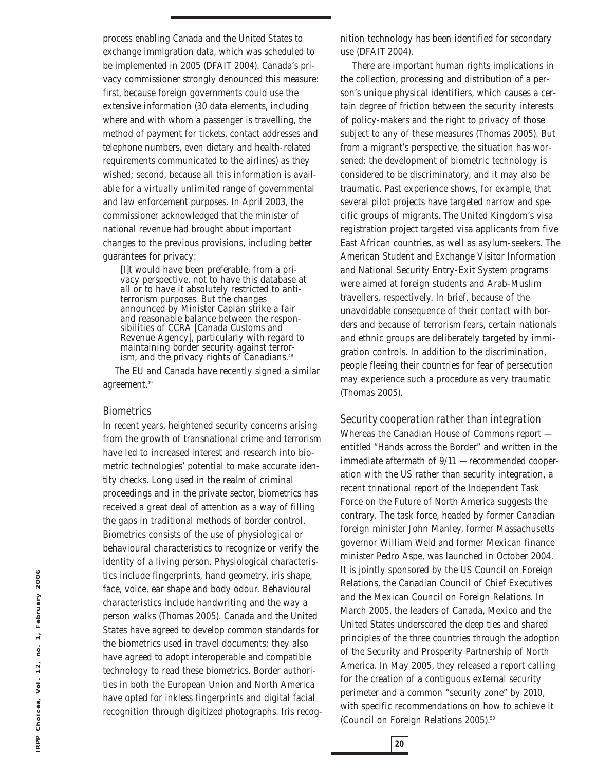process enabling Canada and the United States to exchange immigration data, which was scheduled to be implemented in 2005 (DFAIT 2004). Canada's privacy commissioner strongly denounced this measure: first, because foreign governments could use the extensive information (30 data elements, including where and with whom a passenger is travelling, the method of payment for tickets, contact addresses and telephone numbers, even dietary and health-related requirements communicated to the airlines) as they wished; second, because all this information is available for a virtually unlimited range of governmental and law enforcement purposes. In April 2003, the commissioner acknowledged that the minister of national revenue had brought about important changes to the previous provisions, including better guarantees for privacy:

> [I]t would have been preferable, from a privacy perspective, not to have this database at all or to have it absolutely restricted to anti-terrorism purposes. But the changes announced by Minister Caplan strike a fair and reasonable balance between the responsibilities of CCRA [Canada Customs and Revenue Agency], particularly with regard to maintaining border security against terrorism, and the privacy rights of Canadians.[48]

The EU and Canada have recently signed a similar agreement.[49]

### Biometrics

In recent years, heightened security concerns arising from the growth of transnational crime and terrorism have led to increased interest and research into biometric technologies' potential to make accurate identity checks. Long used in the realm of criminal proceedings and in the private sector, biometrics has received a great deal of attention as a way of filling the gaps in traditional methods of border control. Biometrics consists of the use of physiological or behavioural characteristics to recognize or verify the identity of a living person. Physiological characteristics include fingerprints, hand geometry, iris shape, face, voice, ear shape and body odour. Behavioural characteristics include handwriting and the way a person walks (Thomas 2005). Canada and the United States have agreed to develop common standards for the biometrics used in travel documents; they also have agreed to adopt interoperable and compatible technology to read these biometrics. Border authorities in both the European Union and North America have opted for inkless fingerprints and digital facial recognition through digitized photographs. Iris recognition technology has been identified for secondary use (DFAIT 2004).

There are important human rights implications in the collection, processing and distribution of a person's unique physical identifiers, which causes a certain degree of friction between the security interests of policy-makers and the right to privacy of those subject to any of these measures (Thomas 2005). But from a migrant's perspective, the situation has worsened: the development of biometric technology is considered to be discriminatory, and it may also be traumatic. Past experience shows, for example, that several pilot projects have targeted narrow and specific groups of migrants. The United Kingdom's visa registration project targeted visa applicants from five East African countries, as well as asylum-seekers. The American Student and Exchange Visitor Information and National Security Entry-Exit System programs were aimed at foreign students and Arab-Muslim travellers, respectively. In brief, because of the unavoidable consequence of their contact with borders and because of terrorism fears, certain nationals and ethnic groups are deliberately targeted by immigration controls. In addition to the discrimination, people fleeing their countries for fear of persecution may experience such a procedure as very traumatic (Thomas 2005).

### Security cooperation rather than integration

Whereas the Canadian House of Commons report — entitled "Hands across the Border" and written in the immediate aftermath of 9/11 — recommended cooperation with the US rather than security integration, a recent trinational report of the Independent Task Force on the Future of North America suggests the contrary. The task force, headed by former Canadian foreign minister John Manley, former Massachusetts governor William Weld and former Mexican finance minister Pedro Aspe, was launched in October 2004. It is jointly sponsored by the US Council on Foreign Relations, the Canadian Council of Chief Executives and the Mexican Council on Foreign Relations. In March 2005, the leaders of Canada, Mexico and the United States underscored the deep ties and shared principles of the three countries through the adoption of the Security and Prosperity Partnership of North America. In May 2005, they released a report calling for the creation of a contiguous external security perimeter and a common "security zone" by 2010, with specific recommendations on how to achieve it (Council on Foreign Relations 2005).[50]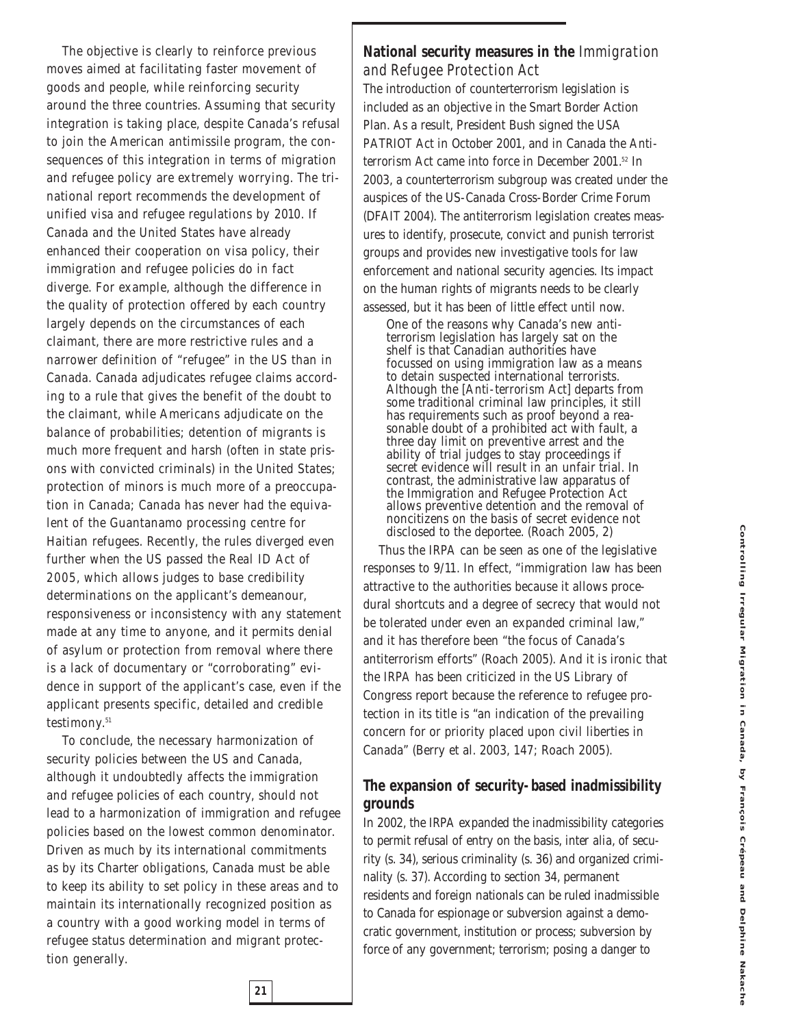The objective is clearly to reinforce previous moves aimed at facilitating faster movement of goods and people, while reinforcing security around the three countries. Assuming that security integration is taking place, despite Canada's refusal to join the American antimissile program, the consequences of this integration in terms of migration and refugee policy are extremely worrying. The trinational report recommends the development of unified visa and refugee regulations by 2010. If Canada and the United States have already enhanced their cooperation on visa policy, their immigration and refugee policies do in fact diverge. For example, although the difference in the quality of protection offered by each country largely depends on the circumstances of each claimant, there are more restrictive rules and a narrower definition of "refugee" in the US than in Canada. Canada adjudicates refugee claims according to a rule that gives the benefit of the doubt to the claimant, while Americans adjudicate on the balance of probabilities; detention of migrants is much more frequent and harsh (often in state prisons with convicted criminals) in the United States; protection of minors is much more of a preoccupation in Canada; Canada has never had the equivalent of the Guantanamo processing centre for Haitian refugees. Recently, the rules diverged even further when the US passed the *Real ID Act of 2005*, which allows judges to base credibility determinations on the applicant's demeanour, responsiveness or inconsistency with any statement made at any time to anyone, and it permits denial of asylum or protection from removal where there is a lack of documentary or "corroborating" evidence in support of the applicant's case, even if the applicant presents specific, detailed and credible testimony.[51]

To conclude, the necessary harmonization of security policies between the US and Canada, although it undoubtedly affects the immigration and refugee policies of each country, should not lead to a harmonization of immigration and refugee policies based on the lowest common denominator. Driven as much by its international commitments as by its Charter obligations, Canada must be able to keep its ability to set policy in these areas and to maintain its internationally recognized position as a country with a good working model in terms of refugee status determination and migrant protection generally.

## National security measures in the *Immigration and Refugee Protection Act*

The introduction of counterterrorism legislation is included as an objective in the Smart Border Action Plan. As a result, President Bush signed the USA PATRIOT Act in October 2001, and in Canada the Antiterrorism Act came into force in December 2001.[52] In 2003, a counterterrorism subgroup was created under the auspices of the US-Canada Cross-Border Crime Forum (DFAIT 2004). The antiterrorism legislation creates measures to identify, prosecute, convict and punish terrorist groups and provides new investigative tools for law enforcement and national security agencies. Its impact on the human rights of migrants needs to be clearly assessed, but it has been of little effect until now.

> One of the reasons why Canada's new antiterrorism legislation has largely sat on the shelf is that Canadian authorities have focussed on using immigration law as a means to detain suspected international terrorists. Although the [Anti-terrorism Act] departs from some traditional criminal law principles, it still has requirements such as proof beyond a reasonable doubt of a prohibited act with fault, a three day limit on preventive arrest and the ability of trial judges to stay proceedings if secret evidence will result in an unfair trial. In contrast, the administrative law apparatus of the Immigration and Refugee Protection Act allows preventive detention and the removal of noncitizens on the basis of secret evidence not disclosed to the deportee. (Roach 2005, 2)

Thus the IRPA can be seen as one of the legislative responses to 9/11. In effect, "immigration law has been attractive to the authorities because it allows procedural shortcuts and a degree of secrecy that would not be tolerated under even an expanded criminal law," and it has therefore been "the focus of Canada's antiterrorism efforts" (Roach 2005). And it is ironic that the IRPA has been criticized in the US Library of Congress report because the reference to refugee protection in its title is "an indication of the prevailing concern for or priority placed upon civil liberties in Canada" (Berry et al. 2003, 147; Roach 2005).

## The expansion of security-based inadmissibility grounds

In 2002, the IRPA expanded the inadmissibility categories to permit refusal of entry on the basis, *inter alia*, of security (s. 34), serious criminality (s. 36) and organized criminality (s. 37). According to section 34, permanent residents and foreign nationals can be ruled inadmissible to Canada for espionage or subversion against a democratic government, institution or process; subversion by force of any government; terrorism; posing a danger to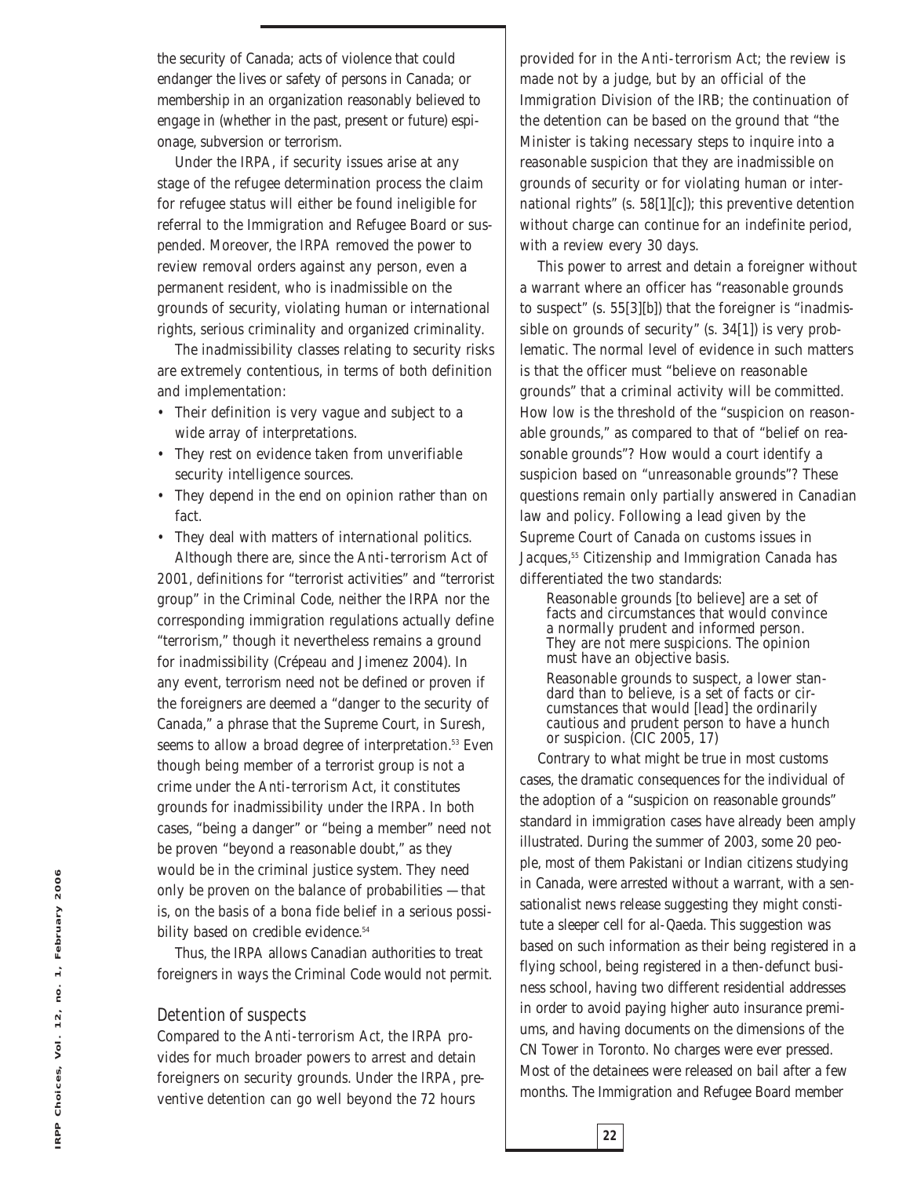the security of Canada; acts of violence that could endanger the lives or safety of persons in Canada; or membership in an organization reasonably believed to engage in (whether in the past, present or future) espionage, subversion or terrorism.

Under the IRPA, if security issues arise at any stage of the refugee determination process the claim for refugee status will either be found ineligible for referral to the Immigration and Refugee Board or suspended. Moreover, the IRPA removed the power to review removal orders against any person, even a permanent resident, who is inadmissible on the grounds of security, violating human or international rights, serious criminality and organized criminality.

The inadmissibility classes relating to security risks are extremely contentious, in terms of both definition and implementation:

- Their definition is very vague and subject to a wide array of interpretations.
- They rest on evidence taken from unverifiable security intelligence sources.
- They depend in the end on opinion rather than on fact.
- They deal with matters of international politics.

Although there are, since the *Anti-terrorism Act* of 2001, definitions for "terrorist activities" and "terrorist group" in the Criminal Code, neither the IRPA nor the corresponding immigration regulations actually define "terrorism," though it nevertheless remains a ground for inadmissibility (Crépeau and Jimenez 2004). In any event, terrorism need not be defined or proven if the foreigners are deemed a "danger to the security of Canada," a phrase that the Supreme Court, in *Suresh*, seems to allow a broad degree of interpretation.[53] Even though being member of a terrorist group is not a crime under the *Anti-terrorism Act*, it constitutes grounds for inadmissibility under the IRPA. In both cases, "being a danger" or "being a member" need not be proven "beyond a reasonable doubt," as they would be in the criminal justice system. They need only be proven on the balance of probabilities — that is, on the basis of a bona fide belief in a serious possibility based on credible evidence.[54]

Thus, the IRPA allows Canadian authorities to treat foreigners in ways the Criminal Code would not permit.

## Detention of suspects

Compared to the *Anti-terrorism Act*, the IRPA provides for much broader powers to arrest and detain foreigners on security grounds. Under the IRPA, preventive detention can go well beyond the 72 hours provided for in the *Anti-terrorism Act*; the review is made not by a judge, but by an official of the Immigration Division of the IRB; the continuation of the detention can be based on the ground that "the Minister is taking necessary steps to inquire into a reasonable suspicion that they are inadmissible on grounds of security or for violating human or international rights" (s. 58[1][c]); this preventive detention without charge can continue for an indefinite period, with a review every 30 days.

This power to arrest and detain a foreigner without a warrant where an officer has "reasonable grounds to suspect" (s. 55[3][b]) that the foreigner is "inadmissible on grounds of security" (s. 34[1]) is very problematic. The normal level of evidence in such matters is that the officer must "believe on reasonable grounds" that a criminal activity will be committed. How low is the threshold of the "suspicion on reasonable grounds," as compared to that of "belief on reasonable grounds"? How would a court identify a suspicion based on "unreasonable grounds"? These questions remain only partially answered in Canadian law and policy. Following a lead given by the Supreme Court of Canada on customs issues in *Jacques*,[55] Citizenship and Immigration Canada has differentiated the two standards:

> Reasonable grounds [to believe] are a set of facts and circumstances that would convince a normally prudent and informed person. They are not mere suspicions. The opinion must have an objective basis.
>
> Reasonable grounds to suspect, a lower standard than to believe, is a set of facts or circumstances that would [lead] the ordinarily cautious and prudent person to have a hunch or suspicion. (CIC 2005, 17)

Contrary to what might be true in most customs cases, the dramatic consequences for the individual of the adoption of a "suspicion on reasonable grounds" standard in immigration cases have already been amply illustrated. During the summer of 2003, some 20 people, most of them Pakistani or Indian citizens studying in Canada, were arrested without a warrant, with a sensationalist news release suggesting they might constitute a sleeper cell for al-Qaeda. This suggestion was based on such information as their being registered in a flying school, being registered in a then-defunct business school, having two different residential addresses in order to avoid paying higher auto insurance premiums, and having documents on the dimensions of the CN Tower in Toronto. No charges were ever pressed. Most of the detainees were released on bail after a few months. The Immigration and Refugee Board member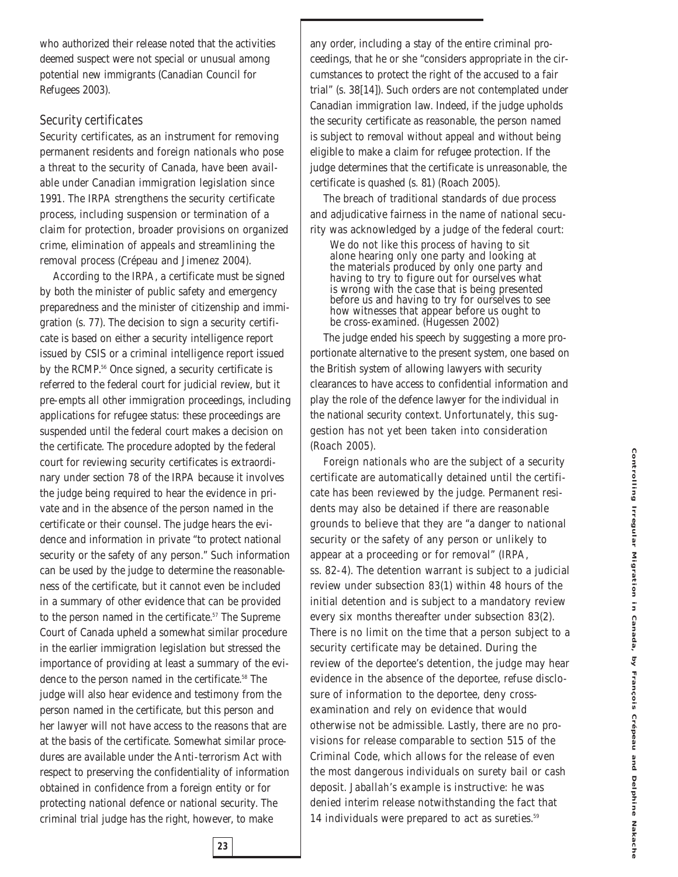who authorized their release noted that the activities deemed suspect were not special or unusual among potential new immigrants (Canadian Council for Refugees 2003).

### Security certificates

Security certificates, as an instrument for removing permanent residents and foreign nationals who pose a threat to the security of Canada, have been available under Canadian immigration legislation since 1991. The IRPA strengthens the security certificate process, including suspension or termination of a claim for protection, broader provisions on organized crime, elimination of appeals and streamlining the removal process (Crépeau and Jimenez 2004).

According to the IRPA, a certificate must be signed by both the minister of public safety and emergency preparedness and the minister of citizenship and immigration (s. 77). The decision to sign a security certificate is based on either a security intelligence report issued by CSIS or a criminal intelligence report issued by the RCMP.[56] Once signed, a security certificate is referred to the federal court for judicial review, but it pre-empts all other immigration proceedings, including applications for refugee status: these proceedings are suspended until the federal court makes a decision on the certificate. The procedure adopted by the federal court for reviewing security certificates is extraordinary under section 78 of the IRPA because it involves the judge being required to hear the evidence in private and in the absence of the person named in the certificate or their counsel. The judge hears the evidence and information in private "to protect national security or the safety of any person." Such information can be used by the judge to determine the reasonableness of the certificate, but it cannot even be included in a summary of other evidence that can be provided to the person named in the certificate.[57] The Supreme Court of Canada upheld a somewhat similar procedure in the earlier immigration legislation but stressed the importance of providing at least a summary of the evidence to the person named in the certificate.[58] The judge will also hear evidence and testimony from the person named in the certificate, but this person and her lawyer will not have access to the reasons that are at the basis of the certificate. Somewhat similar procedures are available under the *Anti-terrorism Act* with respect to preserving the confidentiality of information obtained in confidence from a foreign entity or for protecting national defence or national security. The criminal trial judge has the right, however, to make any order, including a stay of the entire criminal proceedings, that he or she "considers appropriate in the circumstances to protect the right of the accused to a fair trial" (s. 38[14]). Such orders are not contemplated under Canadian immigration law. Indeed, if the judge upholds the security certificate as reasonable, the person named is subject to removal without appeal and without being eligible to make a claim for refugee protection. If the judge determines that the certificate is unreasonable, the certificate is quashed (s. 81) (Roach 2005).

The breach of traditional standards of due process and adjudicative fairness in the name of national security was acknowledged by a judge of the federal court:

> We do not like this process of having to sit alone hearing only one party and looking at the materials produced by only one party and having to try to figure out for ourselves what is wrong with the case that is being presented before us and having to try for ourselves to see how witnesses that appear before us ought to be cross-examined. (Hugessen 2002)

The judge ended his speech by suggesting a more proportionate alternative to the present system, one based on the British system of allowing lawyers with security clearances to have access to confidential information and play the role of the defence lawyer for the individual in the national security context. Unfortunately, this suggestion has not yet been taken into consideration (Roach 2005).

Foreign nationals who are the subject of a security certificate are automatically detained until the certificate has been reviewed by the judge. Permanent residents may also be detained if there are reasonable grounds to believe that they are "a danger to national security or the safety of any person or unlikely to appear at a proceeding or for removal" (IRPA, ss. 82-4). The detention warrant is subject to a judicial review under subsection 83(1) within 48 hours of the initial detention and is subject to a mandatory review every six months thereafter under subsection 83(2). There is no limit on the time that a person subject to a security certificate may be detained. During the review of the deportee's detention, the judge may hear evidence in the absence of the deportee, refuse disclosure of information to the deportee, deny cross-examination and rely on evidence that would otherwise not be admissible. Lastly, there are no provisions for release comparable to section 515 of the *Criminal Code*, which allows for the release of even the most dangerous individuals on surety bail or cash deposit. *Jaballah*'s example is instructive: he was denied interim release notwithstanding the fact that 14 individuals were prepared to act as sureties.[59]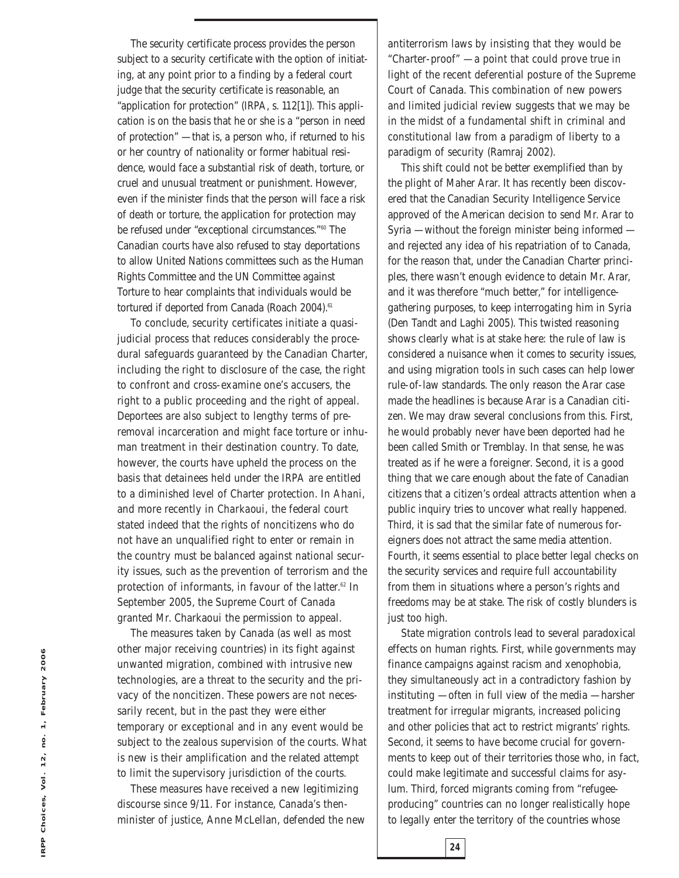The security certificate process provides the person subject to a security certificate with the option of initiating, at any point prior to a finding by a federal court judge that the security certificate is reasonable, an "application for protection" (IRPA, s. 112[1]). This application is on the basis that he or she is a "person in need of protection" — that is, a person who, if returned to his or her country of nationality or former habitual residence, would face a substantial risk of death, torture, or cruel and unusual treatment or punishment. However, even if the minister finds that the person will face a risk of death or torture, the application for protection may be refused under "exceptional circumstances."[60] The Canadian courts have also refused to stay deportations to allow United Nations committees such as the Human Rights Committee and the UN Committee against Torture to hear complaints that individuals would be tortured if deported from Canada (Roach 2004).[61]

To conclude, security certificates initiate a quasi-judicial process that reduces considerably the procedural safeguards guaranteed by the Canadian Charter, including the right to disclosure of the case, the right to confront and cross-examine one's accusers, the right to a public proceeding and the right of appeal. Deportees are also subject to lengthy terms of pre-removal incarceration and might face torture or inhuman treatment in their destination country. To date, however, the courts have upheld the process on the basis that detainees held under the IRPA are entitled to a diminished level of Charter protection. In *Ahani*, and more recently in *Charkaoui*, the federal court stated indeed that the rights of noncitizens who do not have an unqualified right to enter or remain in the country must be balanced against national security issues, such as the prevention of terrorism and the protection of informants, in favour of the latter.[62] In September 2005, the Supreme Court of Canada granted Mr. Charkaoui the permission to appeal.

The measures taken by Canada (as well as most other major receiving countries) in its fight against unwanted migration, combined with intrusive new technologies, are a threat to the security and the privacy of the noncitizen. These powers are not necessarily recent, but in the past they were either temporary or exceptional and in any event would be subject to the zealous supervision of the courts. What is new is their amplification and the related attempt to limit the supervisory jurisdiction of the courts.

These measures have received a new legitimizing discourse since 9/11. For instance, Canada's then-minister of justice, Anne McLellan, defended the new antiterrorism laws by insisting that they would be "Charter-proof" — a point that could prove true in light of the recent deferential posture of the Supreme Court of Canada. This combination of new powers and limited judicial review suggests that we may be in the midst of a fundamental shift in criminal and constitutional law from a paradigm of liberty to a paradigm of security (Ramraj 2002).

This shift could not be better exemplified than by the plight of Maher Arar. It has recently been discovered that the Canadian Security Intelligence Service approved of the American decision to send Mr. Arar to Syria — without the foreign minister being informed — and rejected any idea of his repatriation of to Canada, for the reason that, under the Canadian Charter principles, there wasn't enough evidence to detain Mr. Arar, and it was therefore "much better," for intelligence-gathering purposes, to keep interrogating him in Syria (Den Tandt and Laghi 2005). This twisted reasoning shows clearly what is at stake here: the rule of law is considered a nuisance when it comes to security issues, and using migration tools in such cases can help lower rule-of-law standards. The only reason the Arar case made the headlines is because Arar is a Canadian citizen. We may draw several conclusions from this. First, he would probably never have been deported had he been called Smith or Tremblay. In that sense, he was treated as if he were a foreigner. Second, it is a good thing that we care enough about the fate of Canadian citizens that a citizen's ordeal attracts attention when a public inquiry tries to uncover what really happened. Third, it is sad that the similar fate of numerous foreigners does not attract the same media attention. Fourth, it seems essential to place better legal checks on the security services and require full accountability from them in situations where a person's rights and freedoms may be at stake. The risk of costly blunders is just too high.

State migration controls lead to several paradoxical effects on human rights. First, while governments may finance campaigns against racism and xenophobia, they simultaneously act in a contradictory fashion by instituting — often in full view of the media — harsher treatment for irregular migrants, increased policing and other policies that act to restrict migrants' rights. Second, it seems to have become crucial for governments to keep out of their territories those who, in fact, could make legitimate and successful claims for asylum. Third, forced migrants coming from "refugee-producing" countries can no longer realistically hope to legally enter the territory of the countries whose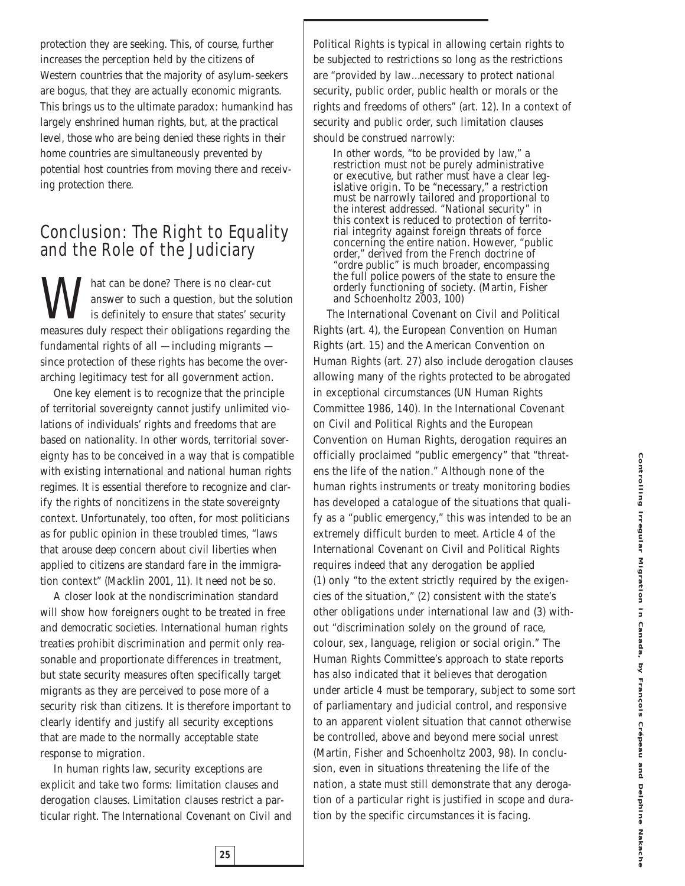protection they are seeking. This, of course, further increases the perception held by the citizens of Western countries that the majority of asylum-seekers are bogus, that they are actually economic migrants. This brings us to the ultimate paradox: humankind has largely enshrined human rights, but, at the practical level, those who are being denied these rights in their home countries are simultaneously prevented by potential host countries from moving there and receiving protection there.

## Conclusion: The Right to Equality and the Role of the Judiciary

What can be done? There is no clear-cut answer to such a question, but the solution is definitely to ensure that states' security measures duly respect their obligations regarding the fundamental rights of all — including migrants — since protection of these rights has become the overarching legitimacy test for all government action.

One key element is to recognize that the principle of territorial sovereignty cannot justify unlimited violations of individuals' rights and freedoms that are based on nationality. In other words, territorial sovereignty has to be conceived in a way that is compatible with existing international and national human rights regimes. It is essential therefore to recognize and clarify the rights of noncitizens in the state sovereignty context. Unfortunately, too often, for most politicians as for public opinion in these troubled times, "laws that arouse deep concern about civil liberties when applied to citizens are standard fare in the immigration context" (Macklin 2001, 11). It need not be so.

A closer look at the nondiscrimination standard will show how foreigners ought to be treated in free and democratic societies. International human rights treaties prohibit discrimination and permit only reasonable and proportionate differences in treatment, but state security measures often specifically target migrants as they are perceived to pose more of a security risk than citizens. It is therefore important to clearly identify and justify all security exceptions that are made to the normally acceptable state response to migration.

In human rights law, security exceptions are explicit and take two forms: limitation clauses and derogation clauses. Limitation clauses restrict a particular right. The International Covenant on Civil and Political Rights is typical in allowing certain rights to be subjected to restrictions so long as the restrictions are "provided by law...necessary to protect national security, public order, public health or morals or the rights and freedoms of others" (art. 12). In a context of security and public order, such limitation clauses should be construed narrowly:

> In other words, "to be provided by law," a restriction must not be purely administrative or executive, but rather must have a clear legislative origin. To be "necessary," a restriction must be narrowly tailored and proportional to the interest addressed. "National security" in this context is reduced to protection of territorial integrity against foreign threats of force concerning the entire nation. However, "public order," derived from the French doctrine of "ordre public" is much broader, encompassing the full police powers of the state to ensure the orderly functioning of society. (Martin, Fisher and Schoenholtz 2003, 100)

The International Covenant on Civil and Political Rights (art. 4), the European Convention on Human Rights (art. 15) and the American Convention on Human Rights (art. 27) also include derogation clauses allowing many of the rights protected to be abrogated in exceptional circumstances (UN Human Rights Committee 1986, 140). In the International Covenant on Civil and Political Rights and the European Convention on Human Rights, derogation requires an officially proclaimed "public emergency" that "threatens the life of the nation." Although none of the human rights instruments or treaty monitoring bodies has developed a catalogue of the situations that qualify as a "public emergency," this was intended to be an extremely difficult burden to meet. Article 4 of the International Covenant on Civil and Political Rights requires indeed that any derogation be applied (1) only "to the extent strictly required by the exigencies of the situation," (2) consistent with the state's other obligations under international law and (3) without "discrimination solely on the ground of race, colour, sex, language, religion or social origin." The Human Rights Committee's approach to state reports has also indicated that it believes that derogation under article 4 must be temporary, subject to some sort of parliamentary and judicial control, and responsive to an apparent violent situation that cannot otherwise be controlled, above and beyond mere social unrest (Martin, Fisher and Schoenholtz 2003, 98). In conclusion, even in situations threatening the life of the nation, a state must still demonstrate that any derogation of a particular right is justified in scope and duration by the specific circumstances it is facing.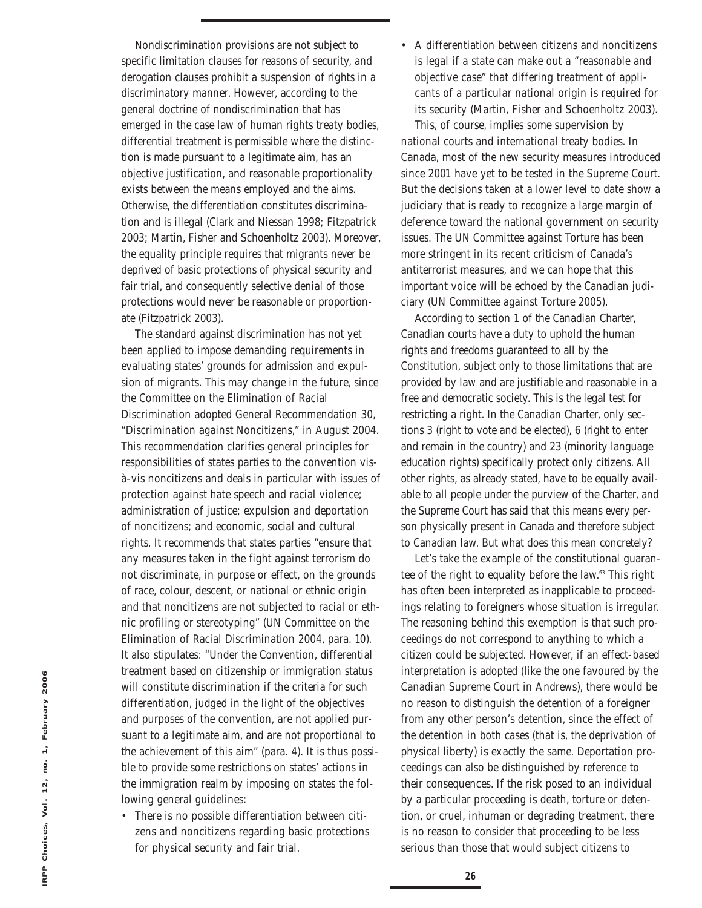Nondiscrimination provisions are not subject to specific limitation clauses for reasons of security, and derogation clauses prohibit a suspension of rights in a discriminatory manner. However, according to the general doctrine of nondiscrimination that has emerged in the case law of human rights treaty bodies, differential treatment is permissible where the distinction is made pursuant to a legitimate aim, has an objective justification, and reasonable proportionality exists between the means employed and the aims. Otherwise, the differentiation constitutes discrimination and is illegal (Clark and Niessan 1998; Fitzpatrick 2003; Martin, Fisher and Schoenholtz 2003). Moreover, the equality principle requires that migrants never be deprived of basic protections of physical security and fair trial, and consequently selective denial of those protections would never be reasonable or proportionate (Fitzpatrick 2003).

The standard against discrimination has not yet been applied to impose demanding requirements in evaluating states' grounds for admission and expulsion of migrants. This may change in the future, since the Committee on the Elimination of Racial Discrimination adopted General Recommendation 30, "Discrimination against Noncitizens," in August 2004. This recommendation clarifies general principles for responsibilities of states parties to the convention vis-à-vis noncitizens and deals in particular with issues of protection against hate speech and racial violence; administration of justice; expulsion and deportation of noncitizens; and economic, social and cultural rights. It recommends that states parties "ensure that any measures taken in the fight against terrorism do not discriminate, in purpose or effect, on the grounds of race, colour, descent, or national or ethnic origin and that noncitizens are not subjected to racial or ethnic profiling or stereotyping" (UN Committee on the Elimination of Racial Discrimination 2004, para. 10). It also stipulates: "Under the Convention, differential treatment based on citizenship or immigration status will constitute discrimination if the criteria for such differentiation, judged in the light of the objectives and purposes of the convention, are not applied pursuant to a legitimate aim, and are not proportional to the achievement of this aim" (para. 4). It is thus possible to provide some restrictions on states' actions in the immigration realm by imposing on states the following general guidelines:

- There is no possible differentiation between citizens and noncitizens regarding basic protections for physical security and fair trial.
- A differentiation between citizens and noncitizens is legal if a state can make out a "reasonable and objective case" that differing treatment of applicants of a particular national origin is required for its security (Martin, Fisher and Schoenholtz 2003).

This, of course, implies some supervision by national courts and international treaty bodies. In Canada, most of the new security measures introduced since 2001 have yet to be tested in the Supreme Court. But the decisions taken at a lower level to date show a judiciary that is ready to recognize a large margin of deference toward the national government on security issues. The UN Committee against Torture has been more stringent in its recent criticism of Canada's antiterrorist measures, and we can hope that this important voice will be echoed by the Canadian judiciary (UN Committee against Torture 2005).

According to section 1 of the Canadian Charter, Canadian courts have a duty to uphold the human rights and freedoms guaranteed to all by the Constitution, subject only to those limitations that are provided by law and are justifiable and reasonable in a free and democratic society. This is the legal test for restricting a right. In the Canadian Charter, only sections 3 (right to vote and be elected), 6 (right to enter and remain in the country) and 23 (minority language education rights) specifically protect only citizens. All other rights, as already stated, have to be equally available to all people under the purview of the Charter, and the Supreme Court has said that this means every person physically present in Canada and therefore subject to Canadian law. But what does this mean concretely?

Let's take the example of the constitutional guarantee of the right to equality before the law.[63] This right has often been interpreted as inapplicable to proceedings relating to foreigners whose situation is irregular. The reasoning behind this exemption is that such proceedings do not correspond to anything to which a citizen could be subjected. However, if an effect-based interpretation is adopted (like the one favoured by the Canadian Supreme Court in *Andrews*), there would be no reason to distinguish the detention of a foreigner from any other person's detention, since the effect of the detention in both cases (that is, the deprivation of physical liberty) is exactly the same. Deportation proceedings can also be distinguished by reference to their consequences. If the risk posed to an individual by a particular proceeding is death, torture or detention, or cruel, inhuman or degrading treatment, there is no reason to consider that proceeding to be less serious than those that would subject citizens to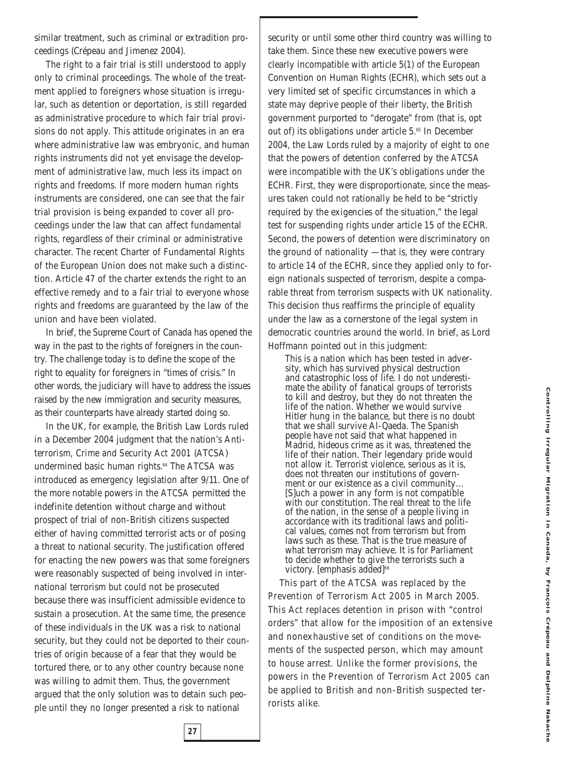similar treatment, such as criminal or extradition proceedings (Crépeau and Jimenez 2004).

The right to a fair trial is still understood to apply only to criminal proceedings. The whole of the treatment applied to foreigners whose situation is irregular, such as detention or deportation, is still regarded as administrative procedure to which fair trial provisions do not apply. This attitude originates in an era where administrative law was embryonic, and human rights instruments did not yet envisage the development of administrative law, much less its impact on rights and freedoms. If more modern human rights instruments are considered, one can see that the fair trial provision is being expanded to cover all proceedings under the law that can affect fundamental rights, regardless of their criminal or administrative character. The recent Charter of Fundamental Rights of the European Union does not make such a distinction. Article 47 of the charter extends the right to an effective remedy and to a fair trial to everyone whose rights and freedoms are guaranteed by the law of the union and have been violated.

In brief, the Supreme Court of Canada has opened the way in the past to the rights of foreigners in the country. The challenge today is to define the scope of the right to equality for foreigners in "times of crisis." In other words, the judiciary will have to address the issues raised by the new immigration and security measures, as their counterparts have already started doing so.

In the UK, for example, the British Law Lords ruled in a December 2004 judgment that the nation's *Anti-terrorism, Crime and Security Act 2001* (ATCSA) undermined basic human rights.[64] The ATCSA was introduced as emergency legislation after 9/11. One of the more notable powers in the ATCSA permitted the indefinite detention without charge and without prospect of trial of non-British citizens suspected either of having committed terrorist acts or of posing a threat to national security. The justification offered for enacting the new powers was that some foreigners were reasonably suspected of being involved in international terrorism but could not be prosecuted because there was insufficient admissible evidence to sustain a prosecution. At the same time, the presence of these individuals in the UK was a risk to national security, but they could not be deported to their countries of origin because of a fear that they would be tortured there, or to any other country because none was willing to admit them. Thus, the government argued that the only solution was to detain such people until they no longer presented a risk to national security or until some other third country was willing to take them. Since these new executive powers were clearly incompatible with article 5(1) of the European Convention on Human Rights (ECHR), which sets out a very limited set of specific circumstances in which a state may deprive people of their liberty, the British government purported to "derogate" from (that is, opt out of) its obligations under article 5.[65] In December 2004, the Law Lords ruled by a majority of eight to one that the powers of detention conferred by the ATCSA were incompatible with the UK's obligations under the ECHR. First, they were disproportionate, since the measures taken could not rationally be held to be "strictly required by the exigencies of the situation," the legal test for suspending rights under article 15 of the ECHR. Second, the powers of detention were discriminatory on the ground of nationality — that is, they were contrary to article 14 of the ECHR, since they applied only to foreign nationals suspected of terrorism, despite a comparable threat from terrorism suspects with UK nationality. This decision thus reaffirms the principle of equality under the law as a cornerstone of the legal system in democratic countries around the world. In brief, as Lord Hoffmann pointed out in this judgment:

> This is a nation which has been tested in adversity, which has survived physical destruction and catastrophic loss of life. I do not underestimate the ability of fanatical groups of terrorists to kill and destroy, but they do not threaten the life of the nation. Whether we would survive Hitler hung in the balance, but there is no doubt that we shall survive Al-Qaeda. The Spanish people have not said that what happened in Madrid, hideous crime as it was, threatened the life of their nation. Their legendary pride would not allow it. Terrorist violence, serious as it is, does not threaten our institutions of government or our existence as a civil community… [S]uch a power in any form is not compatible with our constitution. The real threat to the life of the nation, in the sense of a people living in accordance with its traditional laws and political values, comes not from terrorism but from laws such as these. That is the true measure of what terrorism may achieve. It is for Parliament to decide whether to give the terrorists such a victory. [emphasis added][66]

This part of the ATCSA was replaced by the *Prevention of Terrorism Act 2005* in March 2005. This Act replaces detention in prison with "control orders" that allow for the imposition of an extensive and nonexhaustive set of conditions on the movements of the suspected person, which may amount to house arrest. Unlike the former provisions, the powers in the *Prevention of Terrorism Act 2005* can be applied to British and non-British suspected terrorists alike.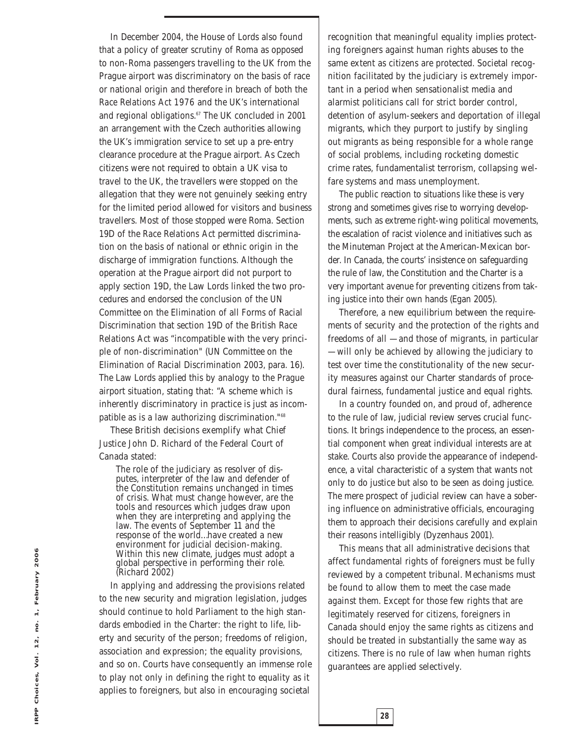In December 2004, the House of Lords also found that a policy of greater scrutiny of Roma as opposed to non-Roma passengers travelling to the UK from the Prague airport was discriminatory on the basis of race or national origin and therefore in breach of both the Race Relations Act 1976 and the UK's international and regional obligations.[67] The UK concluded in 2001 an arrangement with the Czech authorities allowing the UK's immigration service to set up a pre-entry clearance procedure at the Prague airport. As Czech citizens were not required to obtain a UK visa to travel to the UK, the travellers were stopped on the allegation that they were not genuinely seeking entry for the limited period allowed for visitors and business travellers. Most of those stopped were Roma. Section 19D of the Race Relations Act permitted discrimination on the basis of national or ethnic origin in the discharge of immigration functions. Although the operation at the Prague airport did not purport to apply section 19D, the Law Lords linked the two procedures and endorsed the conclusion of the UN Committee on the Elimination of all Forms of Racial Discrimination that section 19D of the British Race Relations Act was "incompatible with the very principle of non-discrimination" (UN Committee on the Elimination of Racial Discrimination 2003, para. 16). The Law Lords applied this by analogy to the Prague airport situation, stating that: "A scheme which is inherently discriminatory in practice is just as incompatible as is a law authorizing discrimination."[68]

These British decisions exemplify what Chief Justice John D. Richard of the Federal Court of Canada stated:

> The role of the judiciary as resolver of disputes, interpreter of the law and defender of the Constitution remains unchanged in times of crisis. What must change however, are the tools and resources which judges draw upon when they are interpreting and applying the law. The events of September 11 and the response of the world...have created a new environment for judicial decision-making. Within this new climate, judges must adopt a global perspective in performing their role. (Richard 2002)

In applying and addressing the provisions related to the new security and migration legislation, judges should continue to hold Parliament to the high standards embodied in the Charter: the right to life, liberty and security of the person; freedoms of religion, association and expression; the equality provisions, and so on. Courts have consequently an immense role to play not only in defining the right to equality as it applies to foreigners, but also in encouraging societal recognition that meaningful equality implies protecting foreigners against human rights abuses to the same extent as citizens are protected. Societal recognition facilitated by the judiciary is extremely important in a period when sensationalist media and alarmist politicians call for strict border control, detention of asylum-seekers and deportation of illegal migrants, which they purport to justify by singling out migrants as being responsible for a whole range of social problems, including rocketing domestic crime rates, fundamentalist terrorism, collapsing welfare systems and mass unemployment.

The public reaction to situations like these is very strong and sometimes gives rise to worrying developments, such as extreme right-wing political movements, the escalation of racist violence and initiatives such as the Minuteman Project at the American-Mexican border. In Canada, the courts' insistence on safeguarding the rule of law, the Constitution and the Charter is a very important avenue for preventing citizens from taking justice into their own hands (Egan 2005).

Therefore, a new equilibrium between the requirements of security and the protection of the rights and freedoms of all — and those of migrants, in particular — will only be achieved by allowing the judiciary to test over time the constitutionality of the new security measures against our Charter standards of procedural fairness, fundamental justice and equal rights.

In a country founded on, and proud of, adherence to the rule of law, judicial review serves crucial functions. It brings independence to the process, an essential component when great individual interests are at stake. Courts also provide the appearance of independence, a vital characteristic of a system that wants not only to do justice but also to be seen as doing justice. The mere prospect of judicial review can have a sobering influence on administrative officials, encouraging them to approach their decisions carefully and explain their reasons intelligibly (Dyzenhaus 2001).

This means that all administrative decisions that affect fundamental rights of foreigners must be fully reviewed by a competent tribunal. Mechanisms must be found to allow them to meet the case made against them. Except for those few rights that are legitimately reserved for citizens, foreigners in Canada should enjoy the same rights as citizens and should be treated in substantially the same way as citizens. There is no rule of law when human rights guarantees are applied selectively.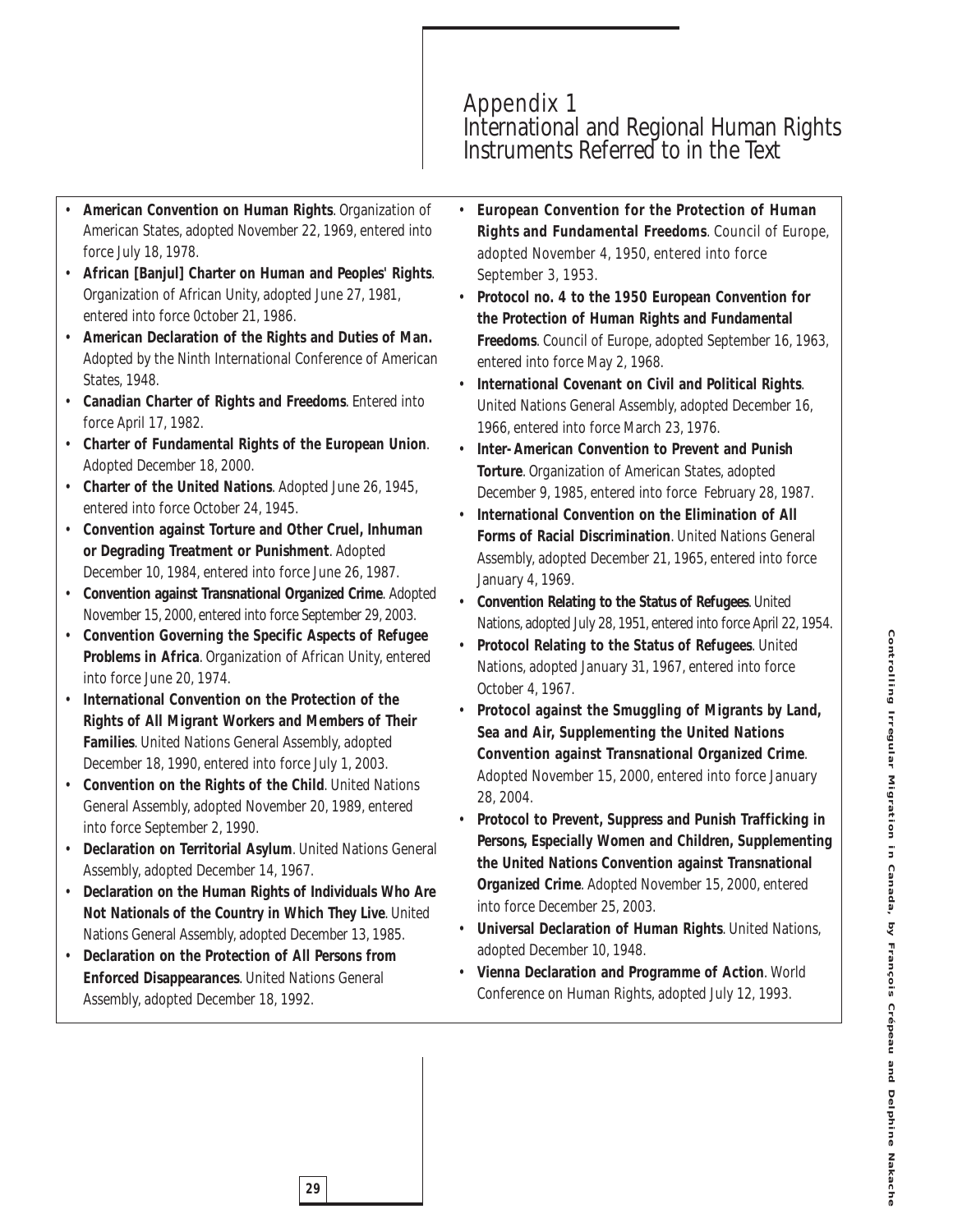# Appendix 1
# International and Regional Human Rights Instruments Referred to in the Text

- **American Convention on Human Rights**. Organization of American States, adopted November 22, 1969, entered into force July 18, 1978.
- **African [Banjul] Charter on Human and Peoples' Rights**. Organization of African Unity, adopted June 27, 1981, entered into force 0ctober 21, 1986.
- **American Declaration of the Rights and Duties of Man.** Adopted by the Ninth International Conference of American States, 1948.
- **Canadian Charter of Rights and Freedoms**. Entered into force April 17, 1982.
- **Charter of Fundamental Rights of the European Union**. Adopted December 18, 2000.
- **Charter of the United Nations**. Adopted June 26, 1945, entered into force October 24, 1945.
- **Convention against Torture and Other Cruel, Inhuman or Degrading Treatment or Punishment**. Adopted December 10, 1984, entered into force June 26, 1987.
- **Convention against Transnational Organized Crime**. Adopted November 15, 2000, entered into force September 29, 2003.
- **Convention Governing the Specific Aspects of Refugee Problems in Africa**. Organization of African Unity, entered into force June 20, 1974.
- **International Convention on the Protection of the Rights of All Migrant Workers and Members of Their Families**. United Nations General Assembly, adopted December 18, 1990, entered into force July 1, 2003.
- **Convention on the Rights of the Child**. United Nations General Assembly, adopted November 20, 1989, entered into force September 2, 1990.
- **Declaration on Territorial Asylum**. United Nations General Assembly, adopted December 14, 1967.
- **Declaration on the Human Rights of Individuals Who Are Not Nationals of the Country in Which They Live**. United Nations General Assembly, adopted December 13, 1985.
- **Declaration on the Protection of All Persons from Enforced Disappearances**. United Nations General Assembly, adopted December 18, 1992.
- **European Convention for the Protection of Human Rights and Fundamental Freedoms**. Council of Europe, adopted November 4, 1950, entered into force September 3, 1953.
- **Protocol no. 4 to the 1950 European Convention for the Protection of Human Rights and Fundamental Freedoms**. Council of Europe, adopted September 16, 1963, entered into force May 2, 1968.
- **International Covenant on Civil and Political Rights**. United Nations General Assembly, adopted December 16, 1966, entered into force March 23, 1976.
- **Inter-American Convention to Prevent and Punish Torture**. Organization of American States, adopted December 9, 1985, entered into force February 28, 1987.
- **International Convention on the Elimination of All Forms of Racial Discrimination**. United Nations General Assembly, adopted December 21, 1965, entered into force January 4, 1969.
- **Convention Relating to the Status of Refugees**. United Nations, adopted July 28, 1951, entered into force April 22, 1954.
- **Protocol Relating to the Status of Refugees**. United Nations, adopted January 31, 1967, entered into force October 4, 1967.
- **Protocol against the Smuggling of Migrants by Land, Sea and Air, Supplementing the United Nations Convention against Transnational Organized Crime**. Adopted November 15, 2000, entered into force January 28, 2004.
- **Protocol to Prevent, Suppress and Punish Trafficking in Persons, Especially Women and Children, Supplementing the United Nations Convention against Transnational Organized Crime**. Adopted November 15, 2000, entered into force December 25, 2003.
- **Universal Declaration of Human Rights**. United Nations, adopted December 10, 1948.
- **Vienna Declaration and Programme of Action**. World Conference on Human Rights, adopted July 12, 1993.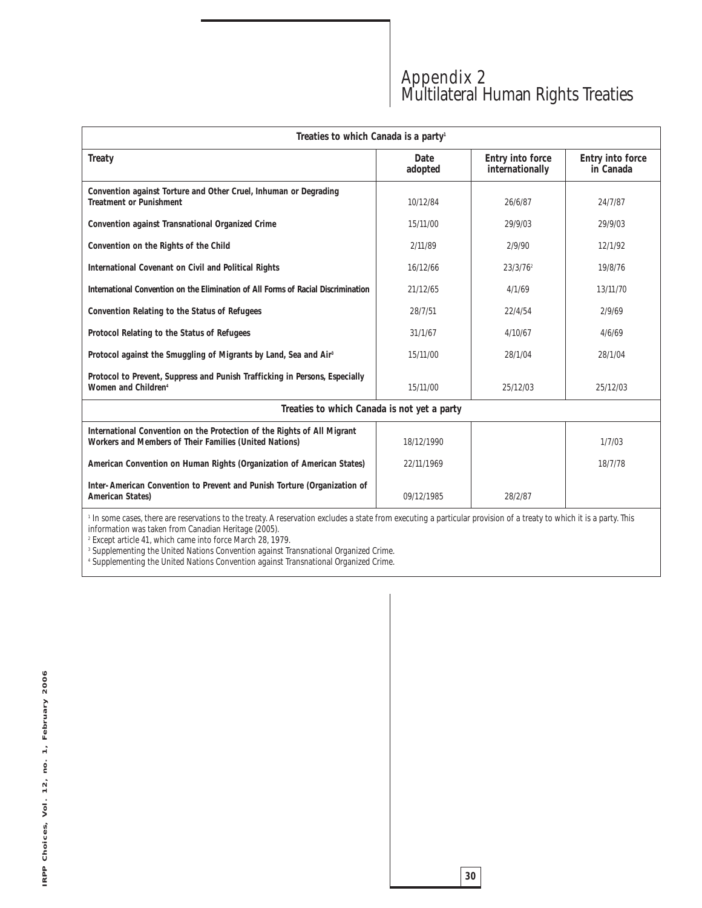# Appendix 2
# Multilateral Human Rights Treaties

| Treaties to which Canada is a party[1] | | | |
|---|---|---|---|
| **Treaty** | **Date adopted** | **Entry into force internationally** | **Entry into force in Canada** |
| **Convention against Torture and Other Cruel, Inhuman or Degrading Treatment or Punishment** | 10/12/84 | 26/6/87 | 24/7/87 |
| **Convention against Transnational Organized Crime** | 15/11/00 | 29/9/03 | 29/9/03 |
| **Convention on the Rights of the Child** | 2/11/89 | 2/9/90 | 12/1/92 |
| **International Covenant on Civil and Political Rights** | 16/12/66 | 23/3/76[2] | 19/8/76 |
| **International Convention on the Elimination of All Forms of Racial Discrimination** | 21/12/65 | 4/1/69 | 13/11/70 |
| **Convention Relating to the Status of Refugees** | 28/7/51 | 22/4/54 | 2/9/69 |
| **Protocol Relating to the Status of Refugees** | 31/1/67 | 4/10/67 | 4/6/69 |
| **Protocol against the Smuggling of Migrants by Land, Sea and Air**[3] | 15/11/00 | 28/1/04 | 28/1/04 |
| **Protocol to Prevent, Suppress and Punish Trafficking in Persons, Especially Women and Children**[4] | 15/11/00 | 25/12/03 | 25/12/03 |
| **Treaties to which Canada is not yet a party** | | | |
| **International Convention on the Protection of the Rights of All Migrant Workers and Members of Their Families (United Nations)** | 18/12/1990 | | 1/7/03 |
| **American Convention on Human Rights (Organization of American States)** | 22/11/1969 | | 18/7/78 |
| **Inter-American Convention to Prevent and Punish Torture (Organization of American States)** | 09/12/1985 | 28/2/87 | |

[1] In some cases, there are reservations to the treaty. A reservation excludes a state from executing a particular provision of a treaty to which it is a party. This information was taken from Canadian Heritage (2005).

[2] Except article 41, which came into force March 28, 1979.

[3] Supplementing the United Nations Convention against Transnational Organized Crime.

[4] Supplementing the United Nations Convention against Transnational Organized Crime.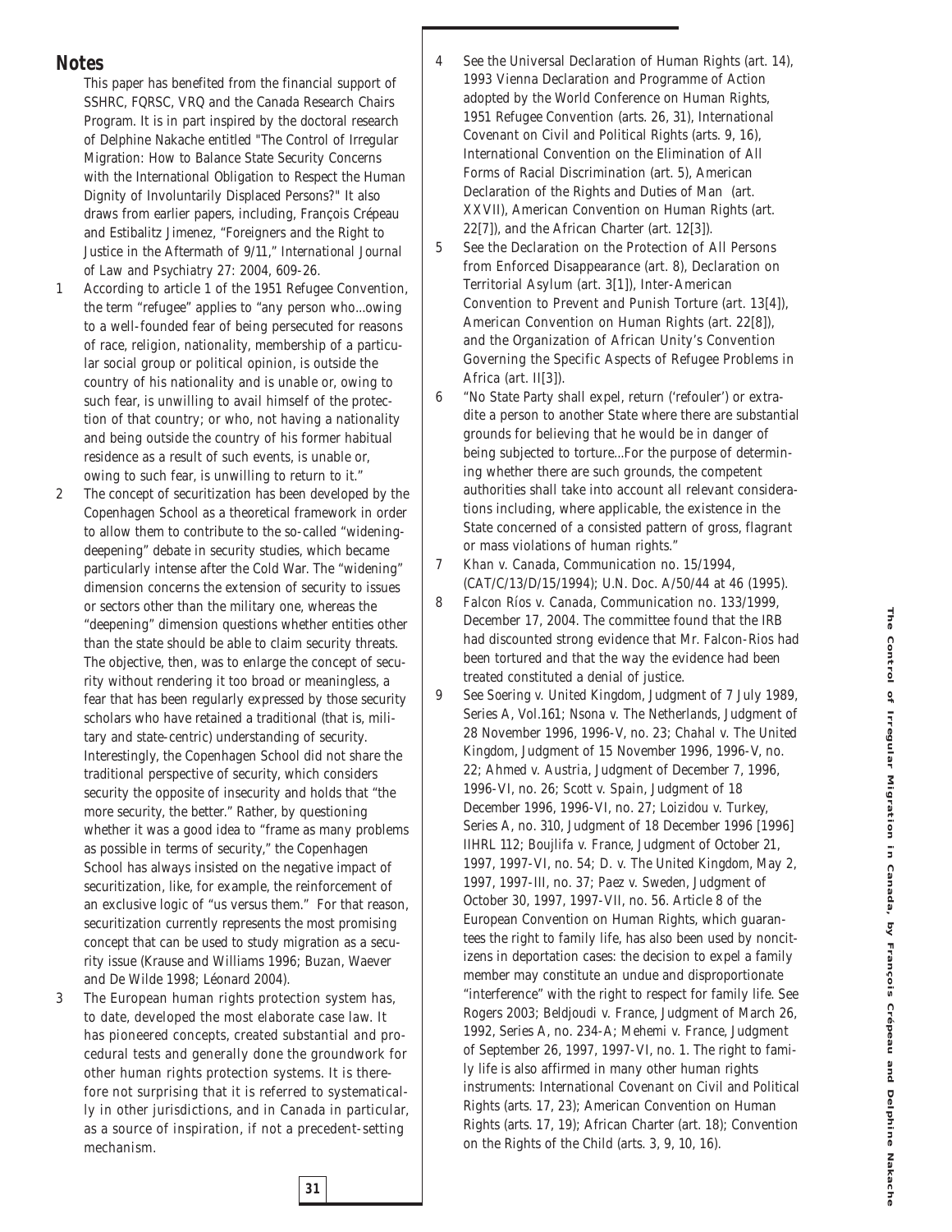## Notes

This paper has benefited from the financial support of SSHRC, FQRSC, VRQ and the Canada Research Chairs Program. It is in part inspired by the doctoral research of Delphine Nakache entitled "The Control of Irregular Migration: How to Balance State Security Concerns with the International Obligation to Respect the Human Dignity of Involuntarily Displaced Persons?" It also draws from earlier papers, including, François Crépeau and Estibalitz Jimenez, "Foreigners and the Right to Justice in the Aftermath of 9/11," *International Journal of Law and Psychiatry* 27: 2004, 609-26.

1. According to article 1 of the 1951 Refugee Convention, the term "refugee" applies to "any person who...owing to a well-founded fear of being persecuted for reasons of race, religion, nationality, membership of a particular social group or political opinion, is outside the country of his nationality and is unable or, owing to such fear, is unwilling to avail himself of the protection of that country; or who, not having a nationality and being outside the country of his former habitual residence as a result of such events, is unable or, owing to such fear, is unwilling to return to it."
2. The concept of securitization has been developed by the Copenhagen School as a theoretical framework in order to allow them to contribute to the so-called "widening-deepening" debate in security studies, which became particularly intense after the Cold War. The "widening" dimension concerns the extension of security to issues or sectors other than the military one, whereas the "deepening" dimension questions whether entities other than the state should be able to claim security threats. The objective, then, was to enlarge the concept of security without rendering it too broad or meaningless, a fear that has been regularly expressed by those security scholars who have retained a traditional (that is, military and state-centric) understanding of security. Interestingly, the Copenhagen School did not share the traditional perspective of security, which considers security the opposite of insecurity and holds that "the more security, the better." Rather, by questioning whether it was a good idea to "frame as many problems as possible in terms of security," the Copenhagen School has always insisted on the negative impact of securitization, like, for example, the reinforcement of an exclusive logic of "us versus them." For that reason, securitization currently represents the most promising concept that can be used to study migration as a security issue (Krause and Williams 1996; Buzan, Waever and De Wilde 1998; Léonard 2004).
3. The European human rights protection system has, to date, developed the most elaborate case law. It has pioneered concepts, created substantial and procedural tests and generally done the groundwork for other human rights protection systems. It is therefore not surprising that it is referred to systematically in other jurisdictions, and in Canada in particular, as a source of inspiration, if not a precedent-setting mechanism.
4. See the Universal Declaration of Human Rights (art. 14), 1993 Vienna Declaration and Programme of Action adopted by the World Conference on Human Rights, 1951 Refugee Convention (arts. 26, 31), International Covenant on Civil and Political Rights (arts. 9, 16), International Convention on the Elimination of All Forms of Racial Discrimination (art. 5), American Declaration of the Rights and Duties of Man (art. XXVII), American Convention on Human Rights (art. 22[7]), and the African Charter (art. 12[3]).
5. See the Declaration on the Protection of All Persons from Enforced Disappearance (art. 8), Declaration on Territorial Asylum (art. 3[1]), Inter-American Convention to Prevent and Punish Torture (art. 13[4]), American Convention on Human Rights (art. 22[8]), and the Organization of African Unity's Convention Governing the Specific Aspects of Refugee Problems in Africa (art. II[3]).
6. "No State Party shall expel, return ('refouler') or extradite a person to another State where there are substantial grounds for believing that he would be in danger of being subjected to torture...For the purpose of determining whether there are such grounds, the competent authorities shall take into account all relevant considerations including, where applicable, the existence in the State concerned of a consisted pattern of gross, flagrant or mass violations of human rights."
7. *Khan v. Canada*, Communication no. 15/1994, (CAT/C/13/D/15/1994); U.N. Doc. A/50/44 at 46 (1995).
8. *Falcon Ríos v. Canada*, Communication no. 133/1999, December 17, 2004. The committee found that the IRB had discounted strong evidence that Mr. Falcon-Rios had been tortured and that the way the evidence had been treated constituted a denial of justice.
9. See *Soering v. United Kingdom*, Judgment of 7 July 1989, Series A, Vol.161; *Nsona v. The Netherlands*, Judgment of 28 November 1996, 1996-V, no. 23; *Chahal v. The United Kingdom*, Judgment of 15 November 1996, 1996-V, no. 22; *Ahmed v. Austria*, Judgment of December 7, 1996, 1996-VI, no. 26; *Scott v. Spain*, Judgment of 18 December 1996, 1996-VI, no. 27; *Loizidou v. Turkey*, Series A, no. 310, Judgment of 18 December 1996 [1996] IIHRL 112; *Boujlifa v. France*, Judgment of October 21, 1997, 1997-VI, no. 54; *D. v. The United Kingdom*, May 2, 1997, 1997-III, no. 37; *Paez v. Sweden*, Judgment of October 30, 1997, 1997-VII, no. 56. Article 8 of the European Convention on Human Rights, which guarantees the right to family life, has also been used by noncitizens in deportation cases: the decision to expel a family member may constitute an undue and disproportionate "interference" with the right to respect for family life. See Rogers 2003; *Beldjoudi v. France*, Judgment of March 26, 1992, Series A, no. 234-A; *Mehemi v. France*, Judgment of September 26, 1997, 1997-VI, no. 1. The right to family life is also affirmed in many other human rights instruments: International Covenant on Civil and Political Rights (arts. 17, 23); American Convention on Human Rights (arts. 17, 19); African Charter (art. 18); Convention on the Rights of the Child (arts. 3, 9, 10, 16).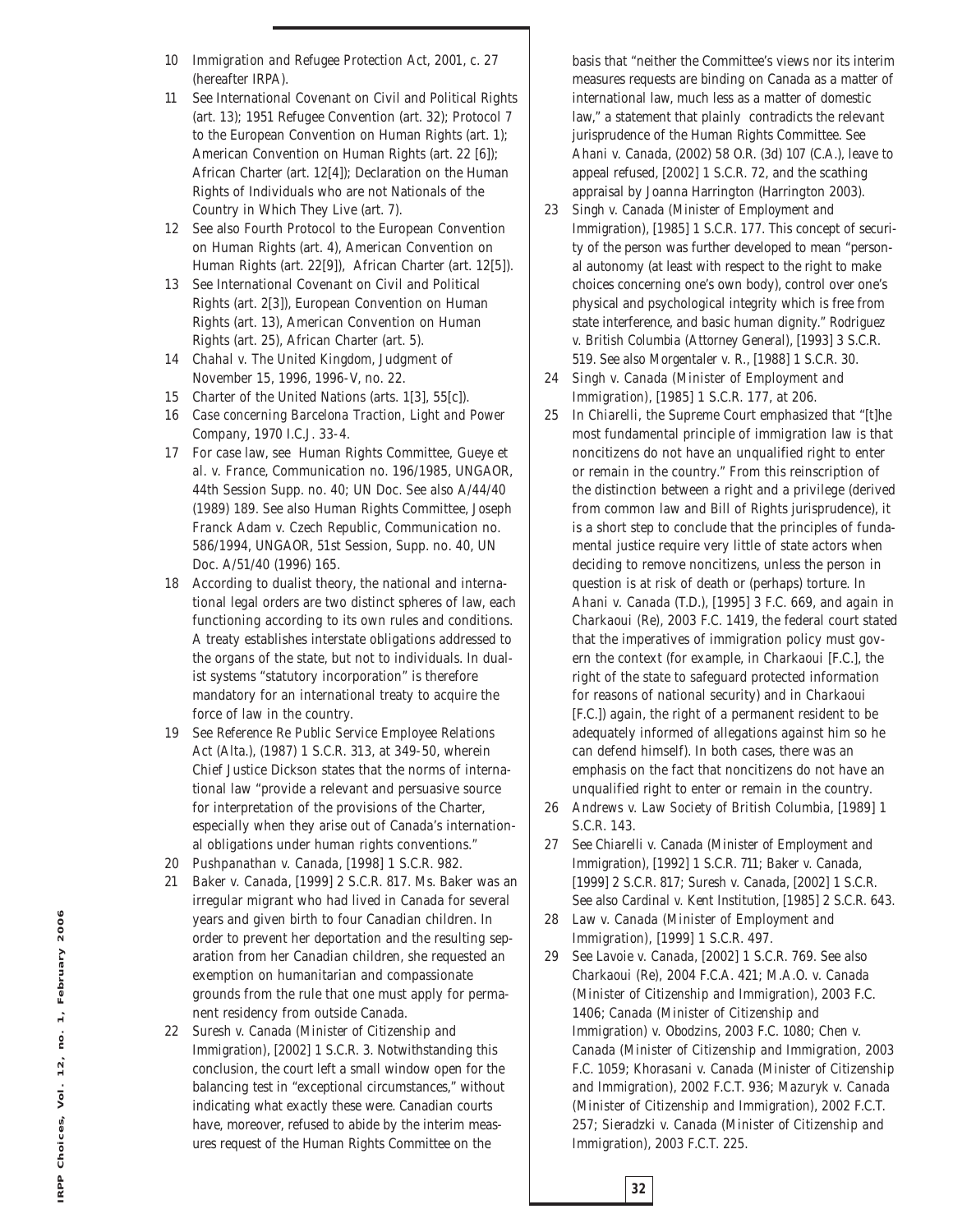10 *Immigration and Refugee Protection Act*, 2001, c. 27 (hereafter IRPA).

11 See International Covenant on Civil and Political Rights (art. 13); 1951 Refugee Convention (art. 32); Protocol 7 to the European Convention on Human Rights (art. 1); American Convention on Human Rights (art. 22 [6]); African Charter (art. 12[4]); Declaration on the Human Rights of Individuals who are not Nationals of the Country in Which They Live (art. 7).

12 See also Fourth Protocol to the European Convention on Human Rights (art. 4), American Convention on Human Rights (art. 22[9]), African Charter (art. 12[5]).

13 See International Covenant on Civil and Political Rights (art. 2[3]), European Convention on Human Rights (art. 13), American Convention on Human Rights (art. 25), African Charter (art. 5).

14 *Chahal v. The United Kingdom*, Judgment of November 15, 1996, 1996-V, no. 22.

15 Charter of the United Nations (arts. 1[3], 55[c]).

16 *Case concerning Barcelona Traction, Light and Power Company*, 1970 I.C.J. 33-4.

17 For case law, see Human Rights Committee, *Gueye et al. v. France*, Communication no. 196/1985, UNGAOR, 44th Session Supp. no. 40; UN Doc. See also A/44/40 (1989) 189. See also Human Rights Committee, *Joseph Franck Adam v. Czech Republic*, Communication no. 586/1994, UNGAOR, 51st Session, Supp. no. 40, UN Doc. A/51/40 (1996) 165.

18 According to dualist theory, the national and international legal orders are two distinct spheres of law, each functioning according to its own rules and conditions. A treaty establishes interstate obligations addressed to the organs of the state, but not to individuals. In dualist systems "statutory incorporation" is therefore mandatory for an international treaty to acquire the force of law in the country.

19 See *Reference Re Public Service Employee Relations Act (Alta.)*, (1987) 1 S.C.R. 313, at 349-50, wherein Chief Justice Dickson states that the norms of international law "provide a relevant and persuasive source for interpretation of the provisions of the Charter, especially when they arise out of Canada's international obligations under human rights conventions."

20 *Pushpanathan v. Canada*, [1998] 1 S.C.R. 982.

21 *Baker v. Canada*, [1999] 2 S.C.R. 817. Ms. Baker was an irregular migrant who had lived in Canada for several years and given birth to four Canadian children. In order to prevent her deportation and the resulting separation from her Canadian children, she requested an exemption on humanitarian and compassionate grounds from the rule that one must apply for permanent residency from outside Canada.

22 *Suresh v. Canada (Minister of Citizenship and Immigration)*, [2002] 1 S.C.R. 3. Notwithstanding this conclusion, the court left a small window open for the balancing test in "exceptional circumstances," without indicating what exactly these were. Canadian courts have, moreover, refused to abide by the interim measures request of the Human Rights Committee on the basis that "neither the Committee's views nor its interim measures requests are binding on Canada as a matter of international law, much less as a matter of domestic law," a statement that plainly contradicts the relevant jurisprudence of the Human Rights Committee. See *Ahani v. Canada*, (2002) 58 O.R. (3d) 107 (C.A.), leave to appeal refused, [2002] 1 S.C.R. 72, and the scathing appraisal by Joanna Harrington (Harrington 2003).

23 *Singh v. Canada (Minister of Employment and Immigration)*, [1985] 1 S.C.R. 177. This concept of security of the person was further developed to mean "personal autonomy (at least with respect to the right to make choices concerning one's own body), control over one's physical and psychological integrity which is free from state interference, and basic human dignity." *Rodriguez v. British Columbia (Attorney General)*, [1993] 3 S.C.R. 519. See also *Morgentaler v. R.*, [1988] 1 S.C.R. 30.

24 *Singh v. Canada (Minister of Employment and Immigration)*, [1985] 1 S.C.R. 177, at 206.

25 In *Chiarelli*, the Supreme Court emphasized that "[t]he most fundamental principle of immigration law is that noncitizens do not have an unqualified right to enter or remain in the country." From this reinscription of the distinction between a right and a privilege (derived from common law and Bill of Rights jurisprudence), it is a short step to conclude that the principles of fundamental justice require very little of state actors when deciding to remove noncitizens, unless the person in question is at risk of death or (perhaps) torture. In *Ahani v. Canada* (T.D.), [1995] 3 F.C. 669, and again in *Charkaoui (Re)*, 2003 F.C. 1419, the federal court stated that the imperatives of immigration policy must govern the context (for example, in *Charkaoui* [F.C.], the right of the state to safeguard protected information for reasons of national security) and in *Charkaoui* [F.C.]) again, the right of a permanent resident to be adequately informed of allegations against him so he can defend himself). In both cases, there was an emphasis on the fact that noncitizens do not have an unqualified right to enter or remain in the country.

26 *Andrews v. Law Society of British Columbia*, [1989] 1 S.C.R. 143.

27 See *Chiarelli v. Canada (Minister of Employment and Immigration)*, [1992] 1 S.C.R. 711; *Baker v. Canada*, [1999] 2 S.C.R. 817; *Suresh v. Canada*, [2002] 1 S.C.R. See also *Cardinal v. Kent Institution*, [1985] 2 S.C.R. 643.

28 *Law v. Canada (Minister of Employment and Immigration)*, [1999] 1 S.C.R. 497.

29 See *Lavoie v. Canada*, [2002] 1 S.C.R. 769. See also *Charkaoui (Re)*, 2004 F.C.A. 421; *M.A.O. v. Canada (Minister of Citizenship and Immigration)*, 2003 F.C. 1406; *Canada (Minister of Citizenship and Immigration) v. Obodzins*, 2003 F.C. 1080; *Chen v. Canada (Minister of Citizenship and Immigration*, 2003 F.C. 1059; *Khorasani v. Canada (Minister of Citizenship and Immigration)*, 2002 F.C.T. 936; *Mazuryk v. Canada (Minister of Citizenship and Immigration)*, 2002 F.C.T. 257; *Sieradzki v. Canada (Minister of Citizenship and Immigration)*, 2003 F.C.T. 225.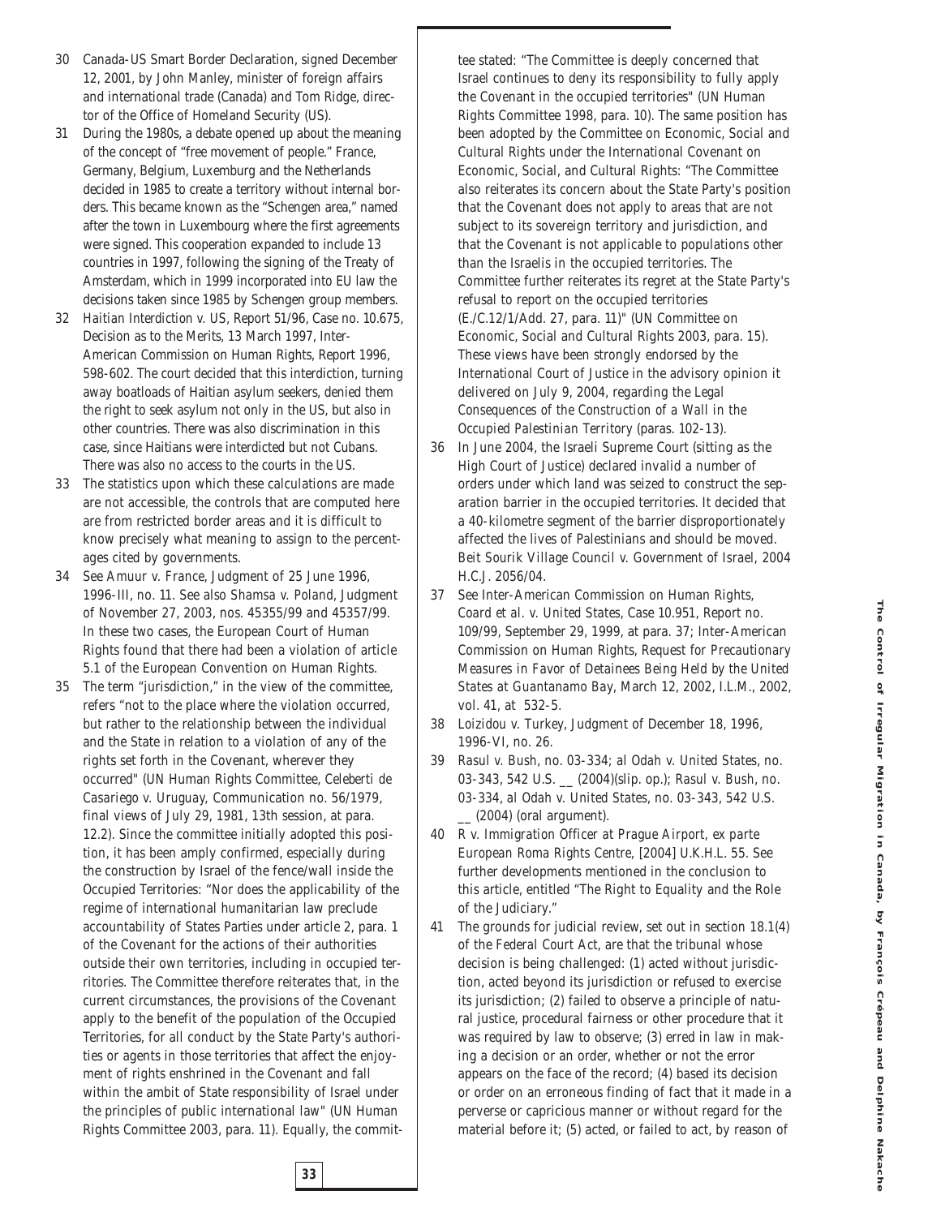30 Canada-US Smart Border Declaration, signed December 12, 2001, by John Manley, minister of foreign affairs and international trade (Canada) and Tom Ridge, director of the Office of Homeland Security (US).

31 During the 1980s, a debate opened up about the meaning of the concept of "free movement of people." France, Germany, Belgium, Luxemburg and the Netherlands decided in 1985 to create a territory without internal borders. This became known as the "Schengen area," named after the town in Luxembourg where the first agreements were signed. This cooperation expanded to include 13 countries in 1997, following the signing of the Treaty of Amsterdam, which in 1999 incorporated into EU law the decisions taken since 1985 by Schengen group members.

32 *Haitian Interdiction v. US*, Report 51/96, Case no. 10.675, Decision as to the Merits, 13 March 1997, Inter-American Commission on Human Rights, Report 1996, 598-602. The court decided that this interdiction, turning away boatloads of Haitian asylum seekers, denied them the right to seek asylum not only in the US, but also in other countries. There was also discrimination in this case, since Haitians were interdicted but not Cubans. There was also no access to the courts in the US.

33 The statistics upon which these calculations are made are not accessible, the controls that are computed here are from restricted border areas and it is difficult to know precisely what meaning to assign to the percentages cited by governments.

34 See *Amuur v. France*, Judgment of 25 June 1996, 1996-III, no. 11. See also *Shamsa v. Poland*, Judgment of November 27, 2003, nos. 45355/99 and 45357/99. In these two cases, the European Court of Human Rights found that there had been a violation of article 5.1 of the European Convention on Human Rights.

35 The term "jurisdiction," in the view of the committee, refers "not to the place where the violation occurred, but rather to the relationship between the individual and the State in relation to a violation of any of the rights set forth in the Covenant, wherever they occurred" (UN Human Rights Committee, *Celeberti de Casariego v. Uruguay*, Communication no. 56/1979, final views of July 29, 1981, 13th session, at para. 12.2). Since the committee initially adopted this position, it has been amply confirmed, especially during the construction by Israel of the fence/wall inside the Occupied Territories: "Nor does the applicability of the regime of international humanitarian law preclude accountability of States Parties under article 2, para. 1 of the Covenant for the actions of their authorities outside their own territories, including in occupied territories. The Committee therefore reiterates that, in the current circumstances, the provisions of the Covenant apply to the benefit of the population of the Occupied Territories, for all conduct by the State Party's authorities or agents in those territories that affect the enjoyment of rights enshrined in the Covenant and fall within the ambit of State responsibility of Israel under the principles of public international law" (UN Human Rights Committee 2003, para. 11). Equally, the committee stated: "The Committee is deeply concerned that Israel continues to deny its responsibility to fully apply the Covenant in the occupied territories" (UN Human Rights Committee 1998, para. 10). The same position has been adopted by the Committee on Economic, Social and Cultural Rights under the International Covenant on Economic, Social, and Cultural Rights: "The Committee also reiterates its concern about the State Party's position that the Covenant does not apply to areas that are not subject to its sovereign territory and jurisdiction, and that the Covenant is not applicable to populations other than the Israelis in the occupied territories. The Committee further reiterates its regret at the State Party's refusal to report on the occupied territories (E./C.12/1/Add. 27, para. 11)" (UN Committee on Economic, Social and Cultural Rights 2003, para. 15). These views have been strongly endorsed by the International Court of Justice in the advisory opinion it delivered on July 9, 2004, regarding the *Legal Consequences of the Construction of a Wall in the Occupied Palestinian Territory* (paras. 102-13).

36 In June 2004, the Israeli Supreme Court (sitting as the High Court of Justice) declared invalid a number of orders under which land was seized to construct the separation barrier in the occupied territories. It decided that a 40-kilometre segment of the barrier disproportionately affected the lives of Palestinians and should be moved. *Beit Sourik Village Council v. Government of Israel*, 2004 H.C.J. 2056/04.

37 See Inter-American Commission on Human Rights, *Coard et al. v. United States*, Case 10.951, Report no. 109/99, September 29, 1999, at para. 37; Inter-American Commission on Human Rights, *Request for Precautionary Measures in Favor of Detainees Being Held by the United States at Guantanamo Bay*, March 12, 2002, I.L.M., 2002, vol. 41, at 532-5.

38 *Loizidou v. Turkey*, Judgment of December 18, 1996, 1996-VI, no. 26.

39 *Rasul v. Bush*, no. 03-334; *al Odah v. United States*, no. 03-343, 542 U.S. __ (2004)(slip. op.); *Rasul v. Bush*, no. 03-334, *al Odah v. United States*, no. 03-343, 542 U.S. __ (2004) (oral argument).

40 *R v. Immigration Officer at Prague Airport, ex parte European Roma Rights Centre*, [2004] U.K.H.L. 55. See further developments mentioned in the conclusion to this article, entitled "The Right to Equality and the Role of the Judiciary."

41 The grounds for judicial review, set out in section 18.1(4) of the *Federal Court Act*, are that the tribunal whose decision is being challenged: (1) acted without jurisdiction, acted beyond its jurisdiction or refused to exercise its jurisdiction; (2) failed to observe a principle of natural justice, procedural fairness or other procedure that it was required by law to observe; (3) erred in law in making a decision or an order, whether or not the error appears on the face of the record; (4) based its decision or order on an erroneous finding of fact that it made in a perverse or capricious manner or without regard for the material before it; (5) acted, or failed to act, by reason of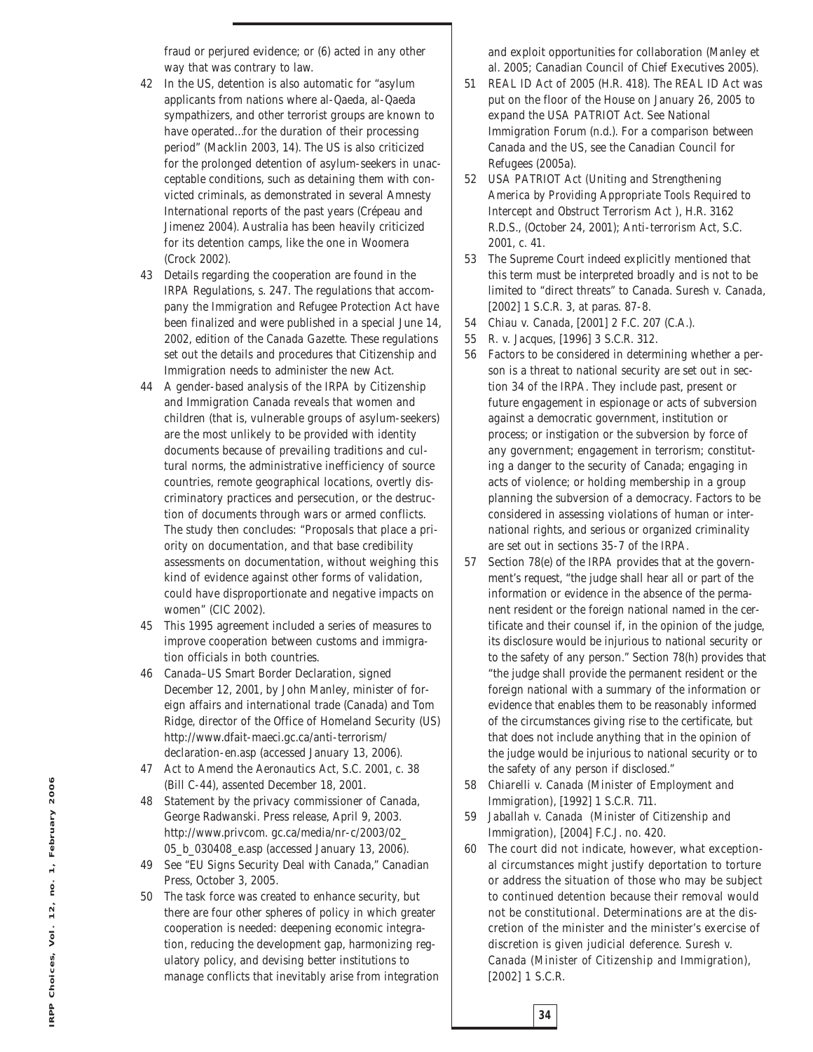fraud or perjured evidence; or (6) acted in any other way that was contrary to law.

42 In the US, detention is also automatic for "asylum applicants from nations where al-Qaeda, al-Qaeda sympathizers, and other terrorist groups are known to have operated...for the duration of their processing period" (Macklin 2003, 14). The US is also criticized for the prolonged detention of asylum-seekers in unacceptable conditions, such as detaining them with convicted criminals, as demonstrated in several Amnesty International reports of the past years (Crépeau and Jimenez 2004). Australia has been heavily criticized for its detention camps, like the one in Woomera (Crock 2002).

43 Details regarding the cooperation are found in the IRPA Regulations, s. 247. The regulations that accompany the *Immigration and Refugee Protection Act* have been finalized and were published in a special June 14, 2002, edition of the *Canada Gazette*. These regulations set out the details and procedures that Citizenship and Immigration needs to administer the new Act.

44 A gender-based analysis of the IRPA by Citizenship and Immigration Canada reveals that women and children (that is, vulnerable groups of asylum-seekers) are the most unlikely to be provided with identity documents because of prevailing traditions and cultural norms, the administrative inefficiency of source countries, remote geographical locations, overtly discriminatory practices and persecution, or the destruction of documents through wars or armed conflicts. The study then concludes: "Proposals that place a priority on documentation, and that base credibility assessments on documentation, without weighing this kind of evidence against other forms of validation, could have disproportionate and negative impacts on women" (CIC 2002).

45 This 1995 agreement included a series of measures to improve cooperation between customs and immigration officials in both countries.

46 Canada–US Smart Border Declaration, signed December 12, 2001, by John Manley, minister of foreign affairs and international trade (Canada) and Tom Ridge, director of the Office of Homeland Security (US) http://www.dfait-maeci.gc.ca/anti-terrorism/declaration-en.asp (accessed January 13, 2006).

47 *Act to Amend the Aeronautics Act*, S.C. 2001, c. 38 (Bill C-44), assented December 18, 2001.

48 Statement by the privacy commissioner of Canada, George Radwanski. Press release, April 9, 2003. http://www.privcom. gc.ca/media/nr-c/2003/02_05_b_030408_e.asp (accessed January 13, 2006).

49 See "EU Signs Security Deal with Canada," Canadian Press, October 3, 2005.

50 The task force was created to enhance security, but there are four other spheres of policy in which greater cooperation is needed: deepening economic integration, reducing the development gap, harmonizing regulatory policy, and devising better institutions to manage conflicts that inevitably arise from integration and exploit opportunities for collaboration (Manley et al. 2005; Canadian Council of Chief Executives 2005).

51 *REAL ID Act of 2005* (H.R. 418). The REAL ID Act was put on the floor of the House on January 26, 2005 to expand the USA PATRIOT Act. See National Immigration Forum (n.d.). For a comparison between Canada and the US, see the Canadian Council for Refugees (2005a).

52 *USA PATRIOT Act (Uniting and Strengthening America by Providing Appropriate Tools Required to Intercept and Obstruct Terrorism Act* ), H.R. 3162 R.D.S., (October 24, 2001); *Anti-terrorism Act*, S.C. 2001, c. 41.

53 The Supreme Court indeed explicitly mentioned that this term must be interpreted broadly and is not to be limited to "direct threats" to Canada. *Suresh* v. *Canada*, [2002] 1 S.C.R. 3, at paras. 87-8.

54 *Chiau* v. *Canada*, [2001] 2 F.C. 207 (C.A.).

55 *R.* v. *Jacques*, [1996] 3 S.C.R. 312.

56 Factors to be considered in determining whether a person is a threat to national security are set out in section 34 of the IRPA. They include past, present or future engagement in espionage or acts of subversion against a democratic government, institution or process; or instigation or the subversion by force of any government; engagement in terrorism; constituting a danger to the security of Canada; engaging in acts of violence; or holding membership in a group planning the subversion of a democracy. Factors to be considered in assessing violations of human or international rights, and serious or organized criminality are set out in sections 35-7 of the IRPA.

57 Section 78(e) of the IRPA provides that at the government's request, "the judge shall hear all or part of the information or evidence in the absence of the permanent resident or the foreign national named in the certificate and their counsel if, in the opinion of the judge, its disclosure would be injurious to national security or to the safety of any person." Section 78(h) provides that "the judge shall provide the permanent resident or the foreign national with a summary of the information or evidence that enables them to be reasonably informed of the circumstances giving rise to the certificate, but that does not include anything that in the opinion of the judge would be injurious to national security or to the safety of any person if disclosed."

58 *Chiarelli* v. *Canada (Minister of Employment and Immigration)*, [1992] 1 S.C.R. 711.

59 *Jaballah* v. *Canada (Minister of Citizenship and Immigration)*, [2004] F.C.J. no. 420.

60 The court did not indicate, however, what exceptional circumstances might justify deportation to torture or address the situation of those who may be subject to continued detention because their removal would not be constitutional. Determinations are at the discretion of the minister and the minister's exercise of discretion is given judicial deference. *Suresh* v. *Canada (Minister of Citizenship and Immigration)*, [2002] 1 S.C.R.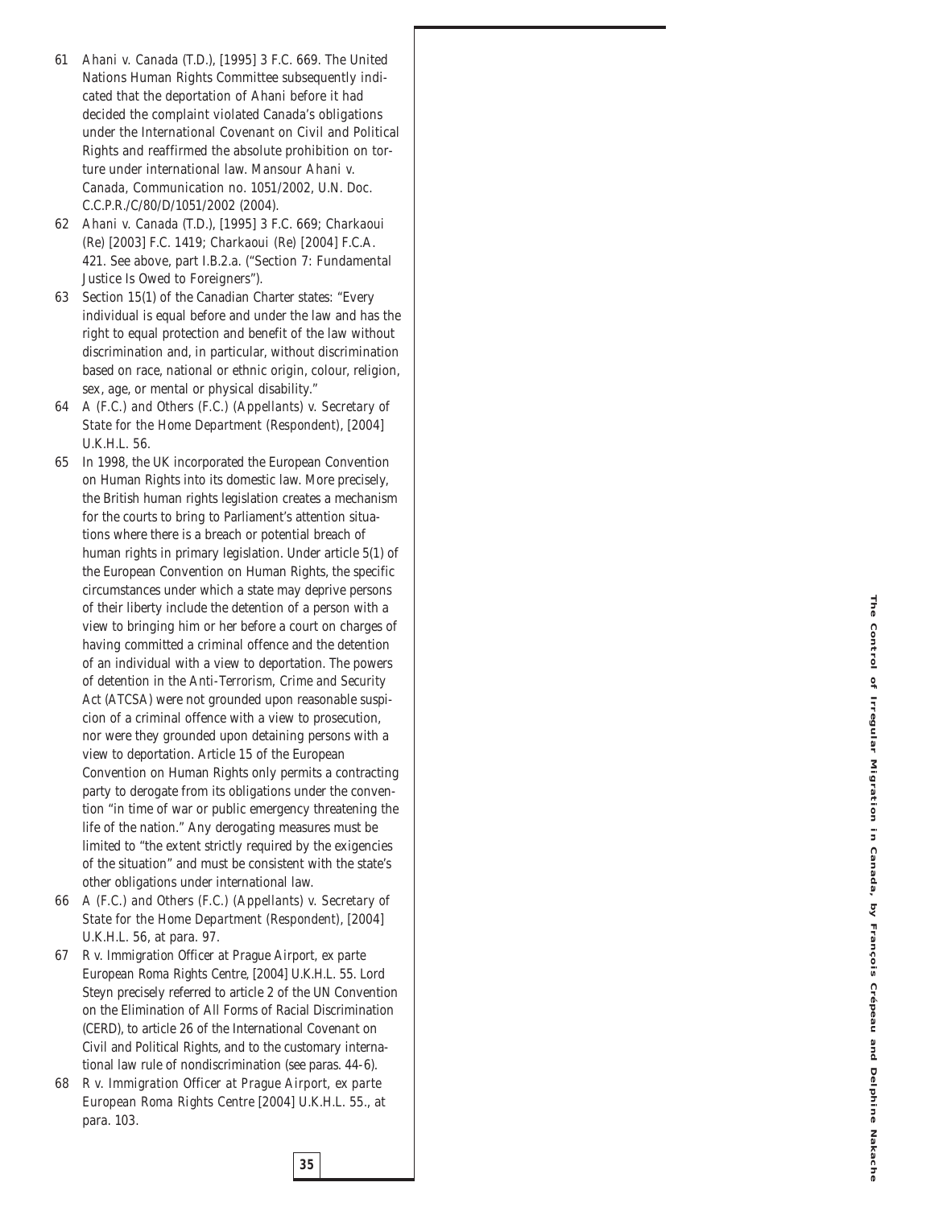61 *Ahani v. Canada* (T.D.), [1995] 3 F.C. 669. The United Nations Human Rights Committee subsequently indicated that the deportation of Ahani before it had decided the complaint violated Canada's obligations under the International Covenant on Civil and Political Rights and reaffirmed the absolute prohibition on torture under international law. *Mansour Ahani v. Canada*, Communication no. 1051/2002, U.N. Doc. C.C.P.R./C/80/D/1051/2002 (2004).

62 *Ahani v. Canada* (T.D.), [1995] 3 F.C. 669; *Charkaoui (Re)* [2003] F.C. 1419; *Charkaoui (Re)* [2004] F.C.A. 421. See above, part I.B.2.a. ("Section 7: Fundamental Justice Is Owed to Foreigners").

63 Section 15(1) of the Canadian Charter states: "Every individual is equal before and under the law and has the right to equal protection and benefit of the law without discrimination and, in particular, without discrimination based on race, national or ethnic origin, colour, religion, sex, age, or mental or physical disability."

64 *A (F.C.) and Others (F.C.) (Appellants) v. Secretary of State for the Home Department (Respondent)*, [2004] U.K.H.L. 56.

65 In 1998, the UK incorporated the European Convention on Human Rights into its domestic law. More precisely, the British human rights legislation creates a mechanism for the courts to bring to Parliament's attention situations where there is a breach or potential breach of human rights in primary legislation. Under article 5(1) of the European Convention on Human Rights, the specific circumstances under which a state may deprive persons of their liberty include the detention of a person with a view to bringing him or her before a court on charges of having committed a criminal offence and the detention of an individual with a view to deportation. The powers of detention in the *Anti-Terrorism, Crime and Security Act* (ATCSA) were not grounded upon reasonable suspicion of a criminal offence with a view to prosecution, nor were they grounded upon detaining persons with a view to deportation. Article 15 of the European Convention on Human Rights only permits a contracting party to derogate from its obligations under the convention "in time of war or public emergency threatening the life of the nation." Any derogating measures must be limited to "the extent strictly required by the exigencies of the situation" and must be consistent with the state's other obligations under international law.

66 *A (F.C.) and Others (F.C.) (Appellants) v. Secretary of State for the Home Department (Respondent)*, [2004] U.K.H.L. 56, at para. 97.

67 *R v. Immigration Officer at Prague Airport, ex parte European Roma Rights Centre*, [2004] U.K.H.L. 55. Lord Steyn precisely referred to article 2 of the UN Convention on the Elimination of All Forms of Racial Discrimination (CERD), to article 26 of the International Covenant on Civil and Political Rights, and to the customary international law rule of nondiscrimination (see paras. 44-6).

68 *R v. Immigration Officer at Prague Airport, ex parte European Roma Rights Centre* [2004] U.K.H.L. 55., at para. 103.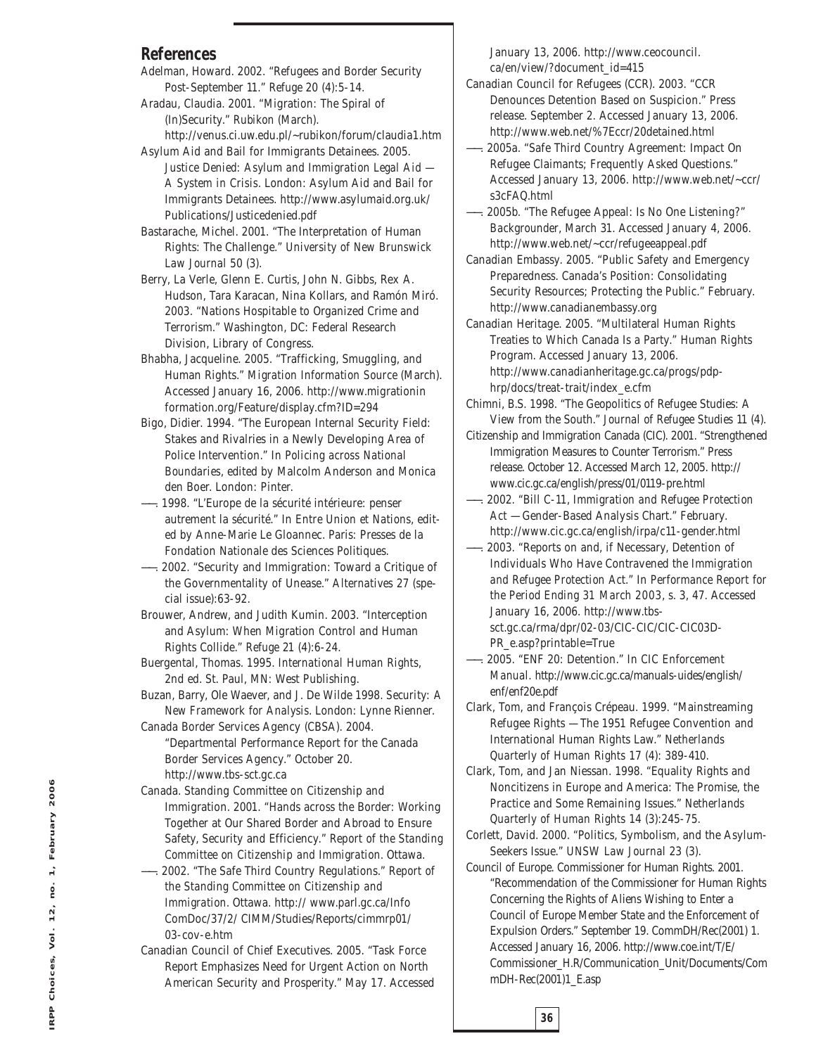## References

Adelman, Howard. 2002. "Refugees and Border Security Post-September 11." *Refuge* 20 (4):5-14.

Aradau, Claudia. 2001. "Migration: The Spiral of (In)Security." *Rubikon* (March). http://venus.ci.uw.edu.pl/~rubikon/forum/claudia1.htm

Asylum Aid and Bail for Immigrants Detainees. 2005. *Justice Denied: Asylum and Immigration Legal Aid — A System in Crisis*. London: Asylum Aid and Bail for Immigrants Detainees. http://www.asylumaid.org.uk/Publications/Justicedenied.pdf

Bastarache, Michel. 2001. "The Interpretation of Human Rights: The Challenge." *University of New Brunswick Law Journal* 50 (3).

Berry, La Verle, Glenn E. Curtis, John N. Gibbs, Rex A. Hudson, Tara Karacan, Nina Kollars, and Ramón Miró. 2003. "Nations Hospitable to Organized Crime and Terrorism." Washington, DC: Federal Research Division, Library of Congress.

Bhabha, Jacqueline. 2005. "Trafficking, Smuggling, and Human Rights." *Migration Information Source* (March). Accessed January 16, 2006. http://www.migrationinformation.org/Feature/display.cfm?ID=294

Bigo, Didier. 1994. "The European Internal Security Field: Stakes and Rivalries in a Newly Developing Area of Police Intervention." In *Policing across National Boundaries*, edited by Malcolm Anderson and Monica den Boer. London: Pinter.

———. 1998. "L'Europe de la sécurité intérieure: penser autrement la sécurité." In *Entre Union et Nations*, edited by Anne-Marie Le Gloannec. Paris: Presses de la Fondation Nationale des Sciences Politiques.

———. 2002. "Security and Immigration: Toward a Critique of the Governmentality of Unease." *Alternatives* 27 (special issue):63-92.

Brouwer, Andrew, and Judith Kumin. 2003. "Interception and Asylum: When Migration Control and Human Rights Collide." *Refuge* 21 (4):6-24.

Buergental, Thomas. 1995. *International Human Rights*, 2nd ed. St. Paul, MN: West Publishing.

Buzan, Barry, Ole Waever, and J. De Wilde 1998. *Security: A New Framework for Analysis*. London: Lynne Rienner.

Canada Border Services Agency (CBSA). 2004. "Departmental Performance Report for the Canada Border Services Agency." October 20. http://www.tbs-sct.gc.ca

Canada. Standing Committee on Citizenship and Immigration. 2001. "Hands across the Border: Working Together at Our Shared Border and Abroad to Ensure Safety, Security and Efficiency." *Report of the Standing Committee on Citizenship and Immigration*. Ottawa.

———. 2002. "The Safe Third Country Regulations." *Report of the Standing Committee on Citizenship and Immigration*. Ottawa. http:// www.parl.gc.ca/InfoComDoc/37/2/ CIMM/Studies/Reports/cimmrp01/03-cov-e.htm

Canadian Council of Chief Executives. 2005. "Task Force Report Emphasizes Need for Urgent Action on North American Security and Prosperity." May 17. Accessed January 13, 2006. http://www.ceocouncil.ca/en/view/?document_id=415

Canadian Council for Refugees (CCR). 2003. "CCR Denounces Detention Based on Suspicion." Press release. September 2. Accessed January 13, 2006. http://www.web.net/%7Eccr/20detained.html

———. 2005a. "Safe Third Country Agreement: Impact On Refugee Claimants; Frequently Asked Questions." Accessed January 13, 2006. http://www.web.net/~ccr/s3cFAQ.html

———. 2005b. "The Refugee Appeal: Is No One Listening?" Backgrounder, March 31. Accessed January 4, 2006. http://www.web.net/~ccr/refugeeappeal.pdf

Canadian Embassy. 2005. "Public Safety and Emergency Preparedness. Canada's Position: Consolidating Security Resources; Protecting the Public." February. http://www.canadianembassy.org

Canadian Heritage. 2005. "Multilateral Human Rights Treaties to Which Canada Is a Party." Human Rights Program. Accessed January 13, 2006. http://www.canadianheritage.gc.ca/progs/pdp-hrp/docs/treat-trait/index_e.cfm

Chimni, B.S. 1998. "The Geopolitics of Refugee Studies: A View from the South." *Journal of Refugee Studies* 11 (4).

Citizenship and Immigration Canada (CIC). 2001. "Strengthened Immigration Measures to Counter Terrorism." Press release. October 12. Accessed March 12, 2005. http://www.cic.gc.ca/english/press/01/0119-pre.html

———. 2002. "Bill C-11, *Immigration and Refugee Protection Act* — Gender-Based Analysis Chart." February. http://www.cic.gc.ca/english/irpa/c11-gender.html

———. 2003. "Reports on and, if Necessary, Detention of Individuals Who Have Contravened the *Immigration and Refugee Protection Act*." In *Performance Report for the Period Ending 31 March 2003*, s. 3, 47. Accessed January 16, 2006. http://www.tbs-sct.gc.ca/rma/dpr/02-03/CIC-CIC/CIC-CIC03D-PR_e.asp?printable=True

———. 2005. "ENF 20: Detention." In *CIC Enforcement Manual*. http://www.cic.gc.ca/manuals-uides/english/enf/enf20e.pdf

Clark, Tom, and François Crépeau. 1999. "Mainstreaming Refugee Rights — The 1951 Refugee Convention and International Human Rights Law." *Netherlands Quarterly of Human Rights* 17 (4): 389-410.

Clark, Tom, and Jan Niessan. 1998. "Equality Rights and Noncitizens in Europe and America: The Promise, the Practice and Some Remaining Issues." *Netherlands Quarterly of Human Rights* 14 (3):245-75.

Corlett, David. 2000. "Politics, Symbolism, and the Asylum-Seekers Issue." *UNSW Law Journal* 23 (3).

Council of Europe. Commissioner for Human Rights. 2001. "Recommendation of the Commissioner for Human Rights Concerning the Rights of Aliens Wishing to Enter a Council of Europe Member State and the Enforcement of Expulsion Orders." September 19. CommDH/Rec(2001) 1. Accessed January 16, 2006. http://www.coe.int/T/E/Commissioner_H.R/Communication_Unit/Documents/CommDH-Rec(2001)1_E.asp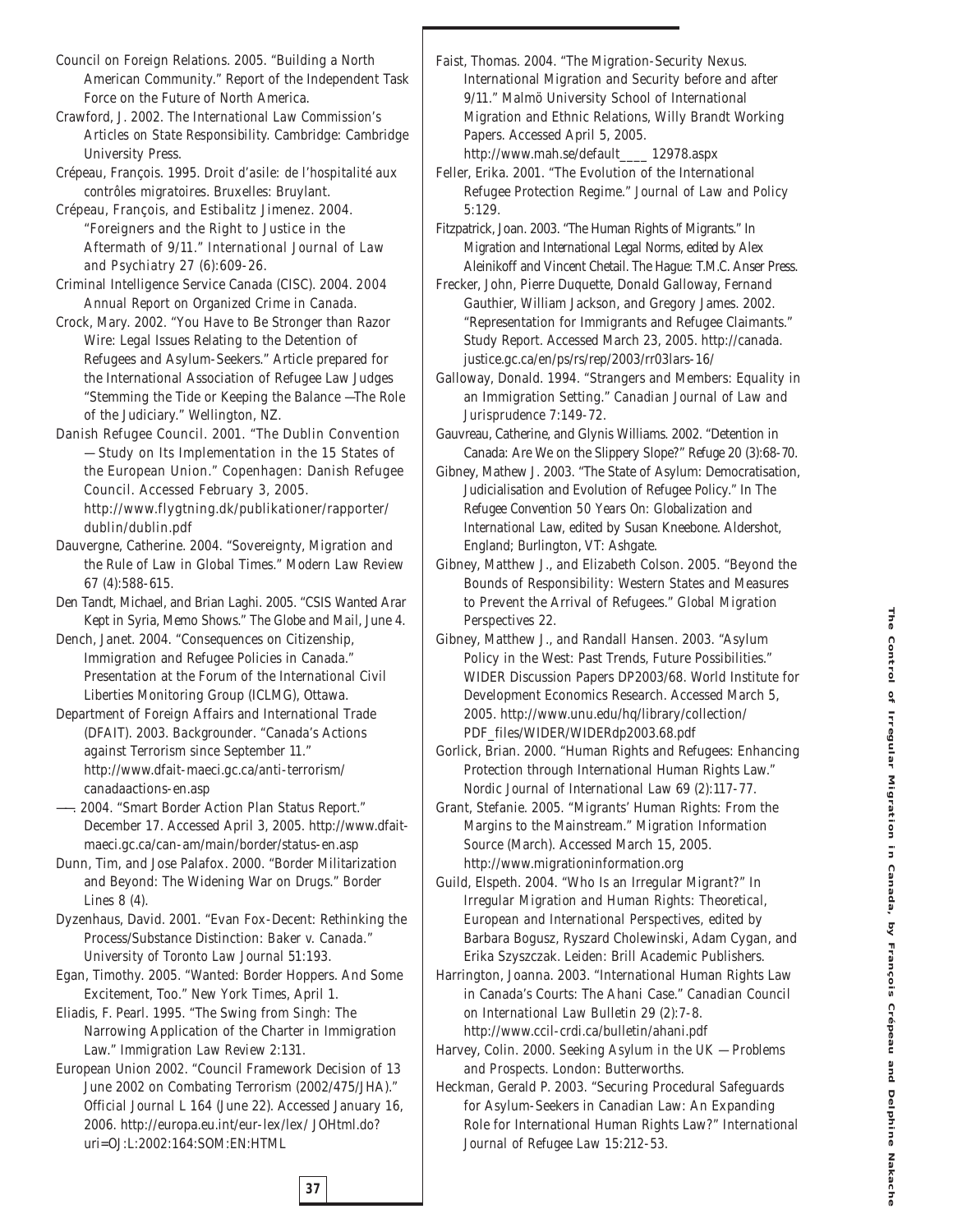Council on Foreign Relations. 2005. "Building a North American Community." Report of the Independent Task Force on the Future of North America.

Crawford, J. 2002. *The International Law Commission's Articles on State Responsibility.* Cambridge: Cambridge University Press.

Crépeau, François. 1995. *Droit d'asile: de l'hospitalité aux contrôles migratoires.* Bruxelles: Bruylant.

Crépeau, François, and Estibalitz Jimenez. 2004. "Foreigners and the Right to Justice in the Aftermath of 9/11." *International Journal of Law and Psychiatry* 27 (6):609-26.

Criminal Intelligence Service Canada (CISC). 2004. *2004 Annual Report on Organized Crime in Canada.*

Crock, Mary. 2002. "You Have to Be Stronger than Razor Wire: Legal Issues Relating to the Detention of Refugees and Asylum-Seekers." Article prepared for the International Association of Refugee Law Judges "Stemming the Tide or Keeping the Balance —The Role of the Judiciary." Wellington, NZ.

Danish Refugee Council. 2001. "The Dublin Convention — Study on Its Implementation in the 15 States of the European Union." Copenhagen: Danish Refugee Council. Accessed February 3, 2005. http://www.flygtning.dk/publikationer/rapporter/dublin/dublin.pdf

Dauvergne, Catherine. 2004. "Sovereignty, Migration and the Rule of Law in Global Times." *Modern Law Review* 67 (4):588-615.

Den Tandt, Michael, and Brian Laghi. 2005. "CSIS Wanted Arar Kept in Syria, Memo Shows." *The Globe and Mail*, June 4.

Dench, Janet. 2004. "Consequences on Citizenship, Immigration and Refugee Policies in Canada." Presentation at the Forum of the International Civil Liberties Monitoring Group (ICLMG), Ottawa.

Department of Foreign Affairs and International Trade (DFAIT). 2003. Backgrounder. "Canada's Actions against Terrorism since September 11." http://www.dfait-maeci.gc.ca/anti-terrorism/canadaactions-en.asp

——. 2004. "Smart Border Action Plan Status Report." December 17. Accessed April 3, 2005. http://www.dfait-maeci.gc.ca/can-am/main/border/status-en.asp

Dunn, Tim, and Jose Palafox. 2000. "Border Militarization and Beyond: The Widening War on Drugs." *Border Lines* 8 (4).

Dyzenhaus, David. 2001. "Evan Fox-Decent: Rethinking the Process/Substance Distinction: Baker v. Canada." *University of Toronto Law Journal* 51:193.

Egan, Timothy. 2005. "Wanted: Border Hoppers. And Some Excitement, Too." *New York Times*, April 1.

Eliadis, F. Pearl. 1995. "The Swing from Singh: The Narrowing Application of the Charter in Immigration Law." *Immigration Law Review* 2:131.

European Union 2002. "Council Framework Decision of 13 June 2002 on Combating Terrorism (2002/475/JHA)." *Official Journal* L 164 (June 22). Accessed January 16, 2006. http://europa.eu.int/eur-lex/lex/ JOHtml.do?uri=OJ:L:2002:164:SOM:EN:HTML

Faist, Thomas. 2004. "The Migration-Security Nexus. International Migration and Security before and after 9/11." Malmö University School of International Migration and Ethnic Relations, Willy Brandt Working Papers. Accessed April 5, 2005. http://www.mah.se/default____ 12978.aspx

Feller, Erika. 2001. "The Evolution of the International Refugee Protection Regime." *Journal of Law and Policy* 5:129.

Fitzpatrick, Joan. 2003. "The Human Rights of Migrants." In *Migration and International Legal Norms*, edited by Alex Aleinikoff and Vincent Chetail. The Hague: T.M.C. Anser Press.

Frecker, John, Pierre Duquette, Donald Galloway, Fernand Gauthier, William Jackson, and Gregory James. 2002. "Representation for Immigrants and Refugee Claimants." Study Report. Accessed March 23, 2005. http://canada.justice.gc.ca/en/ps/rs/rep/2003/rr03lars-16/

Galloway, Donald. 1994. "Strangers and Members: Equality in an Immigration Setting." *Canadian Journal of Law and Jurisprudence* 7:149-72.

Gauvreau, Catherine, and Glynis Williams. 2002. "Detention in Canada: Are We on the Slippery Slope?" *Refuge* 20 (3):68-70.

Gibney, Mathew J. 2003. "The State of Asylum: Democratisation, Judicialisation and Evolution of Refugee Policy." In *The Refugee Convention 50 Years On: Globalization and International Law*, edited by Susan Kneebone. Aldershot, England; Burlington, VT: Ashgate.

Gibney, Matthew J., and Elizabeth Colson. 2005. "Beyond the Bounds of Responsibility: Western States and Measures to Prevent the Arrival of Refugees." *Global Migration Perspectives* 22.

Gibney, Matthew J., and Randall Hansen. 2003. "Asylum Policy in the West: Past Trends, Future Possibilities." WIDER Discussion Papers DP2003/68. World Institute for Development Economics Research. Accessed March 5, 2005. http://www.unu.edu/hq/library/collection/PDF_files/WIDER/WIDERdp2003.68.pdf

Gorlick, Brian. 2000. "Human Rights and Refugees: Enhancing Protection through International Human Rights Law." *Nordic Journal of International Law* 69 (2):117-77.

Grant, Stefanie. 2005. "Migrants' Human Rights: From the Margins to the Mainstream." *Migration Information Source* (March). Accessed March 15, 2005. http://www.migrationinformation.org

Guild, Elspeth. 2004. "Who Is an Irregular Migrant?" In *Irregular Migration and Human Rights: Theoretical, European and International Perspectives*, edited by Barbara Bogusz, Ryszard Cholewinski, Adam Cygan, and Erika Szyszczak. Leiden: Brill Academic Publishers.

Harrington, Joanna. 2003. "International Human Rights Law in Canada's Courts: The Ahani Case." *Canadian Council on International Law Bulletin* 29 (2):7-8. http://www.ccil-crdi.ca/bulletin/ahani.pdf

Harvey, Colin. 2000. *Seeking Asylum in the UK — Problems and Prospects.* London: Butterworths.

Heckman, Gerald P. 2003. "Securing Procedural Safeguards for Asylum-Seekers in Canadian Law: An Expanding Role for International Human Rights Law?" *International Journal of Refugee Law* 15:212-53.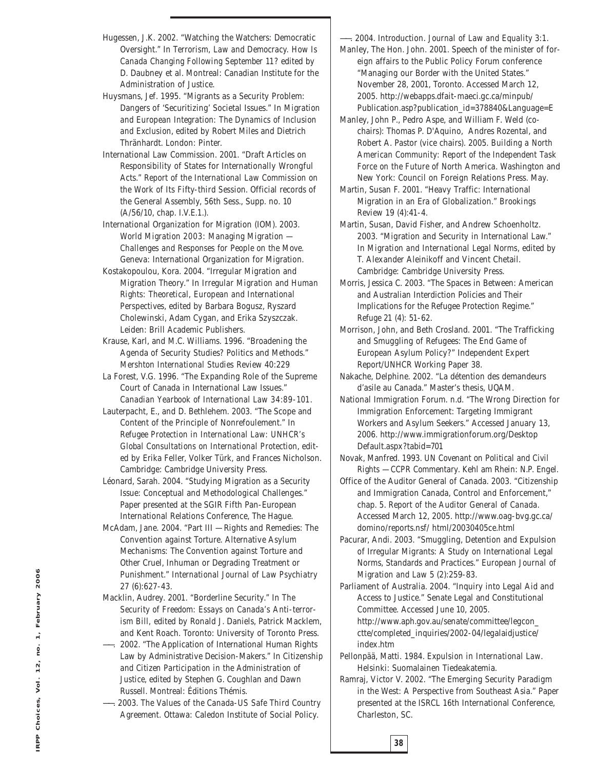Hugessen, J.K. 2002. "Watching the Watchers: Democratic Oversight." In *Terrorism, Law and Democracy. How Is Canada Changing Following September 11?* edited by D. Daubney et al. Montreal: Canadian Institute for the Administration of Justice.

Huysmans, Jef. 1995. "Migrants as a Security Problem: Dangers of 'Securitizing' Societal Issues." In *Migration and European Integration: The Dynamics of Inclusion and Exclusion*, edited by Robert Miles and Dietrich Thränhardt. London: Pinter.

International Law Commission. 2001. "Draft Articles on Responsibility of States for Internationally Wrongful Acts." *Report of the International Law Commission on the Work of Its Fifty-third Session*. Official records of the General Assembly, 56th Sess., Supp. no. 10 (A/56/10, chap. I.V.E.1.).

International Organization for Migration (IOM). 2003. *World Migration 2003: Managing Migration — Challenges and Responses for People on the Move*. Geneva: International Organization for Migration.

Kostakopoulou, Kora. 2004. "Irregular Migration and Migration Theory." In *Irregular Migration and Human Rights: Theoretical, European and International Perspectives*, edited by Barbara Bogusz, Ryszard Cholewinski, Adam Cygan, and Erika Szyszczak. Leiden: Brill Academic Publishers.

Krause, Karl, and M.C. Williams. 1996. "Broadening the Agenda of Security Studies? Politics and Methods." *Mershton International Studies Review* 40:229

La Forest, V.G. 1996. "The Expanding Role of the Supreme Court of Canada in International Law Issues." *Canadian Yearbook of International Law* 34:89-101.

Lauterpacht, E., and D. Bethlehem. 2003. "The Scope and Content of the Principle of Nonrefoulement." In *Refugee Protection in International Law: UNHCR's Global Consultations on International Protection*, edited by Erika Feller, Volker Türk, and Frances Nicholson. Cambridge: Cambridge University Press.

Léonard, Sarah. 2004. "Studying Migration as a Security Issue: Conceptual and Methodological Challenges." Paper presented at the SGIR Fifth Pan-European International Relations Conference, The Hague.

McAdam, Jane. 2004. "Part III — Rights and Remedies: The Convention against Torture. Alternative Asylum Mechanisms: The Convention against Torture and Other Cruel, Inhuman or Degrading Treatment or Punishment." *International Journal of Law Psychiatry* 27 (6):627-43.

Macklin, Audrey. 2001. "Borderline Security." In *The Security of Freedom: Essays on Canada's Anti-terrorism Bill*, edited by Ronald J. Daniels, Patrick Macklem, and Kent Roach. Toronto: University of Toronto Press.

——. 2002. "The Application of International Human Rights Law by Administrative Decision-Makers." In *Citizenship and Citizen Participation in the Administration of Justice*, edited by Stephen G. Coughlan and Dawn Russell. Montreal: Éditions Thémis.

——. 2003. *The Values of the Canada-US Safe Third Country Agreement*. Ottawa: Caledon Institute of Social Policy.

——. 2004. Introduction. *Journal of Law and Equality* 3:1.

Manley, The Hon. John. 2001. Speech of the minister of foreign affairs to the Public Policy Forum conference "Managing our Border with the United States." November 28, 2001, Toronto. Accessed March 12, 2005. http://webapps.dfait-maeci.gc.ca/minpub/Publication.asp?publication_id=378840&Language=E

Manley, John P., Pedro Aspe, and William F. Weld (co-chairs): Thomas P. D'Aquino, Andres Rozental, and Robert A. Pastor (vice chairs). 2005. *Building a North American Community: Report of the Independent Task Force on the Future of North America*. Washington and New York: Council on Foreign Relations Press. May.

Martin, Susan F. 2001. "Heavy Traffic: International Migration in an Era of Globalization." *Brookings Review* 19 (4):41-4.

Martin, Susan, David Fisher, and Andrew Schoenholtz. 2003. "Migration and Security in International Law." In *Migration and International Legal Norms*, edited by T. Alexander Aleinikoff and Vincent Chetail. Cambridge: Cambridge University Press.

Morris, Jessica C. 2003. "The Spaces in Between: American and Australian Interdiction Policies and Their Implications for the Refugee Protection Regime." *Refuge* 21 (4): 51-62.

Morrison, John, and Beth Crosland. 2001. "The Trafficking and Smuggling of Refugees: The End Game of European Asylum Policy?" Independent Expert Report/UNHCR Working Paper 38.

Nakache, Delphine. 2002. "La détention des demandeurs d'asile au Canada." Master's thesis, UQAM.

National Immigration Forum. n.d. "The Wrong Direction for Immigration Enforcement: Targeting Immigrant Workers and Asylum Seekers." Accessed January 13, 2006. http://www.immigrationforum.org/Desktop Default.aspx?tabid=701

Novak, Manfred. 1993. *UN Covenant on Political and Civil Rights — CCPR Commentary*. Kehl am Rhein: N.P. Engel.

Office of the Auditor General of Canada. 2003. "Citizenship and Immigration Canada, Control and Enforcement," chap. 5. *Report of the Auditor General of Canada*. Accessed March 12, 2005. http://www.oag-bvg.gc.ca/domino/reports.nsf/ html/20030405ce.html

Pacurar, Andi. 2003. "Smuggling, Detention and Expulsion of Irregular Migrants: A Study on International Legal Norms, Standards and Practices." *European Journal of Migration and Law* 5 (2):259-83.

Parliament of Australia. 2004. "Inquiry into Legal Aid and Access to Justice." Senate Legal and Constitutional Committee. Accessed June 10, 2005. http://www.aph.gov.au/senate/committee/legcon_ctte/completed_inquiries/2002-04/legalaidjustice/index.htm

Pellonpää, Matti. 1984. *Expulsion in International Law*. Helsinki: Suomalainen Tiedeakatemia.

Ramraj, Victor V. 2002. "The Emerging Security Paradigm in the West: A Perspective from Southeast Asia." Paper presented at the ISRCL 16th International Conference, Charleston, SC.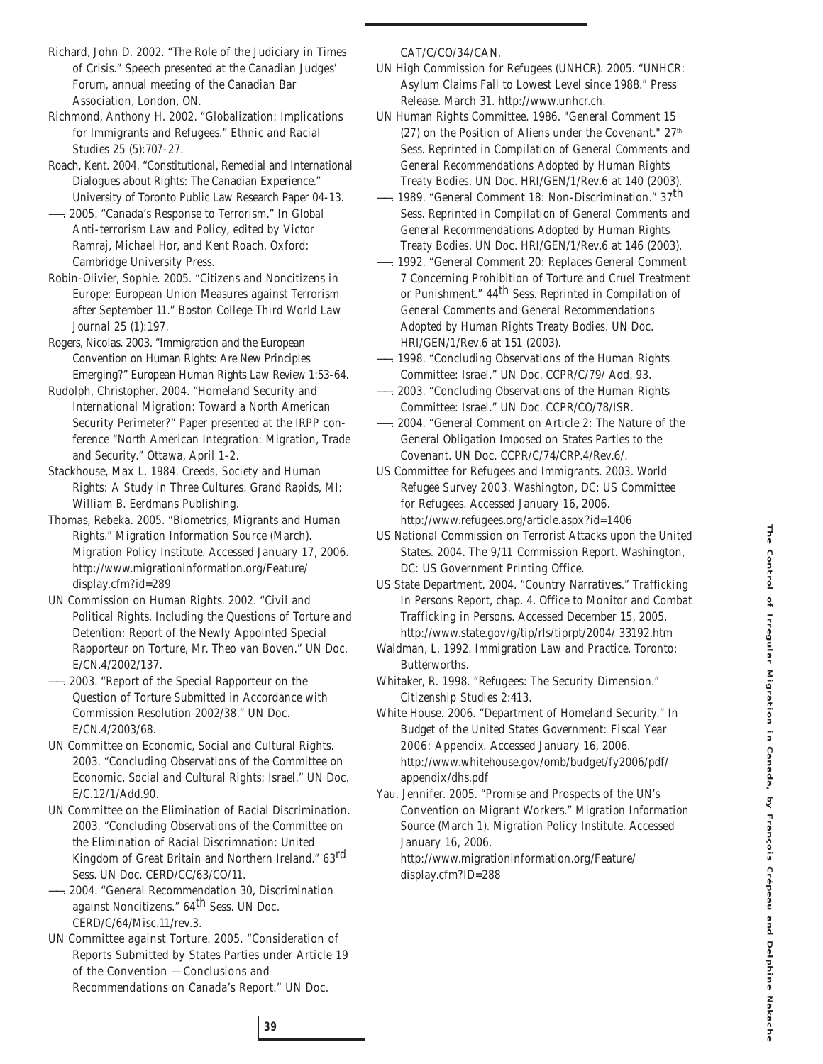Richard, John D. 2002. "The Role of the Judiciary in Times of Crisis." Speech presented at the Canadian Judges' Forum, annual meeting of the Canadian Bar Association, London, ON.

Richmond, Anthony H. 2002. "Globalization: Implications for Immigrants and Refugees." *Ethnic and Racial Studies* 25 (5):707-27.

Roach, Kent. 2004. "Constitutional, Remedial and International Dialogues about Rights: The Canadian Experience." University of Toronto Public Law Research Paper 04-13.

——. 2005. "Canada's Response to Terrorism." In *Global Anti-terrorism Law and Policy*, edited by Victor Ramraj, Michael Hor, and Kent Roach. Oxford: Cambridge University Press.

Robin-Olivier, Sophie. 2005. "Citizens and Noncitizens in Europe: European Union Measures against Terrorism after September 11." *Boston College Third World Law Journal* 25 (1):197.

Rogers, Nicolas. 2003. "Immigration and the European Convention on Human Rights: Are New Principles Emerging?" *European Human Rights Law Review* 1:53-64.

Rudolph, Christopher. 2004. "Homeland Security and International Migration: Toward a North American Security Perimeter?" Paper presented at the IRPP conference "North American Integration: Migration, Trade and Security." Ottawa, April 1-2.

Stackhouse, Max L. 1984. *Creeds, Society and Human Rights: A Study in Three Cultures*. Grand Rapids, MI: William B. Eerdmans Publishing.

Thomas, Rebeka. 2005. "Biometrics, Migrants and Human Rights." *Migration Information Source* (March). Migration Policy Institute. Accessed January 17, 2006. http://www.migrationinformation.org/Feature/display.cfm?id=289

UN Commission on Human Rights. 2002. "Civil and Political Rights, Including the Questions of Torture and Detention: Report of the Newly Appointed Special Rapporteur on Torture, Mr. Theo van Boven." UN Doc. E/CN.4/2002/137.

——. 2003. "Report of the Special Rapporteur on the Question of Torture Submitted in Accordance with Commission Resolution 2002/38." UN Doc. E/CN.4/2003/68.

UN Committee on Economic, Social and Cultural Rights. 2003. "Concluding Observations of the Committee on Economic, Social and Cultural Rights: Israel." UN Doc. E/C.12/1/Add.90.

UN Committee on the Elimination of Racial Discrimination. 2003. "Concluding Observations of the Committee on the Elimination of Racial Discrimnation: United Kingdom of Great Britain and Northern Ireland." 63rd Sess. UN Doc. CERD/CC/63/CO/11.

——. 2004. "General Recommendation 30, Discrimination against Noncitizens." 64th Sess. UN Doc. CERD/C/64/Misc.11/rev.3.

UN Committee against Torture. 2005. "Consideration of Reports Submitted by States Parties under Article 19 of the Convention — Conclusions and Recommendations on Canada's Report." UN Doc. CAT/C/CO/34/CAN.

UN High Commission for Refugees (UNHCR). 2005. "UNHCR: Asylum Claims Fall to Lowest Level since 1988." Press Release. March 31. http://www.unhcr.ch.

UN Human Rights Committee. 1986. "General Comment 15 (27) on the Position of Aliens under the Covenant." 27th Sess. Reprinted in *Compilation of General Comments and General Recommendations Adopted by Human Rights Treaty Bodies*. UN Doc. HRI/GEN/1/Rev.6 at 140 (2003).

——. 1989. "General Comment 18: Non-Discrimination." 37th Sess. Reprinted in *Compilation of General Comments and General Recommendations Adopted by Human Rights Treaty Bodies*. UN Doc. HRI/GEN/1/Rev.6 at 146 (2003).

——. 1992. "General Comment 20: Replaces General Comment 7 Concerning Prohibition of Torture and Cruel Treatment or Punishment." 44th Sess. Reprinted in *Compilation of General Comments and General Recommendations Adopted by Human Rights Treaty Bodies*. UN Doc. HRI/GEN/1/Rev.6 at 151 (2003).

——. 1998. "Concluding Observations of the Human Rights Committee: Israel." UN Doc. CCPR/C/79/ Add. 93.

——. 2003. "Concluding Observations of the Human Rights Committee: Israel." UN Doc. CCPR/CO/78/ISR.

——. 2004. "General Comment on Article 2: The Nature of the General Obligation Imposed on States Parties to the Covenant. UN Doc. CCPR/C/74/CRP.4/Rev.6/.

US Committee for Refugees and Immigrants. 2003. *World Refugee Survey 2003*. Washington, DC: US Committee for Refugees. Accessed January 16, 2006. http://www.refugees.org/article.aspx?id=1406

US National Commission on Terrorist Attacks upon the United States. 2004. *The 9/11 Commission Report*. Washington, DC: US Government Printing Office.

US State Department. 2004. "Country Narratives." *Trafficking In Persons Report*, chap. 4. Office to Monitor and Combat Trafficking in Persons. Accessed December 15, 2005. http://www.state.gov/g/tip/rls/tiprpt/2004/ 33192.htm

Waldman, L. 1992. *Immigration Law and Practice*. Toronto: Butterworths.

Whitaker, R. 1998. "Refugees: The Security Dimension." *Citizenship Studies* 2:413.

White House. 2006. "Department of Homeland Security." In *Budget of the United States Government: Fiscal Year 2006: Appendix*. Accessed January 16, 2006. http://www.whitehouse.gov/omb/budget/fy2006/pdf/appendix/dhs.pdf

Yau, Jennifer. 2005. "Promise and Prospects of the UN's Convention on Migrant Workers." *Migration Information Source* (March 1). Migration Policy Institute. Accessed January 16, 2006. http://www.migrationinformation.org/Feature/display.cfm?ID=288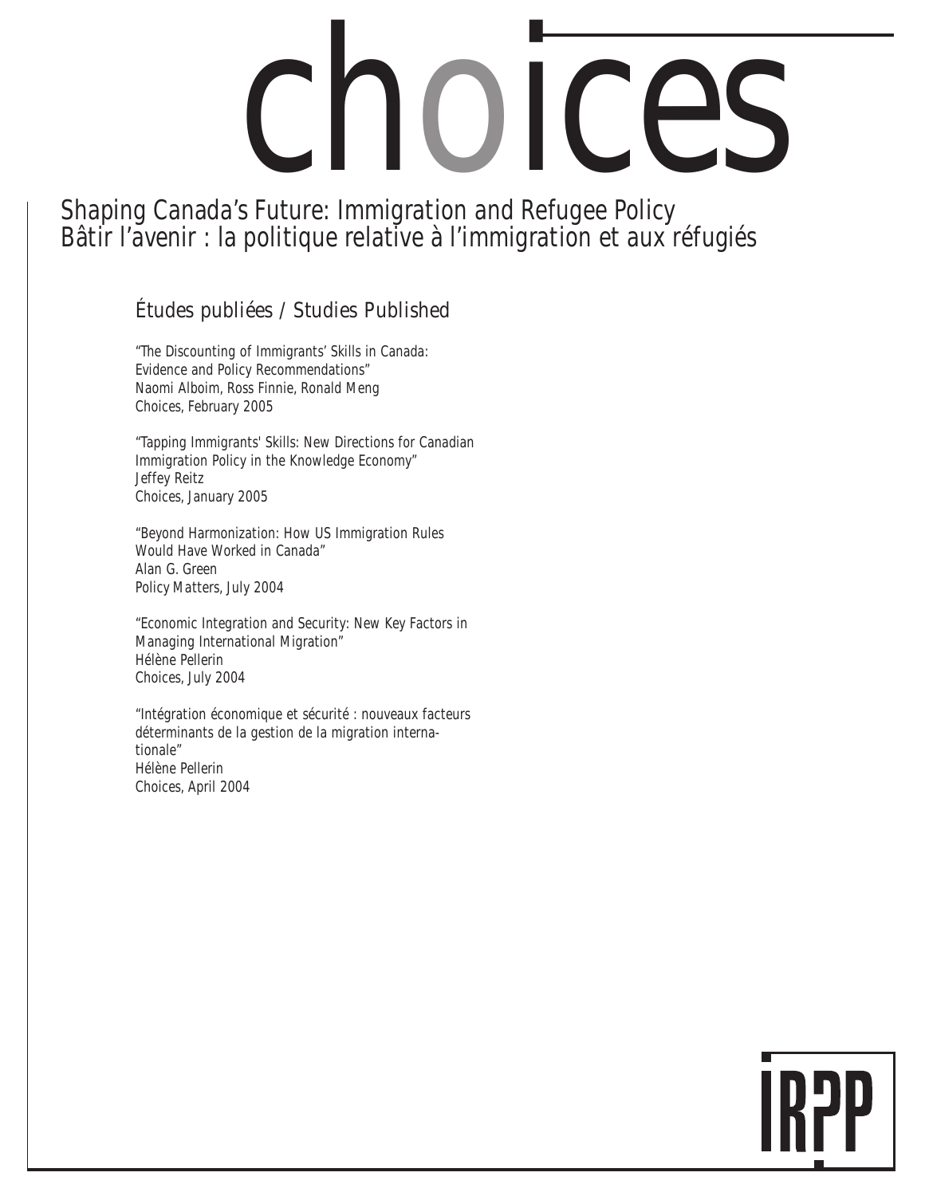# choices

## Shaping Canada's Future: Immigration and Refugee Policy
## Bâtir l'avenir : la politique relative à l'immigration et aux réfugiés

### Études publiées / Studies Published

"The Discounting of Immigrants' Skills in Canada: Evidence and Policy Recommendations"
Naomi Alboim, Ross Finnie, Ronald Meng
Choices, February 2005

"Tapping Immigrants' Skills: New Directions for Canadian Immigration Policy in the Knowledge Economy"
Jeffey Reitz
Choices, January 2005

"Beyond Harmonization: How US Immigration Rules Would Have Worked in Canada"
Alan G. Green
Policy Matters, July 2004

"Economic Integration and Security: New Key Factors in Managing International Migration"
Hélène Pellerin
Choices, July 2004

"Intégration économique et sécurité : nouveaux facteurs déterminants de la gestion de la migration internationale"
Hélène Pellerin
Choices, April 2004

IRPP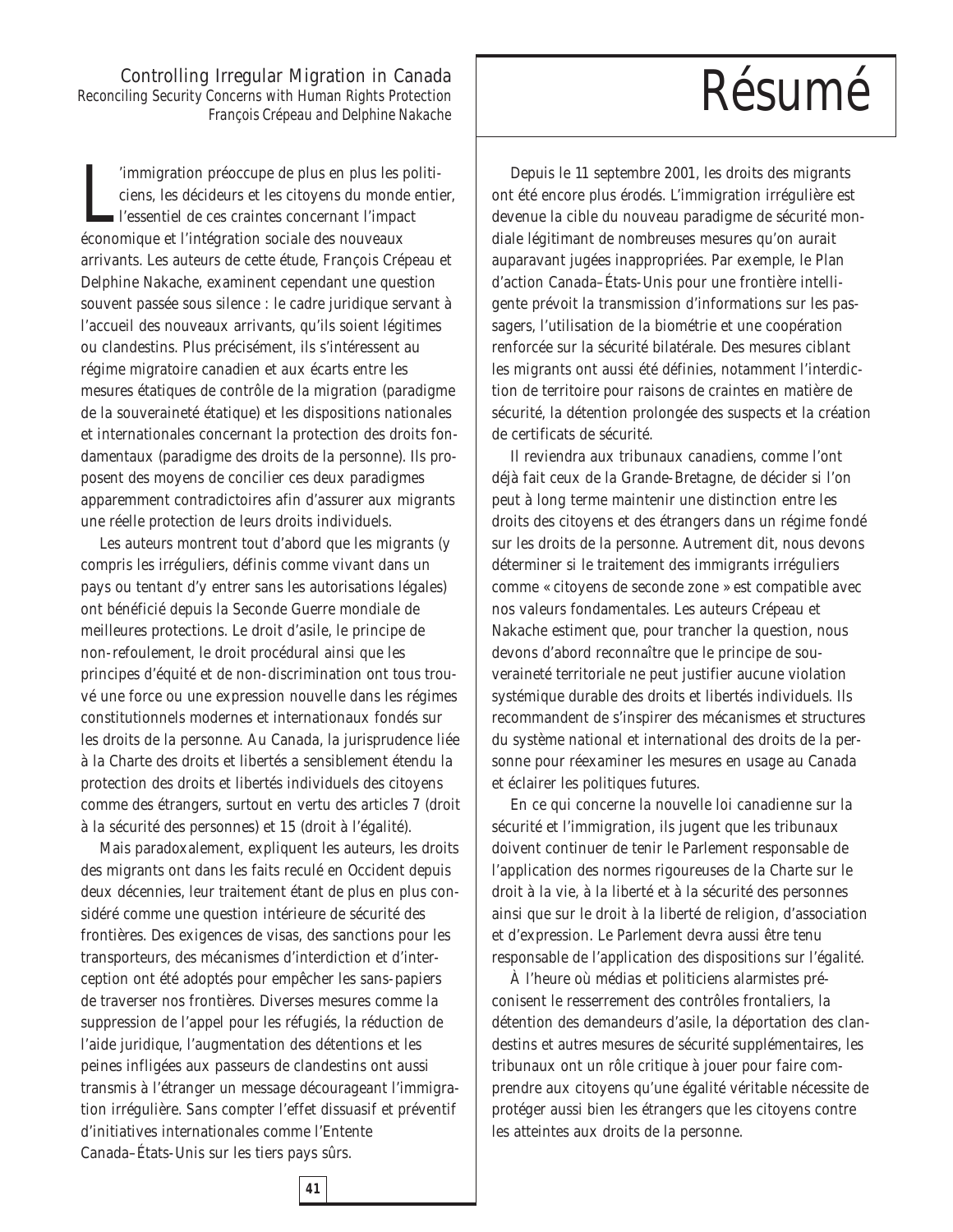Controlling Irregular Migration in Canada
*Reconciling Security Concerns with Human Rights Protection*
*François Crépeau and Delphine Nakache*

# Résumé

L'immigration préoccupe de plus en plus les politiciens, les décideurs et les citoyens du monde entier, l'essentiel de ces craintes concernant l'impact économique et l'intégration sociale des nouveaux arrivants. Les auteurs de cette étude, François Crépeau et Delphine Nakache, examinent cependant une question souvent passée sous silence : le cadre juridique servant à l'accueil des nouveaux arrivants, qu'ils soient légitimes ou clandestins. Plus précisément, ils s'intéressent au régime migratoire canadien et aux écarts entre les mesures étatiques de contrôle de la migration (paradigme de la souveraineté étatique) et les dispositions nationales et internationales concernant la protection des droits fondamentaux (paradigme des droits de la personne). Ils proposent des moyens de concilier ces deux paradigmes apparemment contradictoires afin d'assurer aux migrants une réelle protection de leurs droits individuels.

Les auteurs montrent tout d'abord que les migrants (y compris les irréguliers, définis comme vivant dans un pays ou tentant d'y entrer sans les autorisations légales) ont bénéficié depuis la Seconde Guerre mondiale de meilleures protections. Le droit d'asile, le principe de non-refoulement, le droit procédural ainsi que les principes d'équité et de non-discrimination ont tous trouvé une force ou une expression nouvelle dans les régimes constitutionnels modernes et internationaux fondés sur les droits de la personne. Au Canada, la jurisprudence liée à la Charte des droits et libertés a sensiblement étendu la protection des droits et libertés individuels des citoyens comme des étrangers, surtout en vertu des articles 7 (droit à la sécurité des personnes) et 15 (droit à l'égalité).

Mais paradoxalement, expliquent les auteurs, les droits des migrants ont dans les faits reculé en Occident depuis deux décennies, leur traitement étant de plus en plus considéré comme une question intérieure de sécurité des frontières. Des exigences de visas, des sanctions pour les transporteurs, des mécanismes d'interdiction et d'interception ont été adoptés pour empêcher les sans-papiers de traverser nos frontières. Diverses mesures comme la suppression de l'appel pour les réfugiés, la réduction de l'aide juridique, l'augmentation des détentions et les peines infligées aux passeurs de clandestins ont aussi transmis à l'étranger un message décourageant l'immigration irrégulière. Sans compter l'effet dissuasif et préventif d'initiatives internationales comme l'Entente Canada–États-Unis sur les tiers pays sûrs.

Depuis le 11 septembre 2001, les droits des migrants ont été encore plus érodés. L'immigration irrégulière est devenue la cible du nouveau paradigme de sécurité mondiale légitimant de nombreuses mesures qu'on aurait auparavant jugées inappropriées. Par exemple, le Plan d'action Canada–États-Unis pour une frontière intelligente prévoit la transmission d'informations sur les passagers, l'utilisation de la biométrie et une coopération renforcée sur la sécurité bilatérale. Des mesures ciblant les migrants ont aussi été définies, notamment l'interdiction de territoire pour raisons de craintes en matière de sécurité, la détention prolongée des suspects et la création de certificats de sécurité.

Il reviendra aux tribunaux canadiens, comme l'ont déjà fait ceux de la Grande-Bretagne, de décider si l'on peut à long terme maintenir une distinction entre les droits des citoyens et des étrangers dans un régime fondé sur les droits de la personne. Autrement dit, nous devons déterminer si le traitement des immigrants irréguliers comme « citoyens de seconde zone » est compatible avec nos valeurs fondamentales. Les auteurs Crépeau et Nakache estiment que, pour trancher la question, nous devons d'abord reconnaître que le principe de souveraineté territoriale ne peut justifier aucune violation systémique durable des droits et libertés individuels. Ils recommandent de s'inspirer des mécanismes et structures du système national et international des droits de la personne pour réexaminer les mesures en usage au Canada et éclairer les politiques futures.

En ce qui concerne la nouvelle loi canadienne sur la sécurité et l'immigration, ils jugent que les tribunaux doivent continuer de tenir le Parlement responsable de l'application des normes rigoureuses de la Charte sur le droit à la vie, à la liberté et à la sécurité des personnes ainsi que sur le droit à la liberté de religion, d'association et d'expression. Le Parlement devra aussi être tenu responsable de l'application des dispositions sur l'égalité.

À l'heure où médias et politiciens alarmistes préconisent le resserrement des contrôles frontaliers, la détention des demandeurs d'asile, la déportation des clandestins et autres mesures de sécurité supplémentaires, les tribunaux ont un rôle critique à jouer pour faire comprendre aux citoyens qu'une égalité véritable nécessite de protéger aussi bien les étrangers que les citoyens contre les atteintes aux droits de la personne.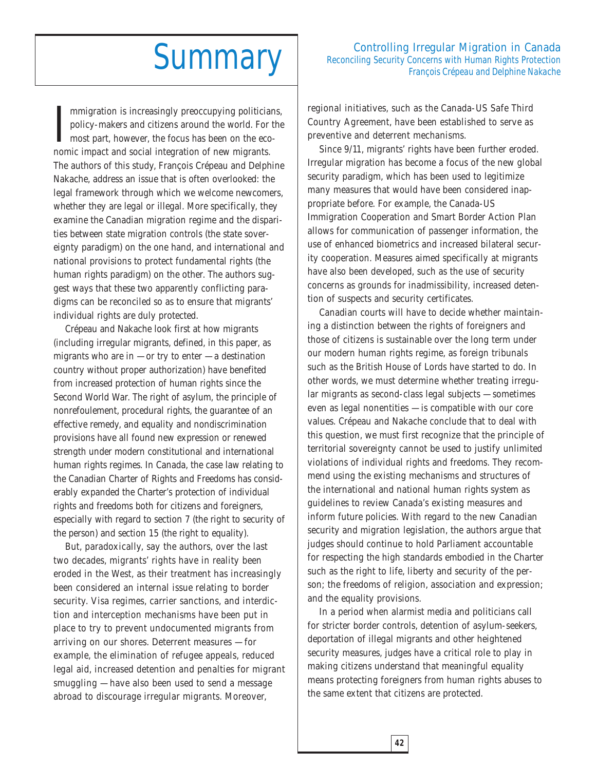# Summary

Controlling Irregular Migration in Canada
Reconciling Security Concerns with Human Rights Protection
François Crépeau and Delphine Nakache

Immigration is increasingly preoccupying politicians, policy-makers and citizens around the world. For the most part, however, the focus has been on the economic impact and social integration of new migrants. The authors of this study, François Crépeau and Delphine Nakache, address an issue that is often overlooked: the legal framework through which we welcome newcomers, whether they are legal or illegal. More specifically, they examine the Canadian migration regime and the disparities between state migration controls (the state sovereignty paradigm) on the one hand, and international and national provisions to protect fundamental rights (the human rights paradigm) on the other. The authors suggest ways that these two apparently conflicting paradigms can be reconciled so as to ensure that migrants' individual rights are duly protected.

Crépeau and Nakache look first at how migrants (including irregular migrants, defined, in this paper, as migrants who are in — or try to enter — a destination country without proper authorization) have benefited from increased protection of human rights since the Second World War. The right of asylum, the principle of nonrefoulement, procedural rights, the guarantee of an effective remedy, and equality and nondiscrimination provisions have all found new expression or renewed strength under modern constitutional and international human rights regimes. In Canada, the case law relating to the Canadian Charter of Rights and Freedoms has considerably expanded the Charter's protection of individual rights and freedoms both for citizens and foreigners, especially with regard to section 7 (the right to security of the person) and section 15 (the right to equality).

But, paradoxically, say the authors, over the last two decades, migrants' rights have in reality been eroded in the West, as their treatment has increasingly been considered an internal issue relating to border security. Visa regimes, carrier sanctions, and interdiction and interception mechanisms have been put in place to try to prevent undocumented migrants from arriving on our shores. Deterrent measures — for example, the elimination of refugee appeals, reduced legal aid, increased detention and penalties for migrant smuggling — have also been used to send a message abroad to discourage irregular migrants. Moreover, regional initiatives, such as the Canada-US Safe Third Country Agreement, have been established to serve as preventive and deterrent mechanisms.

Since 9/11, migrants' rights have been further eroded. Irregular migration has become a focus of the new global security paradigm, which has been used to legitimize many measures that would have been considered inappropriate before. For example, the Canada-US Immigration Cooperation and Smart Border Action Plan allows for communication of passenger information, the use of enhanced biometrics and increased bilateral security cooperation. Measures aimed specifically at migrants have also been developed, such as the use of security concerns as grounds for inadmissibility, increased detention of suspects and security certificates.

Canadian courts will have to decide whether maintaining a distinction between the rights of foreigners and those of citizens is sustainable over the long term under our modern human rights regime, as foreign tribunals such as the British House of Lords have started to do. In other words, we must determine whether treating irregular migrants as second-class legal subjects — sometimes even as legal nonentities — is compatible with our core values. Crépeau and Nakache conclude that to deal with this question, we must first recognize that the principle of territorial sovereignty cannot be used to justify unlimited violations of individual rights and freedoms. They recommend using the existing mechanisms and structures of the international and national human rights system as guidelines to review Canada's existing measures and inform future policies. With regard to the new Canadian security and migration legislation, the authors argue that judges should continue to hold Parliament accountable for respecting the high standards embodied in the Charter such as the right to life, liberty and security of the person; the freedoms of religion, association and expression; and the equality provisions.

In a period when alarmist media and politicians call for stricter border controls, detention of asylum-seekers, deportation of illegal migrants and other heightened security measures, judges have a critical role to play in making citizens understand that meaningful equality means protecting foreigners from human rights abuses to the same extent that citizens are protected.